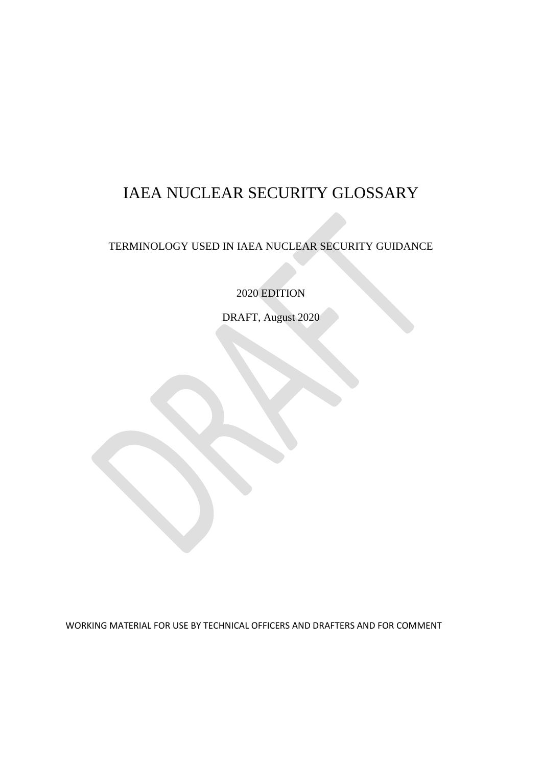# IAEA NUCLEAR SECURITY GLOSSARY

TERMINOLOGY USED IN IAEA NUCLEAR SECURITY GUIDANCE

2020 EDITION

DRAFT, August 2020

WORKING MATERIAL FOR USE BY TECHNICAL OFFICERS AND DRAFTERS AND FOR COMMENT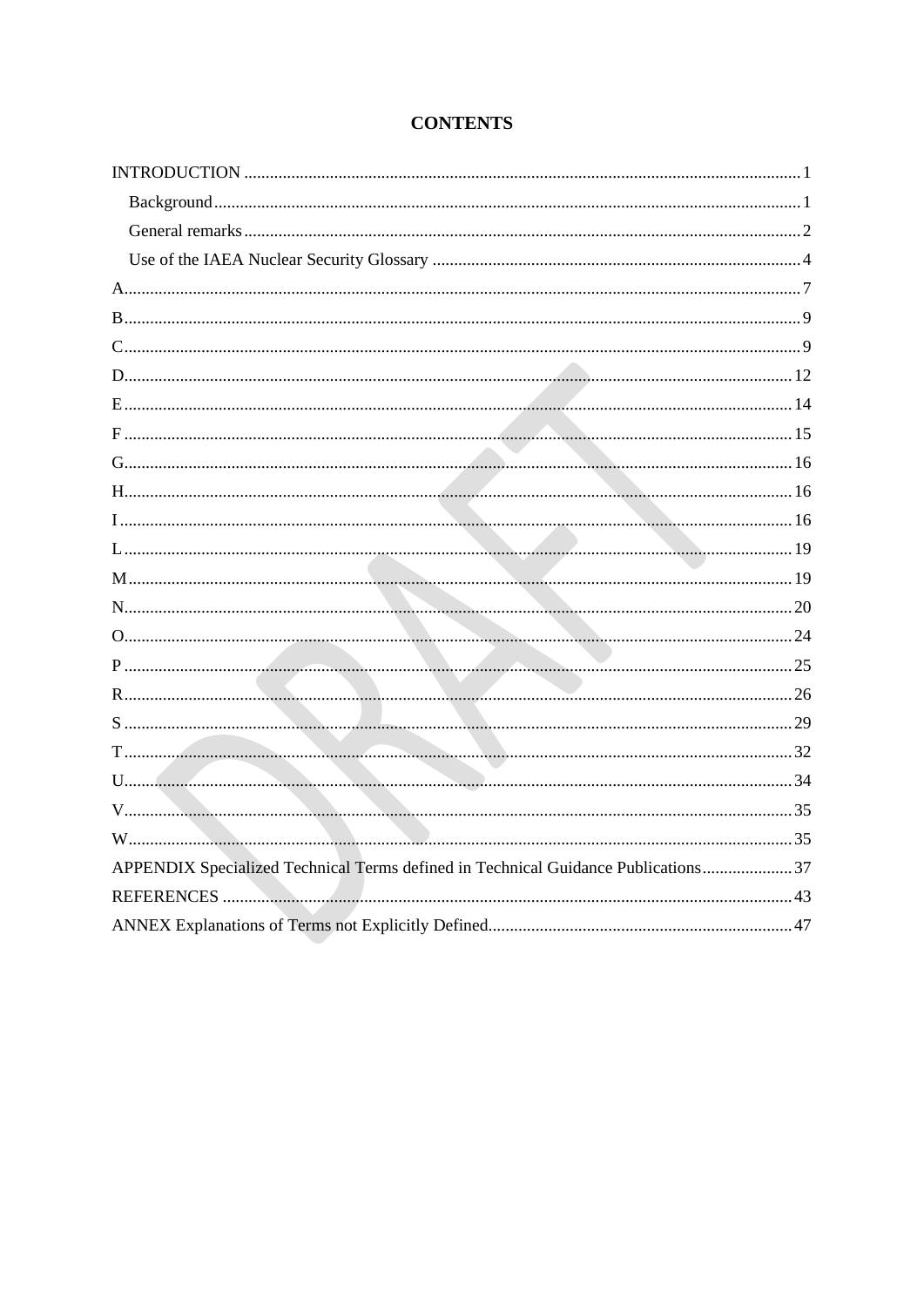# CONTENTS

INTRODUCTION .......... 1

- Background .......... 1
- General remarks .......... 2
- Use of the IAEA Nuclear Security Glossary .......... 4

A .......... 7

B .......... 9

C .......... 9

D .......... 12

E .......... 14

F .......... 15

G .......... 16

H .......... 16

I .......... 16

L .......... 19

M .......... 19

N .......... 20

O .......... 24

P .......... 25

R .......... 26

S .......... 29

T .......... 32

U .......... 34

V .......... 35

W .......... 35

APPENDIX Specialized Technical Terms defined in Technical Guidance Publications .......... 37

REFERENCES .......... 43

ANNEX Explanations of Terms not Explicitly Defined .......... 47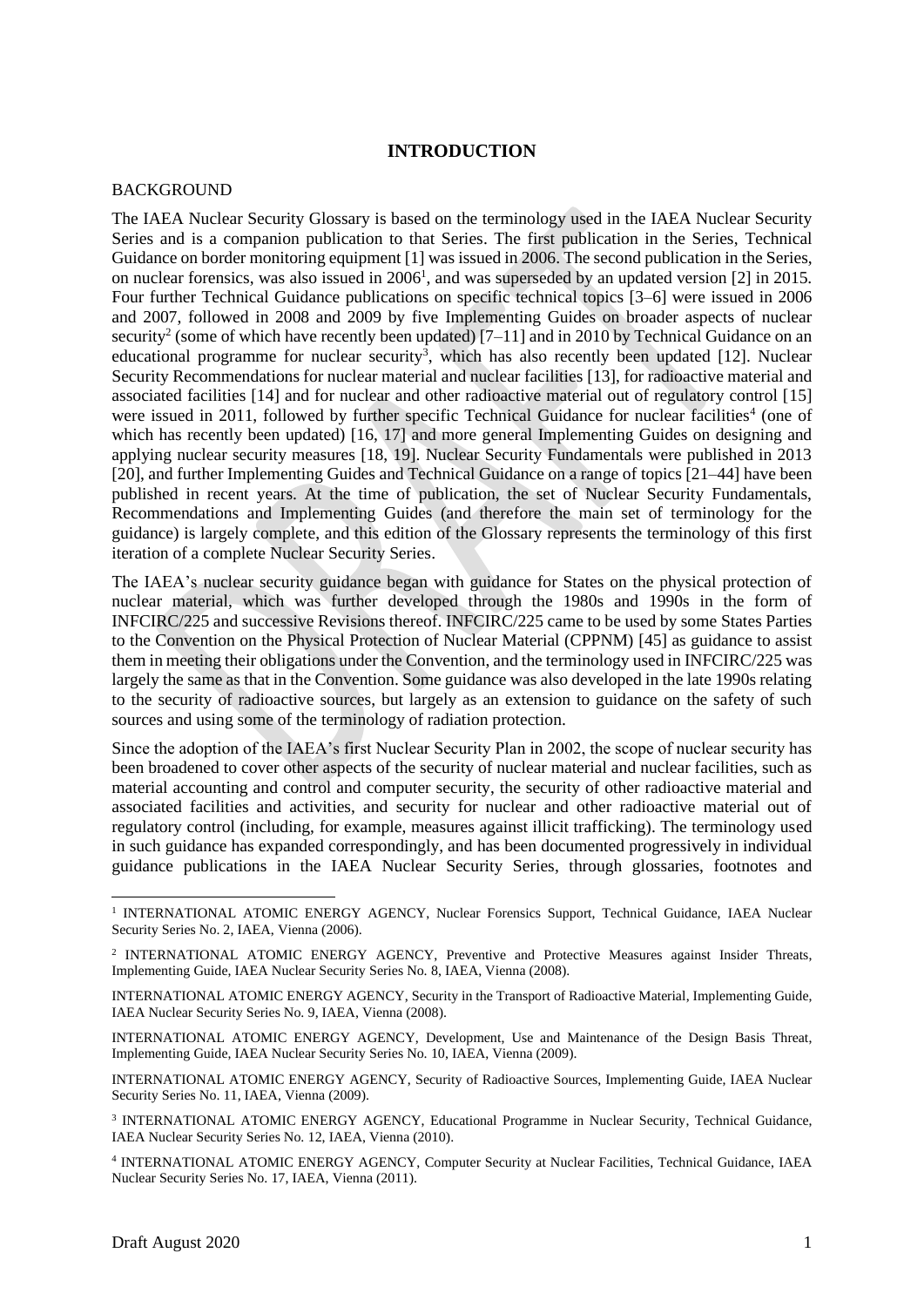# INTRODUCTION

## BACKGROUND

The IAEA Nuclear Security Glossary is based on the terminology used in the IAEA Nuclear Security Series and is a companion publication to that Series. The first publication in the Series, Technical Guidance on border monitoring equipment [1] was issued in 2006. The second publication in the Series, on nuclear forensics, was also issued in 2006[1], and was superseded by an updated version [2] in 2015. Four further Technical Guidance publications on specific technical topics [3–6] were issued in 2006 and 2007, followed in 2008 and 2009 by five Implementing Guides on broader aspects of nuclear security[2] (some of which have recently been updated) [7–11] and in 2010 by Technical Guidance on an educational programme for nuclear security[3], which has also recently been updated [12]. Nuclear Security Recommendations for nuclear material and nuclear facilities [13], for radioactive material and associated facilities [14] and for nuclear and other radioactive material out of regulatory control [15] were issued in 2011, followed by further specific Technical Guidance for nuclear facilities[4] (one of which has recently been updated) [16, 17] and more general Implementing Guides on designing and applying nuclear security measures [18, 19]. Nuclear Security Fundamentals were published in 2013 [20], and further Implementing Guides and Technical Guidance on a range of topics [21–44] have been published in recent years. At the time of publication, the set of Nuclear Security Fundamentals, Recommendations and Implementing Guides (and therefore the main set of terminology for the guidance) is largely complete, and this edition of the Glossary represents the terminology of this first iteration of a complete Nuclear Security Series.

The IAEA's nuclear security guidance began with guidance for States on the physical protection of nuclear material, which was further developed through the 1980s and 1990s in the form of INFCIRC/225 and successive Revisions thereof. INFCIRC/225 came to be used by some States Parties to the Convention on the Physical Protection of Nuclear Material (CPPNM) [45] as guidance to assist them in meeting their obligations under the Convention, and the terminology used in INFCIRC/225 was largely the same as that in the Convention. Some guidance was also developed in the late 1990s relating to the security of radioactive sources, but largely as an extension to guidance on the safety of such sources and using some of the terminology of radiation protection.

Since the adoption of the IAEA's first Nuclear Security Plan in 2002, the scope of nuclear security has been broadened to cover other aspects of the security of nuclear material and nuclear facilities, such as material accounting and control and computer security, the security of other radioactive material and associated facilities and activities, and security for nuclear and other radioactive material out of regulatory control (including, for example, measures against illicit trafficking). The terminology used in such guidance has expanded correspondingly, and has been documented progressively in individual guidance publications in the IAEA Nuclear Security Series, through glossaries, footnotes and

---

[1] INTERNATIONAL ATOMIC ENERGY AGENCY, Nuclear Forensics Support, Technical Guidance, IAEA Nuclear Security Series No. 2, IAEA, Vienna (2006).

[2] INTERNATIONAL ATOMIC ENERGY AGENCY, Preventive and Protective Measures against Insider Threats, Implementing Guide, IAEA Nuclear Security Series No. 8, IAEA, Vienna (2008).

INTERNATIONAL ATOMIC ENERGY AGENCY, Security in the Transport of Radioactive Material, Implementing Guide, IAEA Nuclear Security Series No. 9, IAEA, Vienna (2008).

INTERNATIONAL ATOMIC ENERGY AGENCY, Development, Use and Maintenance of the Design Basis Threat, Implementing Guide, IAEA Nuclear Security Series No. 10, IAEA, Vienna (2009).

INTERNATIONAL ATOMIC ENERGY AGENCY, Security of Radioactive Sources, Implementing Guide, IAEA Nuclear Security Series No. 11, IAEA, Vienna (2009).

[3] INTERNATIONAL ATOMIC ENERGY AGENCY, Educational Programme in Nuclear Security, Technical Guidance, IAEA Nuclear Security Series No. 12, IAEA, Vienna (2010).

[4] INTERNATIONAL ATOMIC ENERGY AGENCY, Computer Security at Nuclear Facilities, Technical Guidance, IAEA Nuclear Security Series No. 17, IAEA, Vienna (2011).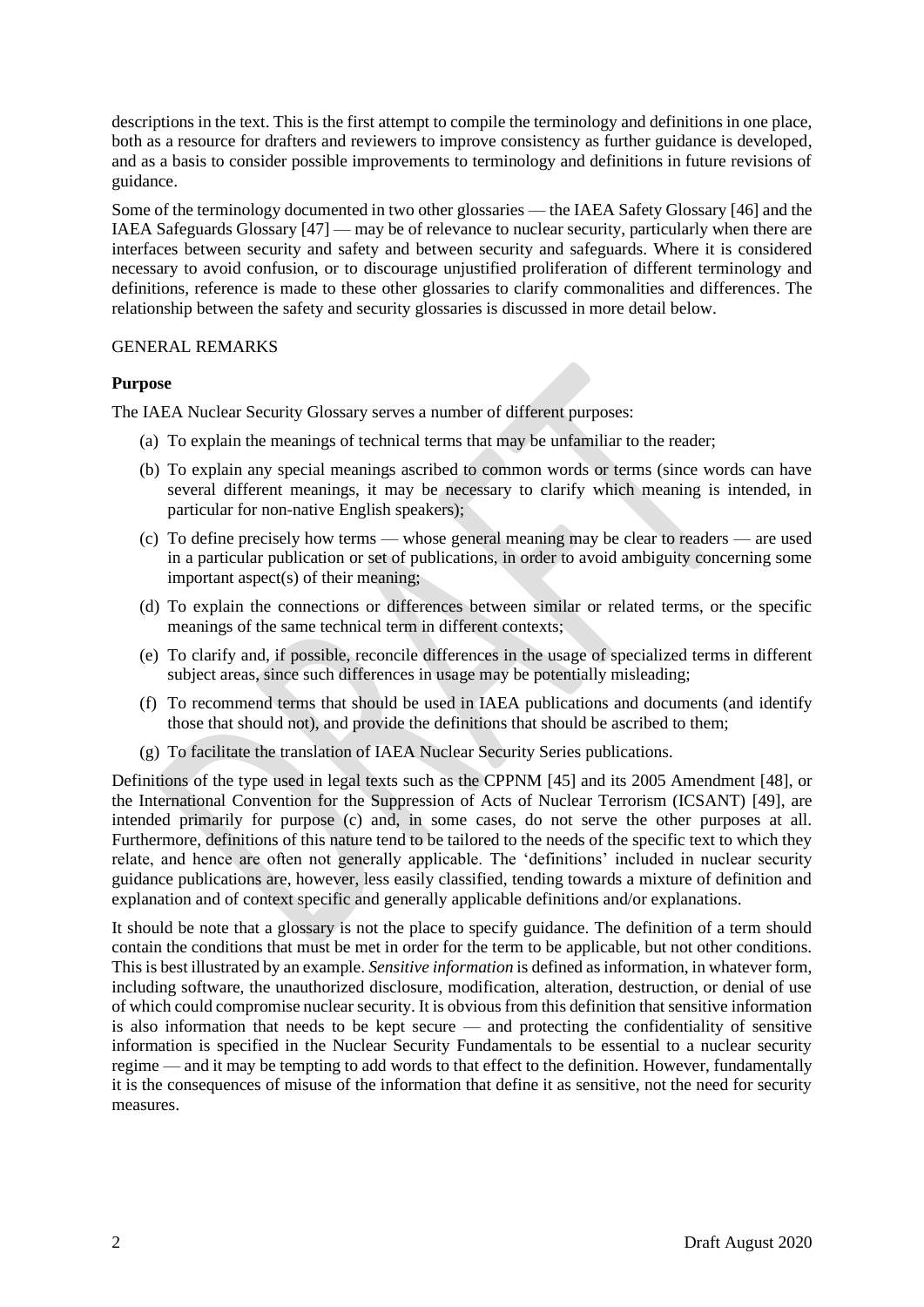descriptions in the text. This is the first attempt to compile the terminology and definitions in one place, both as a resource for drafters and reviewers to improve consistency as further guidance is developed, and as a basis to consider possible improvements to terminology and definitions in future revisions of guidance.

Some of the terminology documented in two other glossaries — the IAEA Safety Glossary [46] and the IAEA Safeguards Glossary [47] — may be of relevance to nuclear security, particularly when there are interfaces between security and safety and between security and safeguards. Where it is considered necessary to avoid confusion, or to discourage unjustified proliferation of different terminology and definitions, reference is made to these other glossaries to clarify commonalities and differences. The relationship between the safety and security glossaries is discussed in more detail below.

## GENERAL REMARKS

### Purpose

The IAEA Nuclear Security Glossary serves a number of different purposes:

(a) To explain the meanings of technical terms that may be unfamiliar to the reader;

(b) To explain any special meanings ascribed to common words or terms (since words can have several different meanings, it may be necessary to clarify which meaning is intended, in particular for non-native English speakers);

(c) To define precisely how terms — whose general meaning may be clear to readers — are used in a particular publication or set of publications, in order to avoid ambiguity concerning some important aspect(s) of their meaning;

(d) To explain the connections or differences between similar or related terms, or the specific meanings of the same technical term in different contexts;

(e) To clarify and, if possible, reconcile differences in the usage of specialized terms in different subject areas, since such differences in usage may be potentially misleading;

(f) To recommend terms that should be used in IAEA publications and documents (and identify those that should not), and provide the definitions that should be ascribed to them;

(g) To facilitate the translation of IAEA Nuclear Security Series publications.

Definitions of the type used in legal texts such as the CPPNM [45] and its 2005 Amendment [48], or the International Convention for the Suppression of Acts of Nuclear Terrorism (ICSANT) [49], are intended primarily for purpose (c) and, in some cases, do not serve the other purposes at all. Furthermore, definitions of this nature tend to be tailored to the needs of the specific text to which they relate, and hence are often not generally applicable. The 'definitions' included in nuclear security guidance publications are, however, less easily classified, tending towards a mixture of definition and explanation and of context specific and generally applicable definitions and/or explanations.

It should be note that a glossary is not the place to specify guidance. The definition of a term should contain the conditions that must be met in order for the term to be applicable, but not other conditions. This is best illustrated by an example. *Sensitive information* is defined as information, in whatever form, including software, the unauthorized disclosure, modification, alteration, destruction, or denial of use of which could compromise nuclear security. It is obvious from this definition that sensitive information is also information that needs to be kept secure — and protecting the confidentiality of sensitive information is specified in the Nuclear Security Fundamentals to be essential to a nuclear security regime — and it may be tempting to add words to that effect to the definition. However, fundamentally it is the consequences of misuse of the information that define it as sensitive, not the need for security measures.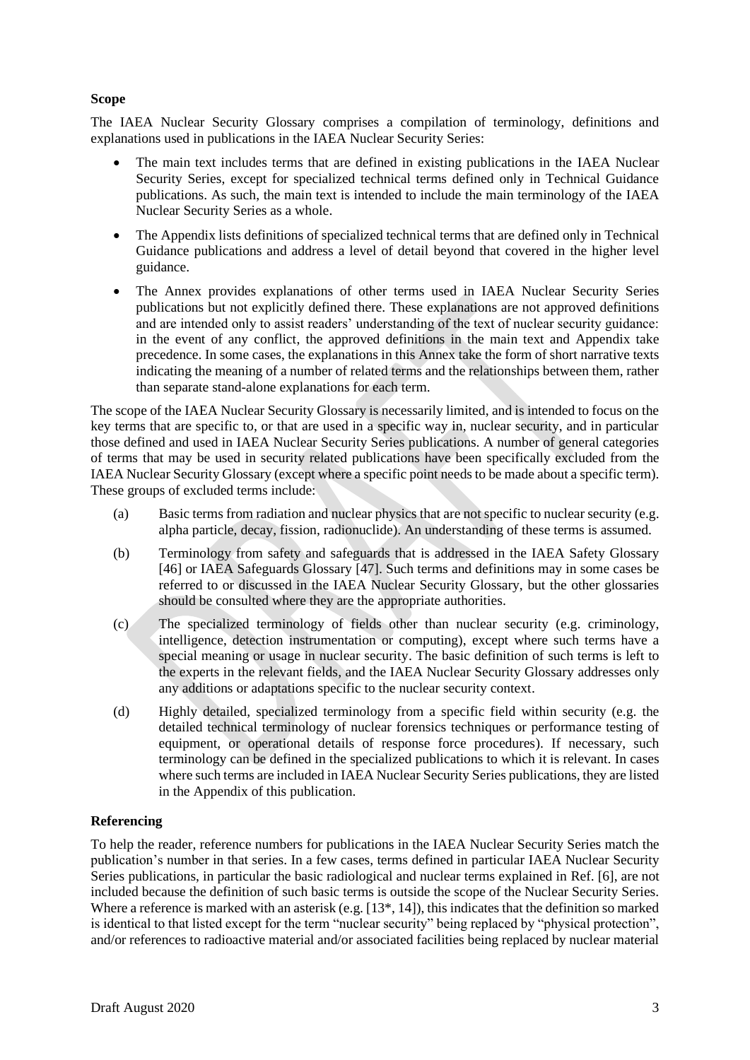**Scope**

The IAEA Nuclear Security Glossary comprises a compilation of terminology, definitions and explanations used in publications in the IAEA Nuclear Security Series:

- The main text includes terms that are defined in existing publications in the IAEA Nuclear Security Series, except for specialized technical terms defined only in Technical Guidance publications. As such, the main text is intended to include the main terminology of the IAEA Nuclear Security Series as a whole.
- The Appendix lists definitions of specialized technical terms that are defined only in Technical Guidance publications and address a level of detail beyond that covered in the higher level guidance.
- The Annex provides explanations of other terms used in IAEA Nuclear Security Series publications but not explicitly defined there. These explanations are not approved definitions and are intended only to assist readers' understanding of the text of nuclear security guidance: in the event of any conflict, the approved definitions in the main text and Appendix take precedence. In some cases, the explanations in this Annex take the form of short narrative texts indicating the meaning of a number of related terms and the relationships between them, rather than separate stand-alone explanations for each term.

The scope of the IAEA Nuclear Security Glossary is necessarily limited, and is intended to focus on the key terms that are specific to, or that are used in a specific way in, nuclear security, and in particular those defined and used in IAEA Nuclear Security Series publications. A number of general categories of terms that may be used in security related publications have been specifically excluded from the IAEA Nuclear Security Glossary (except where a specific point needs to be made about a specific term). These groups of excluded terms include:

(a) Basic terms from radiation and nuclear physics that are not specific to nuclear security (e.g. alpha particle, decay, fission, radionuclide). An understanding of these terms is assumed.

(b) Terminology from safety and safeguards that is addressed in the IAEA Safety Glossary [46] or IAEA Safeguards Glossary [47]. Such terms and definitions may in some cases be referred to or discussed in the IAEA Nuclear Security Glossary, but the other glossaries should be consulted where they are the appropriate authorities.

(c) The specialized terminology of fields other than nuclear security (e.g. criminology, intelligence, detection instrumentation or computing), except where such terms have a special meaning or usage in nuclear security. The basic definition of such terms is left to the experts in the relevant fields, and the IAEA Nuclear Security Glossary addresses only any additions or adaptations specific to the nuclear security context.

(d) Highly detailed, specialized terminology from a specific field within security (e.g. the detailed technical terminology of nuclear forensics techniques or performance testing of equipment, or operational details of response force procedures). If necessary, such terminology can be defined in the specialized publications to which it is relevant. In cases where such terms are included in IAEA Nuclear Security Series publications, they are listed in the Appendix of this publication.

**Referencing**

To help the reader, reference numbers for publications in the IAEA Nuclear Security Series match the publication's number in that series. In a few cases, terms defined in particular IAEA Nuclear Security Series publications, in particular the basic radiological and nuclear terms explained in Ref. [6], are not included because the definition of such basic terms is outside the scope of the Nuclear Security Series. Where a reference is marked with an asterisk (e.g. [13*, 14]), this indicates that the definition so marked is identical to that listed except for the term "nuclear security" being replaced by "physical protection", and/or references to radioactive material and/or associated facilities being replaced by nuclear material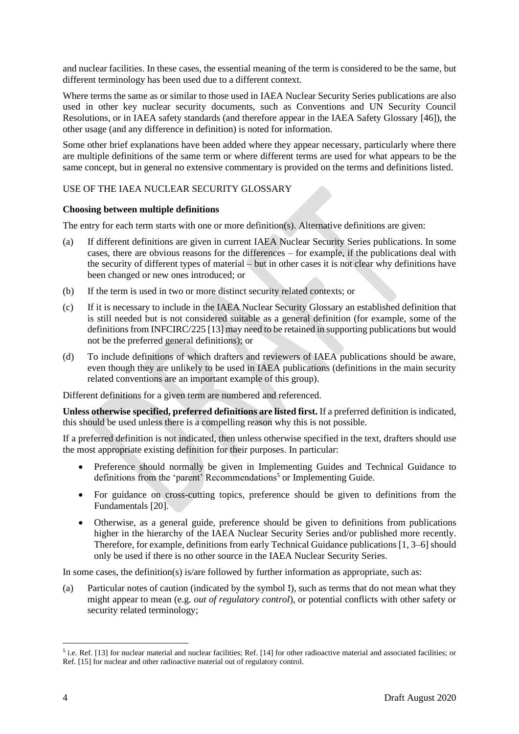and nuclear facilities. In these cases, the essential meaning of the term is considered to be the same, but different terminology has been used due to a different context.

Where terms the same as or similar to those used in IAEA Nuclear Security Series publications are also used in other key nuclear security documents, such as Conventions and UN Security Council Resolutions, or in IAEA safety standards (and therefore appear in the IAEA Safety Glossary [46]), the other usage (and any difference in definition) is noted for information.

Some other brief explanations have been added where they appear necessary, particularly where there are multiple definitions of the same term or where different terms are used for what appears to be the same concept, but in general no extensive commentary is provided on the terms and definitions listed.

## USE OF THE IAEA NUCLEAR SECURITY GLOSSARY

### Choosing between multiple definitions

The entry for each term starts with one or more definition(s). Alternative definitions are given:

(a) If different definitions are given in current IAEA Nuclear Security Series publications. In some cases, there are obvious reasons for the differences – for example, if the publications deal with the security of different types of material – but in other cases it is not clear why definitions have been changed or new ones introduced; or

(b) If the term is used in two or more distinct security related contexts; or

(c) If it is necessary to include in the IAEA Nuclear Security Glossary an established definition that is still needed but is not considered suitable as a general definition (for example, some of the definitions from INFCIRC/225 [13] may need to be retained in supporting publications but would not be the preferred general definitions); or

(d) To include definitions of which drafters and reviewers of IAEA publications should be aware, even though they are unlikely to be used in IAEA publications (definitions in the main security related conventions are an important example of this group).

Different definitions for a given term are numbered and referenced.

**Unless otherwise specified, preferred definitions are listed first.** If a preferred definition is indicated, this should be used unless there is a compelling reason why this is not possible.

If a preferred definition is not indicated, then unless otherwise specified in the text, drafters should use the most appropriate existing definition for their purposes. In particular:

- Preference should normally be given in Implementing Guides and Technical Guidance to definitions from the 'parent' Recommendations[5] or Implementing Guide.
- For guidance on cross-cutting topics, preference should be given to definitions from the Fundamentals [20].
- Otherwise, as a general guide, preference should be given to definitions from publications higher in the hierarchy of the IAEA Nuclear Security Series and/or published more recently. Therefore, for example, definitions from early Technical Guidance publications [1, 3–6] should only be used if there is no other source in the IAEA Nuclear Security Series.

In some cases, the definition(s) is/are followed by further information as appropriate, such as:

(a) Particular notes of caution (indicated by the symbol **!**), such as terms that do not mean what they might appear to mean (e.g. *out of regulatory control*), or potential conflicts with other safety or security related terminology;

[5] i.e. Ref. [13] for nuclear material and nuclear facilities; Ref. [14] for other radioactive material and associated facilities; or Ref. [15] for nuclear and other radioactive material out of regulatory control.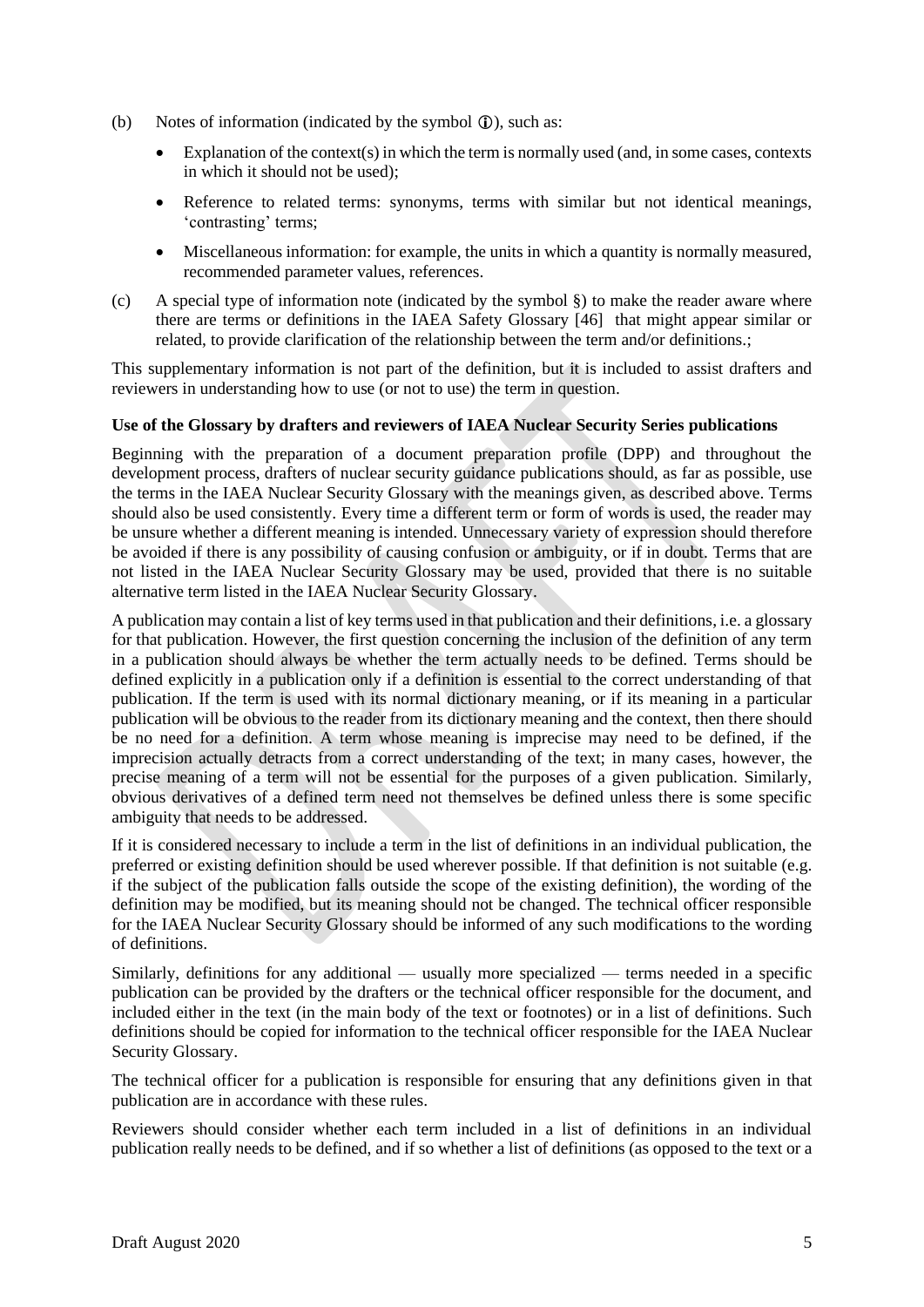(b) Notes of information (indicated by the symbol ⓘ), such as:

- Explanation of the context(s) in which the term is normally used (and, in some cases, contexts in which it should not be used);
- Reference to related terms: synonyms, terms with similar but not identical meanings, 'contrasting' terms;
- Miscellaneous information: for example, the units in which a quantity is normally measured, recommended parameter values, references.

(c) A special type of information note (indicated by the symbol §) to make the reader aware where there are terms or definitions in the IAEA Safety Glossary [46] that might appear similar or related, to provide clarification of the relationship between the term and/or definitions.;

This supplementary information is not part of the definition, but it is included to assist drafters and reviewers in understanding how to use (or not to use) the term in question.

**Use of the Glossary by drafters and reviewers of IAEA Nuclear Security Series publications**

Beginning with the preparation of a document preparation profile (DPP) and throughout the development process, drafters of nuclear security guidance publications should, as far as possible, use the terms in the IAEA Nuclear Security Glossary with the meanings given, as described above. Terms should also be used consistently. Every time a different term or form of words is used, the reader may be unsure whether a different meaning is intended. Unnecessary variety of expression should therefore be avoided if there is any possibility of causing confusion or ambiguity, or if in doubt. Terms that are not listed in the IAEA Nuclear Security Glossary may be used, provided that there is no suitable alternative term listed in the IAEA Nuclear Security Glossary.

A publication may contain a list of key terms used in that publication and their definitions, i.e. a glossary for that publication. However, the first question concerning the inclusion of the definition of any term in a publication should always be whether the term actually needs to be defined. Terms should be defined explicitly in a publication only if a definition is essential to the correct understanding of that publication. If the term is used with its normal dictionary meaning, or if its meaning in a particular publication will be obvious to the reader from its dictionary meaning and the context, then there should be no need for a definition. A term whose meaning is imprecise may need to be defined, if the imprecision actually detracts from a correct understanding of the text; in many cases, however, the precise meaning of a term will not be essential for the purposes of a given publication. Similarly, obvious derivatives of a defined term need not themselves be defined unless there is some specific ambiguity that needs to be addressed.

If it is considered necessary to include a term in the list of definitions in an individual publication, the preferred or existing definition should be used wherever possible. If that definition is not suitable (e.g. if the subject of the publication falls outside the scope of the existing definition), the wording of the definition may be modified, but its meaning should not be changed. The technical officer responsible for the IAEA Nuclear Security Glossary should be informed of any such modifications to the wording of definitions.

Similarly, definitions for any additional — usually more specialized — terms needed in a specific publication can be provided by the drafters or the technical officer responsible for the document, and included either in the text (in the main body of the text or footnotes) or in a list of definitions. Such definitions should be copied for information to the technical officer responsible for the IAEA Nuclear Security Glossary.

The technical officer for a publication is responsible for ensuring that any definitions given in that publication are in accordance with these rules.

Reviewers should consider whether each term included in a list of definitions in an individual publication really needs to be defined, and if so whether a list of definitions (as opposed to the text or a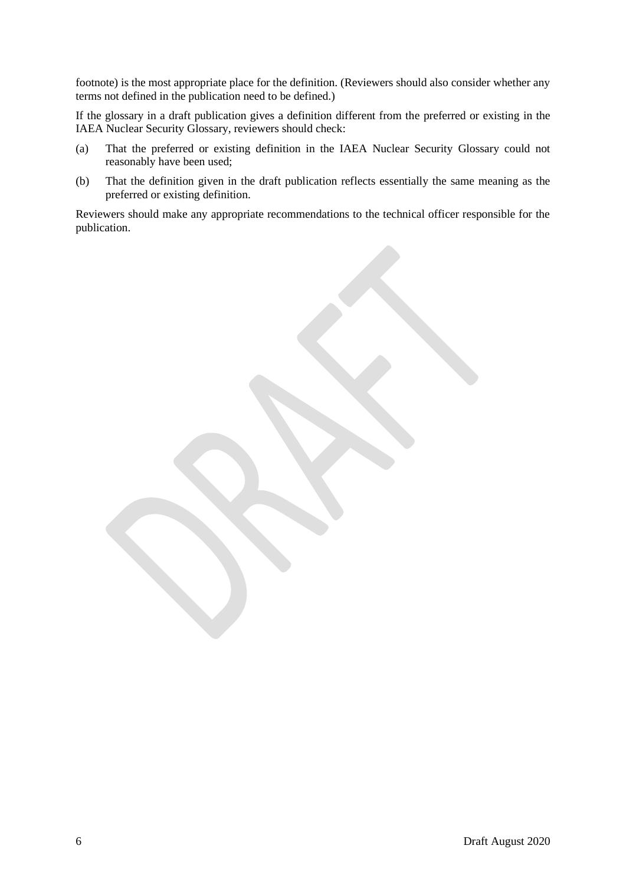footnote) is the most appropriate place for the definition. (Reviewers should also consider whether any terms not defined in the publication need to be defined.)

If the glossary in a draft publication gives a definition different from the preferred or existing in the IAEA Nuclear Security Glossary, reviewers should check:

(a) That the preferred or existing definition in the IAEA Nuclear Security Glossary could not reasonably have been used;

(b) That the definition given in the draft publication reflects essentially the same meaning as the preferred or existing definition.

Reviewers should make any appropriate recommendations to the technical officer responsible for the publication.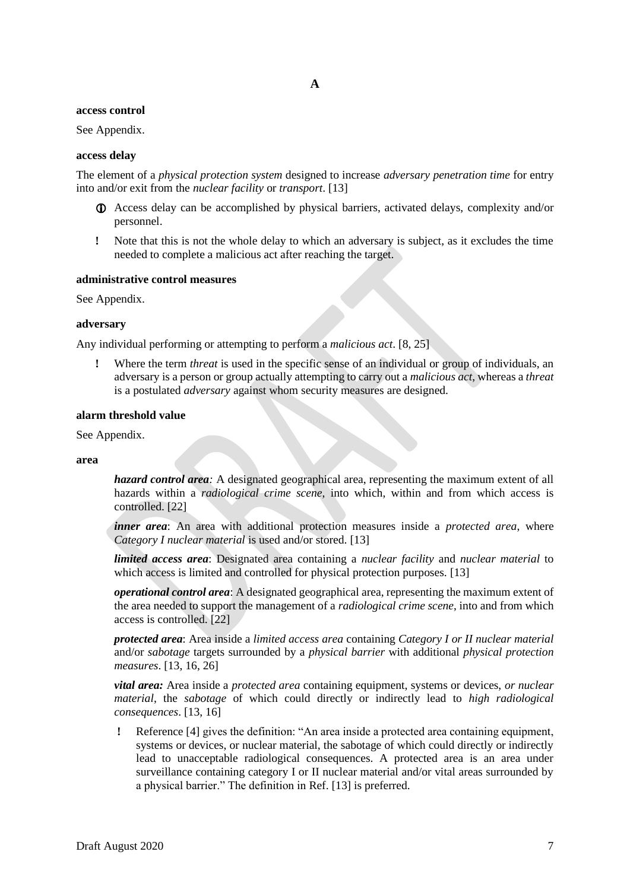# A

**access control**

See Appendix.

**access delay**

The element of a *physical protection system* designed to increase *adversary penetration time* for entry into and/or exit from the *nuclear facility* or *transport*. [13]

ⓘ Access delay can be accomplished by physical barriers, activated delays, complexity and/or personnel.

! Note that this is not the whole delay to which an adversary is subject, as it excludes the time needed to complete a malicious act after reaching the target.

**administrative control measures**

See Appendix.

**adversary**

Any individual performing or attempting to perform a *malicious act*. [8, 25]

! Where the term *threat* is used in the specific sense of an individual or group of individuals, an adversary is a person or group actually attempting to carry out a *malicious act*, whereas a *threat* is a postulated *adversary* against whom security measures are designed.

**alarm threshold value**

See Appendix.

**area**

***hazard control area****:* A designated geographical area, representing the maximum extent of all hazards within a *radiological crime scene*, into which, within and from which access is controlled. [22]

***inner area***: An area with additional protection measures inside a *protected area*, where *Category I nuclear material* is used and/or stored. [13]

***limited access area***: Designated area containing a *nuclear facility* and *nuclear material* to which access is limited and controlled for physical protection purposes. [13]

***operational control area***: A designated geographical area, representing the maximum extent of the area needed to support the management of a *radiological crime scene*, into and from which access is controlled. [22]

***protected area***: Area inside a *limited access area* containing *Category I or II nuclear material* and/or *sabotage* targets surrounded by a *physical barrier* with additional *physical protection measures*. [13, 16, 26]

***vital area:*** Area inside a *protected area* containing equipment, systems or devices, *or nuclear material*, the *sabotage* of which could directly or indirectly lead to *high radiological consequences*. [13, 16]

! Reference [4] gives the definition: "An area inside a protected area containing equipment, systems or devices, or nuclear material, the sabotage of which could directly or indirectly lead to unacceptable radiological consequences. A protected area is an area under surveillance containing category I or II nuclear material and/or vital areas surrounded by a physical barrier." The definition in Ref. [13] is preferred.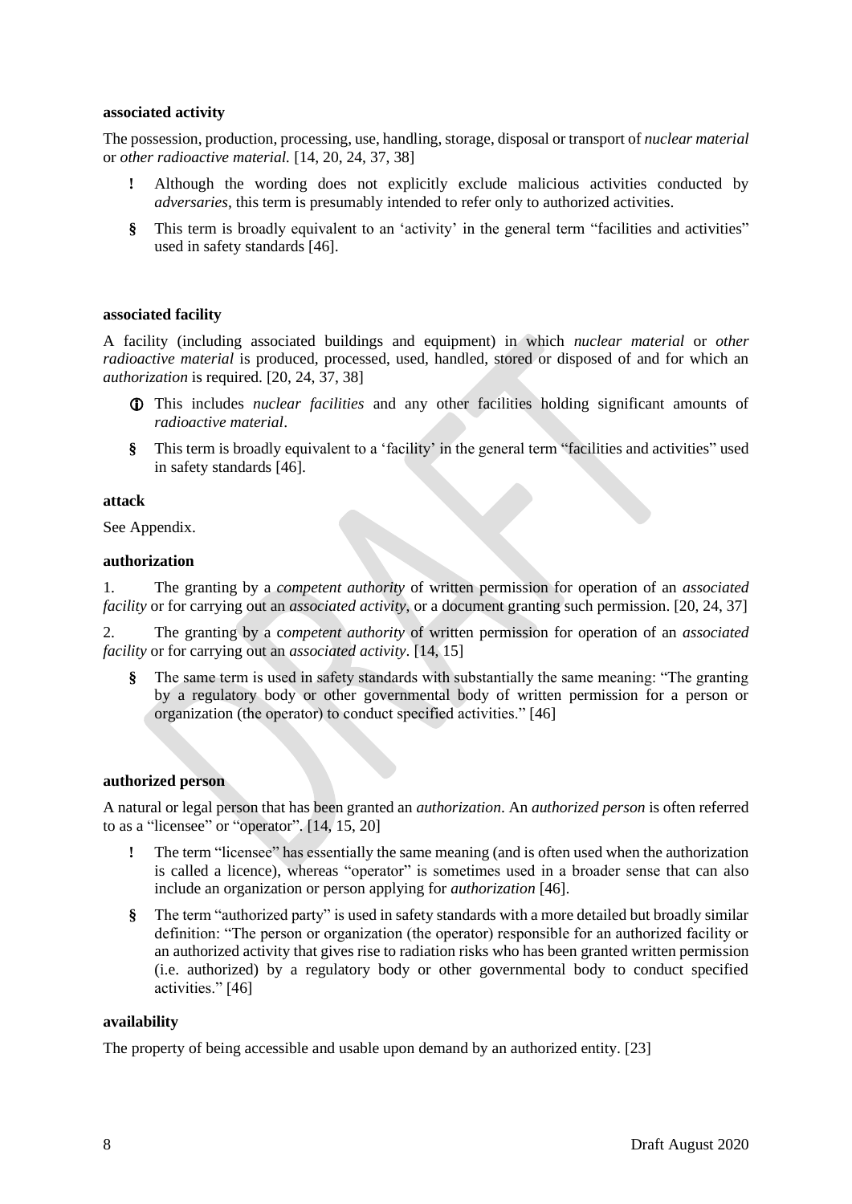**associated activity**

The possession, production, processing, use, handling, storage, disposal or transport of *nuclear material* or *other radioactive material.* [14, 20, 24, 37, 38]

- **!** Although the wording does not explicitly exclude malicious activities conducted by *adversaries*, this term is presumably intended to refer only to authorized activities.
- **§** This term is broadly equivalent to an 'activity' in the general term "facilities and activities" used in safety standards [46].

**associated facility**

A facility (including associated buildings and equipment) in which *nuclear material* or *other radioactive material* is produced, processed, used, handled, stored or disposed of and for which an *authorization* is required. [20, 24, 37, 38]

- **ⓘ** This includes *nuclear facilities* and any other facilities holding significant amounts of *radioactive material*.
- **§** This term is broadly equivalent to a 'facility' in the general term "facilities and activities" used in safety standards [46].

**attack**

See Appendix.

**authorization**

1. The granting by a *competent authority* of written permission for operation of an *associated facility* or for carrying out an *associated activity*, or a document granting such permission. [20, 24, 37]

2. The granting by a c*ompetent authority* of written permission for operation of an *associated facility* or for carrying out an *associated activity*. [14, 15]

- **§** The same term is used in safety standards with substantially the same meaning: "The granting by a regulatory body or other governmental body of written permission for a person or organization (the operator) to conduct specified activities." [46]

**authorized person**

A natural or legal person that has been granted an *authorization*. An *authorized person* is often referred to as a "licensee" or "operator". [14, 15, 20]

- **!** The term "licensee" has essentially the same meaning (and is often used when the authorization is called a licence), whereas "operator" is sometimes used in a broader sense that can also include an organization or person applying for *authorization* [46].
- **§** The term "authorized party" is used in safety standards with a more detailed but broadly similar definition: "The person or organization (the operator) responsible for an authorized facility or an authorized activity that gives rise to radiation risks who has been granted written permission (i.e. authorized) by a regulatory body or other governmental body to conduct specified activities." [46]

**availability**

The property of being accessible and usable upon demand by an authorized entity. [23]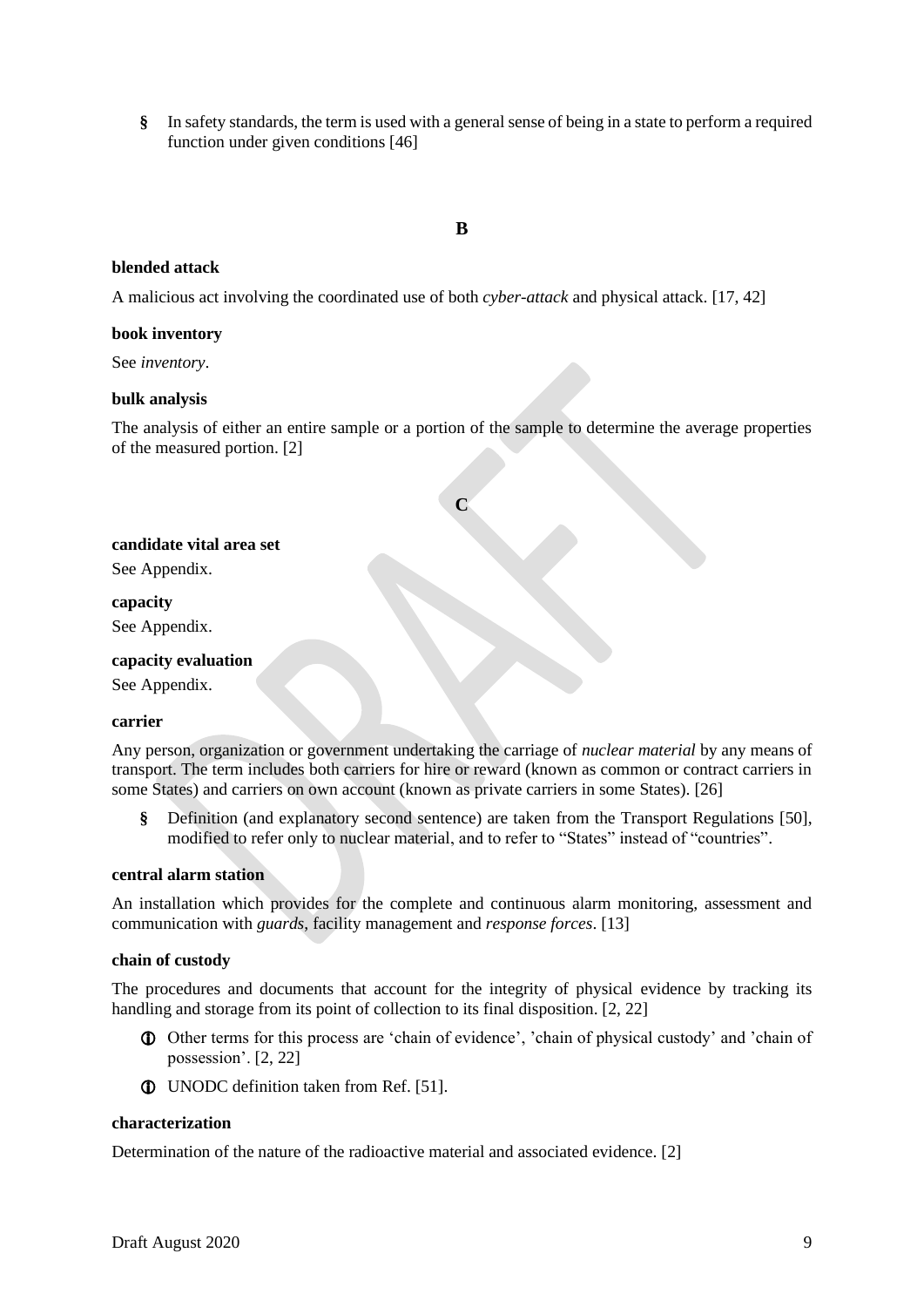§ In safety standards, the term is used with a general sense of being in a state to perform a required function under given conditions [46]

## B

**blended attack**

A malicious act involving the coordinated use of both *cyber-attack* and physical attack. [17, 42]

**book inventory**

See *inventory*.

**bulk analysis**

The analysis of either an entire sample or a portion of the sample to determine the average properties of the measured portion. [2]

## C

**candidate vital area set**

See Appendix.

**capacity**

See Appendix.

**capacity evaluation**

See Appendix.

**carrier**

Any person, organization or government undertaking the carriage of *nuclear material* by any means of transport. The term includes both carriers for hire or reward (known as common or contract carriers in some States) and carriers on own account (known as private carriers in some States). [26]

§ Definition (and explanatory second sentence) are taken from the Transport Regulations [50], modified to refer only to nuclear material, and to refer to "States" instead of "countries".

**central alarm station**

An installation which provides for the complete and continuous alarm monitoring, assessment and communication with *guards*, facility management and *response forces*. [13]

**chain of custody**

The procedures and documents that account for the integrity of physical evidence by tracking its handling and storage from its point of collection to its final disposition. [2, 22]

ⓘ Other terms for this process are 'chain of evidence', 'chain of physical custody' and 'chain of possession'. [2, 22]

ⓘ UNODC definition taken from Ref. [51].

**characterization**

Determination of the nature of the radioactive material and associated evidence. [2]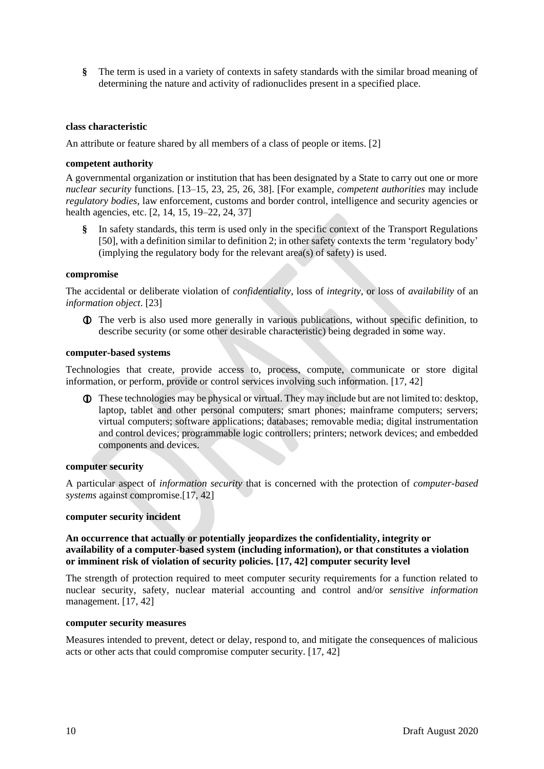§ The term is used in a variety of contexts in safety standards with the similar broad meaning of determining the nature and activity of radionuclides present in a specified place.

**class characteristic**

An attribute or feature shared by all members of a class of people or items. [2]

**competent authority**

A governmental organization or institution that has been designated by a State to carry out one or more *nuclear security* functions. [13–15, 23, 25, 26, 38]. [For example, *competent authorities* may include *regulatory bodies,* law enforcement, customs and border control, intelligence and security agencies or health agencies, etc. [2, 14, 15, 19–22, 24, 37]

§ In safety standards, this term is used only in the specific context of the Transport Regulations [50], with a definition similar to definition 2; in other safety contexts the term 'regulatory body' (implying the regulatory body for the relevant area(s) of safety) is used.

**compromise**

The accidental or deliberate violation of *confidentiality*, loss of *integrity*, or loss of *availability* of an *information object*. [23]

ⓘ The verb is also used more generally in various publications, without specific definition, to describe security (or some other desirable characteristic) being degraded in some way.

**computer-based systems**

Technologies that create, provide access to, process, compute, communicate or store digital information, or perform, provide or control services involving such information. [17, 42]

ⓘ These technologies may be physical or virtual. They may include but are not limited to: desktop, laptop, tablet and other personal computers; smart phones; mainframe computers; servers; virtual computers; software applications; databases; removable media; digital instrumentation and control devices; programmable logic controllers; printers; network devices; and embedded components and devices.

**computer security**

A particular aspect of *information security* that is concerned with the protection of *computer-based systems* against compromise.[17, 42]

**computer security incident**

**An occurrence that actually or potentially jeopardizes the confidentiality, integrity or availability of a computer-based system (including information), or that constitutes a violation or imminent risk of violation of security policies. [17, 42] computer security level**

The strength of protection required to meet computer security requirements for a function related to nuclear security, safety, nuclear material accounting and control and/or *sensitive information* management. [17, 42]

**computer security measures**

Measures intended to prevent, detect or delay, respond to, and mitigate the consequences of malicious acts or other acts that could compromise computer security. [17, 42]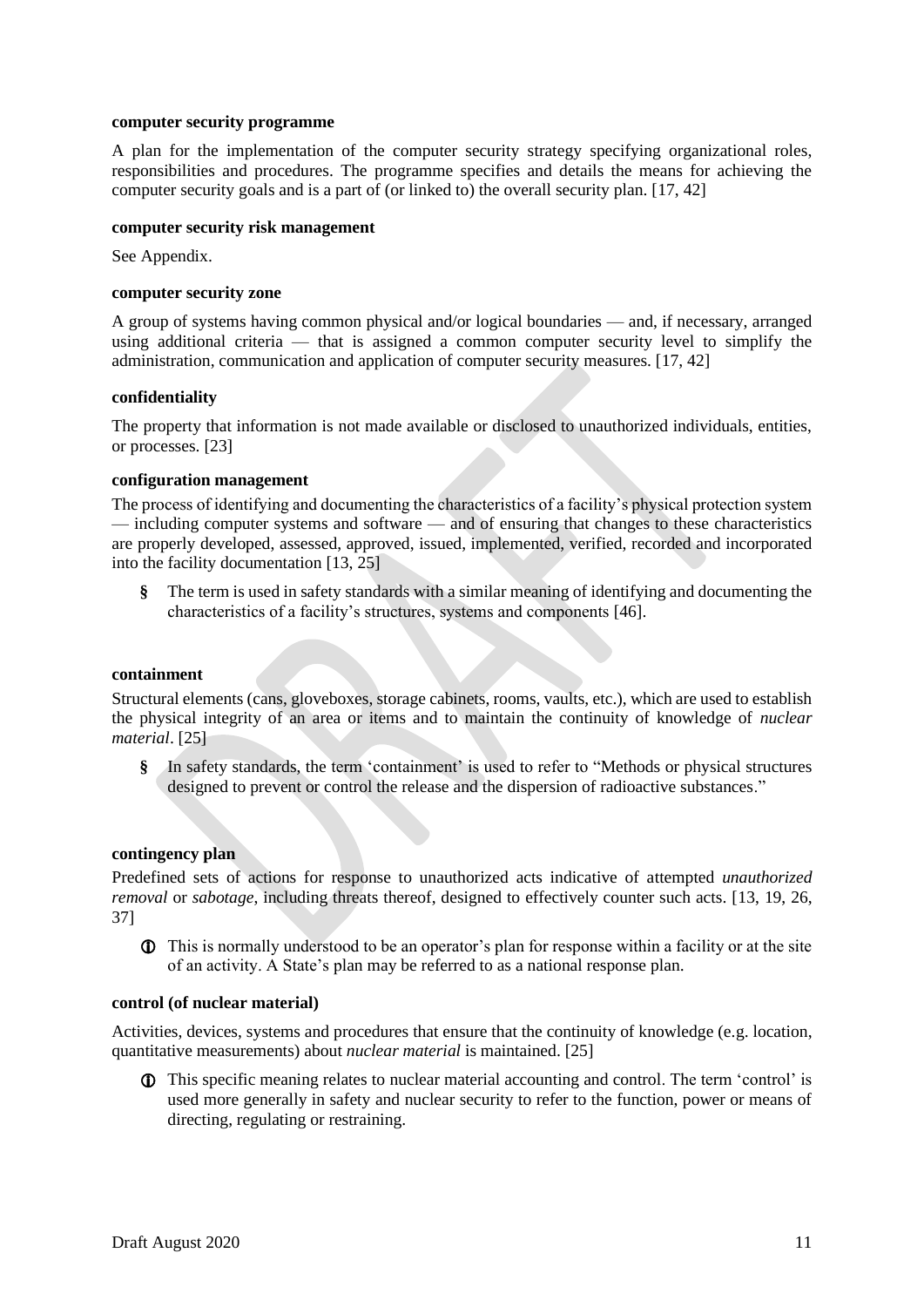**computer security programme**

A plan for the implementation of the computer security strategy specifying organizational roles, responsibilities and procedures. The programme specifies and details the means for achieving the computer security goals and is a part of (or linked to) the overall security plan. [17, 42]

**computer security risk management**

See Appendix.

**computer security zone**

A group of systems having common physical and/or logical boundaries — and, if necessary, arranged using additional criteria — that is assigned a common computer security level to simplify the administration, communication and application of computer security measures. [17, 42]

**confidentiality**

The property that information is not made available or disclosed to unauthorized individuals, entities, or processes. [23]

**configuration management**

The process of identifying and documenting the characteristics of a facility's physical protection system — including computer systems and software — and of ensuring that changes to these characteristics are properly developed, assessed, approved, issued, implemented, verified, recorded and incorporated into the facility documentation [13, 25]

- § The term is used in safety standards with a similar meaning of identifying and documenting the characteristics of a facility's structures, systems and components [46].

**containment**

Structural elements (cans, gloveboxes, storage cabinets, rooms, vaults, etc.), which are used to establish the physical integrity of an area or items and to maintain the continuity of knowledge of *nuclear material*. [25]

- § In safety standards, the term 'containment' is used to refer to "Methods or physical structures designed to prevent or control the release and the dispersion of radioactive substances."

**contingency plan**

Predefined sets of actions for response to unauthorized acts indicative of attempted *unauthorized removal* or *sabotage*, including threats thereof, designed to effectively counter such acts. [13, 19, 26, 37]

- ⓘ This is normally understood to be an operator's plan for response within a facility or at the site of an activity. A State's plan may be referred to as a national response plan.

**control (of nuclear material)**

Activities, devices, systems and procedures that ensure that the continuity of knowledge (e.g. location, quantitative measurements) about *nuclear material* is maintained. [25]

- ⓘ This specific meaning relates to nuclear material accounting and control. The term 'control' is used more generally in safety and nuclear security to refer to the function, power or means of directing, regulating or restraining.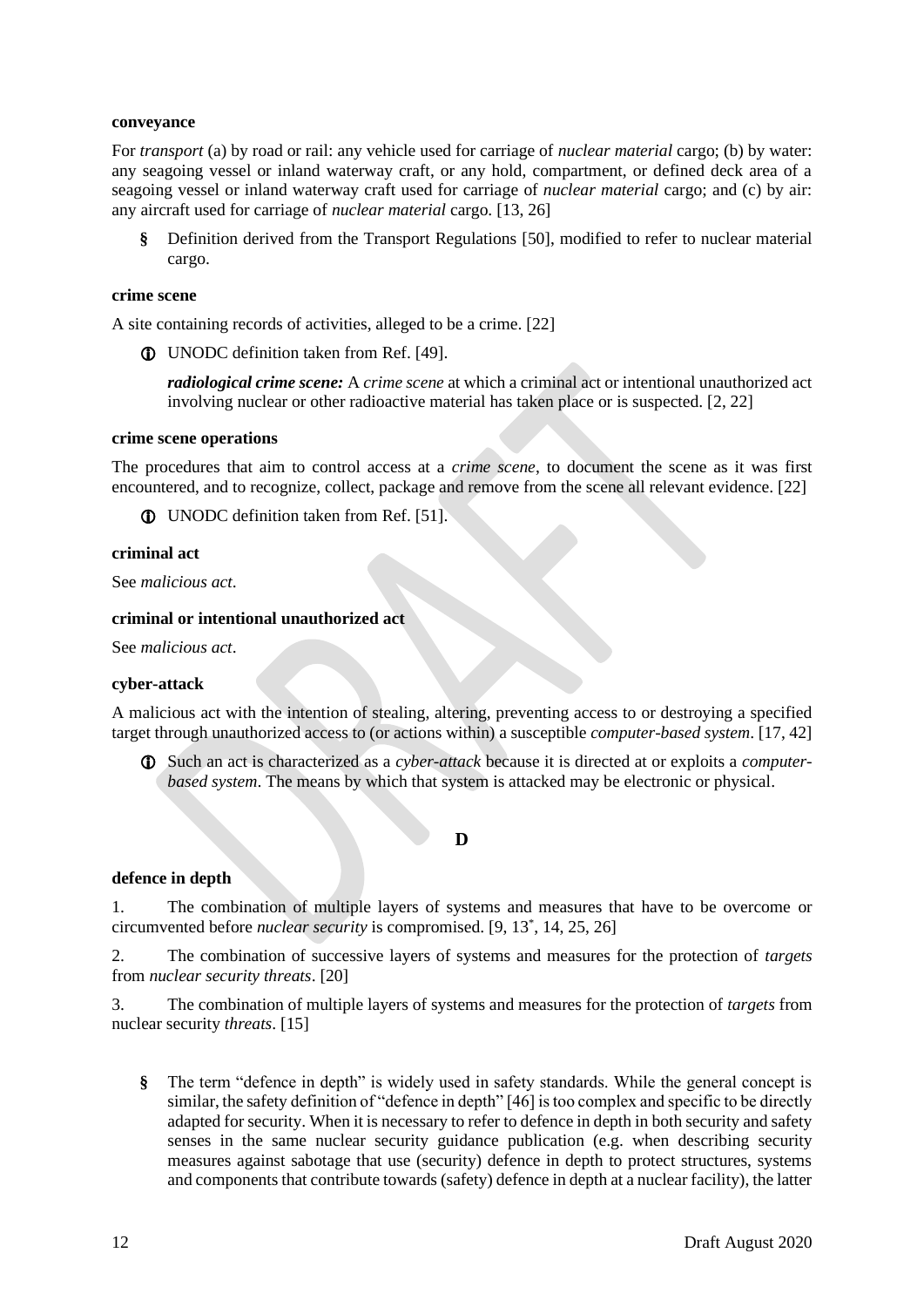**conveyance**

For *transport* (a) by road or rail: any vehicle used for carriage of *nuclear material* cargo; (b) by water: any seagoing vessel or inland waterway craft, or any hold, compartment, or defined deck area of a seagoing vessel or inland waterway craft used for carriage of *nuclear material* cargo; and (c) by air: any aircraft used for carriage of *nuclear material* cargo. [13, 26]

§ Definition derived from the Transport Regulations [50], modified to refer to nuclear material cargo.

**crime scene**

A site containing records of activities, alleged to be a crime. [22]

ⓘ UNODC definition taken from Ref. [49].

*radiological crime scene:* A *crime scene* at which a criminal act or intentional unauthorized act involving nuclear or other radioactive material has taken place or is suspected. [2, 22]

**crime scene operations**

The procedures that aim to control access at a *crime scene*, to document the scene as it was first encountered, and to recognize, collect, package and remove from the scene all relevant evidence. [22]

ⓘ UNODC definition taken from Ref. [51].

**criminal act**

See *malicious act*.

**criminal or intentional unauthorized act**

See *malicious act*.

**cyber-attack**

A malicious act with the intention of stealing, altering, preventing access to or destroying a specified target through unauthorized access to (or actions within) a susceptible *computer-based system*. [17, 42]

ⓘ Such an act is characterized as a *cyber-attack* because it is directed at or exploits a *computer-based system*. The means by which that system is attacked may be electronic or physical.

## D

**defence in depth**

1. The combination of multiple layers of systems and measures that have to be overcome or circumvented before *nuclear security* is compromised. [9, 13*, 14, 25, 26]

2. The combination of successive layers of systems and measures for the protection of *targets* from *nuclear security threats*. [20]

3. The combination of multiple layers of systems and measures for the protection of *targets* from nuclear security *threats*. [15]

§ The term "defence in depth" is widely used in safety standards. While the general concept is similar, the safety definition of "defence in depth" [46] is too complex and specific to be directly adapted for security. When it is necessary to refer to defence in depth in both security and safety senses in the same nuclear security guidance publication (e.g. when describing security measures against sabotage that use (security) defence in depth to protect structures, systems and components that contribute towards (safety) defence in depth at a nuclear facility), the latter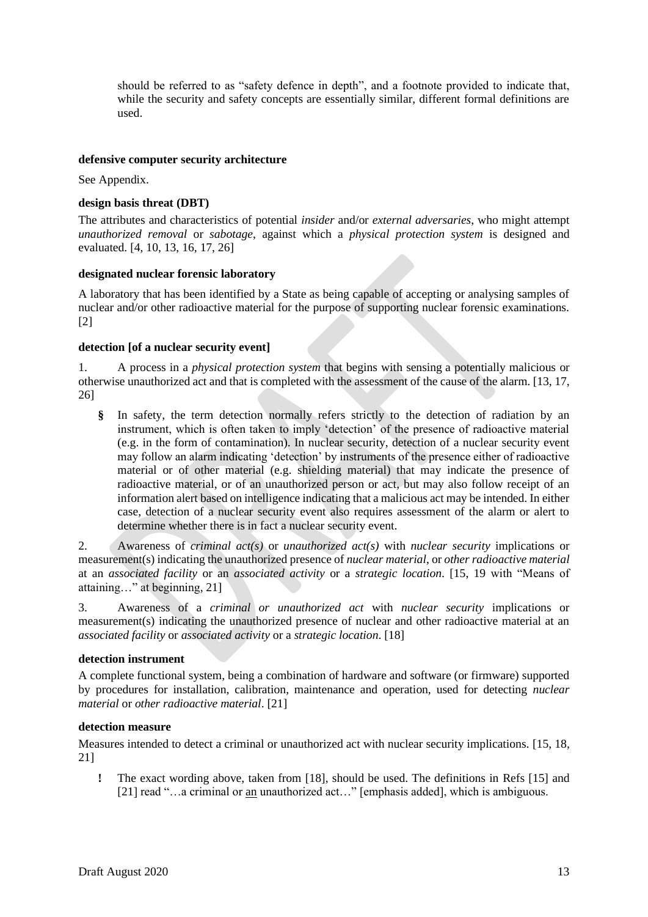should be referred to as "safety defence in depth", and a footnote provided to indicate that, while the security and safety concepts are essentially similar, different formal definitions are used.

**defensive computer security architecture**

See Appendix.

**design basis threat (DBT)**

The attributes and characteristics of potential *insider* and/or *external adversaries*, who might attempt *unauthorized removal* or *sabotage*, against which a *physical protection system* is designed and evaluated. [4, 10, 13, 16, 17, 26]

**designated nuclear forensic laboratory**

A laboratory that has been identified by a State as being capable of accepting or analysing samples of nuclear and/or other radioactive material for the purpose of supporting nuclear forensic examinations. [2]

**detection [of a nuclear security event]**

1. A process in a *physical protection system* that begins with sensing a potentially malicious or otherwise unauthorized act and that is completed with the assessment of the cause of the alarm. [13, 17, 26]

§ In safety, the term detection normally refers strictly to the detection of radiation by an instrument, which is often taken to imply 'detection' of the presence of radioactive material (e.g. in the form of contamination). In nuclear security, detection of a nuclear security event may follow an alarm indicating 'detection' by instruments of the presence either of radioactive material or of other material (e.g. shielding material) that may indicate the presence of radioactive material, or of an unauthorized person or act, but may also follow receipt of an information alert based on intelligence indicating that a malicious act may be intended. In either case, detection of a nuclear security event also requires assessment of the alarm or alert to determine whether there is in fact a nuclear security event.

2. Awareness of *criminal act(s)* or *unauthorized act(s)* with *nuclear security* implications or measurement(s) indicating the unauthorized presence of *nuclear material*, or *other radioactive material* at an *associated facility* or an *associated activity* or a *strategic location*. [15, 19 with "Means of attaining…" at beginning, 21]

3. Awareness of a *criminal or unauthorized act* with *nuclear security* implications or measurement(s) indicating the unauthorized presence of nuclear and other radioactive material at an *associated facility* or *associated activity* or a *strategic location*. [18]

**detection instrument**

A complete functional system, being a combination of hardware and software (or firmware) supported by procedures for installation, calibration, maintenance and operation, used for detecting *nuclear material* or *other radioactive material*. [21]

**detection measure**

Measures intended to detect a criminal or unauthorized act with nuclear security implications. [15, 18, 21]

! The exact wording above, taken from [18], should be used. The definitions in Refs [15] and [21] read "…a criminal or <u>an</u> unauthorized act…" [emphasis added], which is ambiguous.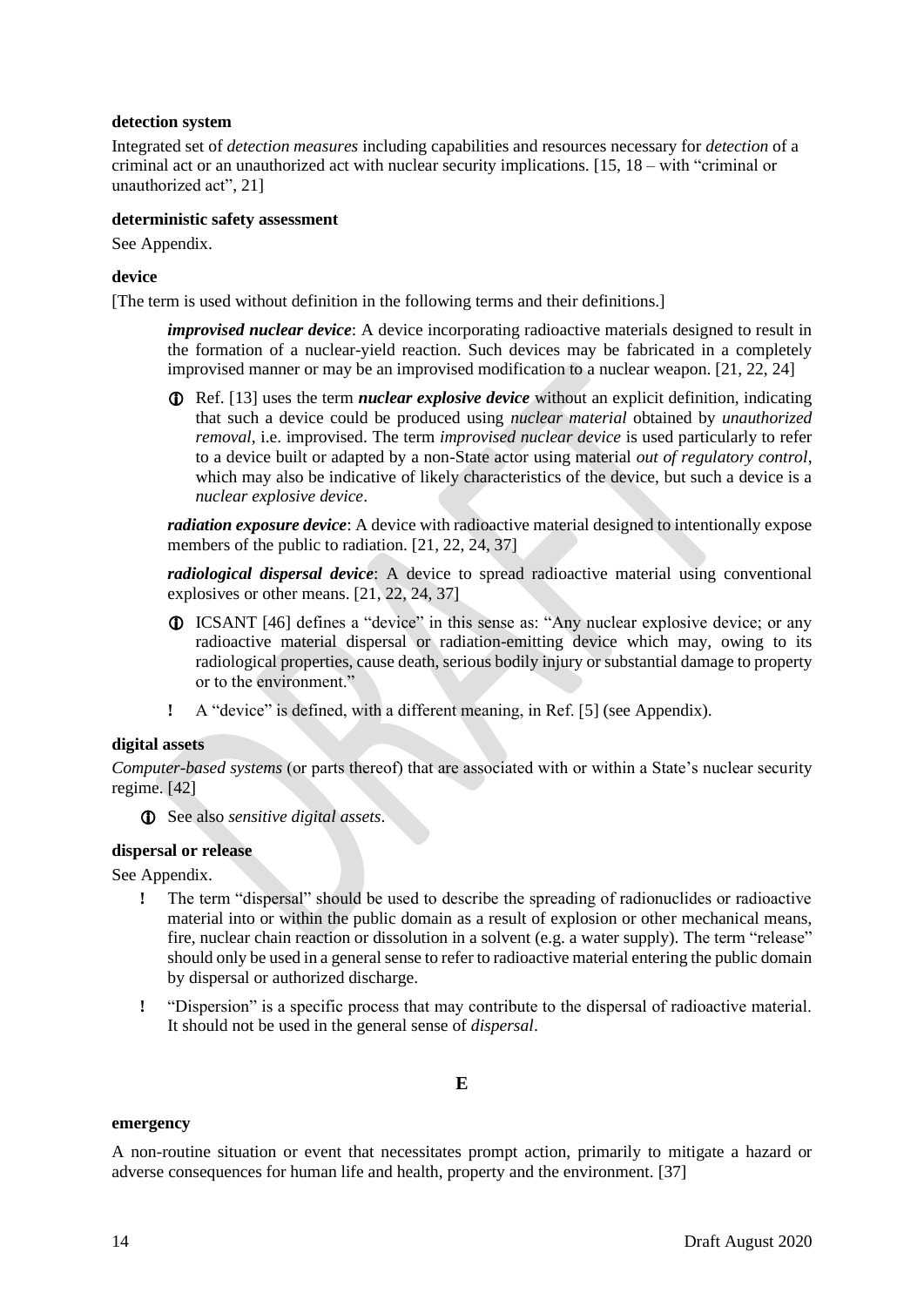**detection system**

Integrated set of *detection measures* including capabilities and resources necessary for *detection* of a criminal act or an unauthorized act with nuclear security implications. [15, 18 – with "criminal or unauthorized act", 21]

**deterministic safety assessment**

See Appendix.

**device**

[The term is used without definition in the following terms and their definitions.]

> ***improvised nuclear device***: A device incorporating radioactive materials designed to result in the formation of a nuclear-yield reaction. Such devices may be fabricated in a completely improvised manner or may be an improvised modification to a nuclear weapon. [21, 22, 24]
>
> ⓘ Ref. [13] uses the term ***nuclear explosive device*** without an explicit definition, indicating that such a device could be produced using *nuclear material* obtained by *unauthorized removal*, i.e. improvised. The term *improvised nuclear device* is used particularly to refer to a device built or adapted by a non-State actor using material *out of regulatory control*, which may also be indicative of likely characteristics of the device, but such a device is a *nuclear explosive device*.
>
> ***radiation exposure device***: A device with radioactive material designed to intentionally expose members of the public to radiation. [21, 22, 24, 37]
>
> ***radiological dispersal device***: A device to spread radioactive material using conventional explosives or other means. [21, 22, 24, 37]
>
> ⓘ ICSANT [46] defines a "device" in this sense as: "Any nuclear explosive device; or any radioactive material dispersal or radiation-emitting device which may, owing to its radiological properties, cause death, serious bodily injury or substantial damage to property or to the environment."
>
> ! A "device" is defined, with a different meaning, in Ref. [5] (see Appendix).

**digital assets**

*Computer-based systems* (or parts thereof) that are associated with or within a State's nuclear security regime. [42]

> ⓘ See also *sensitive digital assets*.

**dispersal or release**

See Appendix.

> ! The term "dispersal" should be used to describe the spreading of radionuclides or radioactive material into or within the public domain as a result of explosion or other mechanical means, fire, nuclear chain reaction or dissolution in a solvent (e.g. a water supply). The term "release" should only be used in a general sense to refer to radioactive material entering the public domain by dispersal or authorized discharge.
>
> ! "Dispersion" is a specific process that may contribute to the dispersal of radioactive material. It should not be used in the general sense of *dispersal*.

## E

**emergency**

A non-routine situation or event that necessitates prompt action, primarily to mitigate a hazard or adverse consequences for human life and health, property and the environment. [37]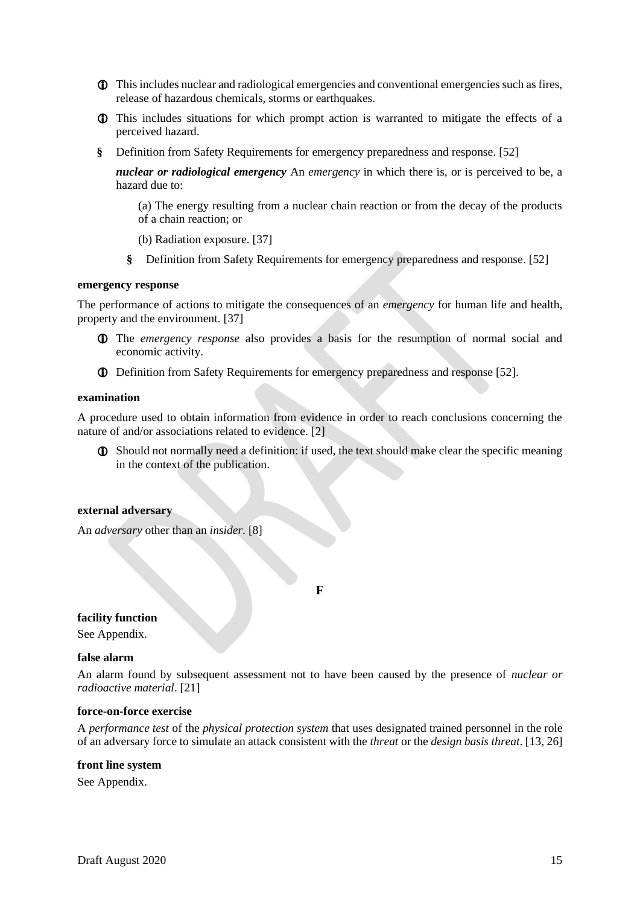ⓘ This includes nuclear and radiological emergencies and conventional emergencies such as fires, release of hazardous chemicals, storms or earthquakes.

ⓘ This includes situations for which prompt action is warranted to mitigate the effects of a perceived hazard.

§ Definition from Safety Requirements for emergency preparedness and response. [52]

***nuclear or radiological emergency*** An *emergency* in which there is, or is perceived to be, a hazard due to:

> (a) The energy resulting from a nuclear chain reaction or from the decay of the products of a chain reaction; or
>
> (b) Radiation exposure. [37]
>
> § Definition from Safety Requirements for emergency preparedness and response. [52]

**emergency response**

The performance of actions to mitigate the consequences of an *emergency* for human life and health, property and the environment. [37]

ⓘ The *emergency response* also provides a basis for the resumption of normal social and economic activity.

ⓘ Definition from Safety Requirements for emergency preparedness and response [52].

**examination**

A procedure used to obtain information from evidence in order to reach conclusions concerning the nature of and/or associations related to evidence. [2]

ⓘ Should not normally need a definition: if used, the text should make clear the specific meaning in the context of the publication.

**external adversary**

An *adversary* other than an *insider*. [8]

## F

**facility function**

See Appendix.

**false alarm**

An alarm found by subsequent assessment not to have been caused by the presence of *nuclear or radioactive material*. [21]

**force-on-force exercise**

A *performance test* of the *physical protection system* that uses designated trained personnel in the role of an adversary force to simulate an attack consistent with the *threat* or the *design basis threat*. [13, 26]

**front line system**

See Appendix.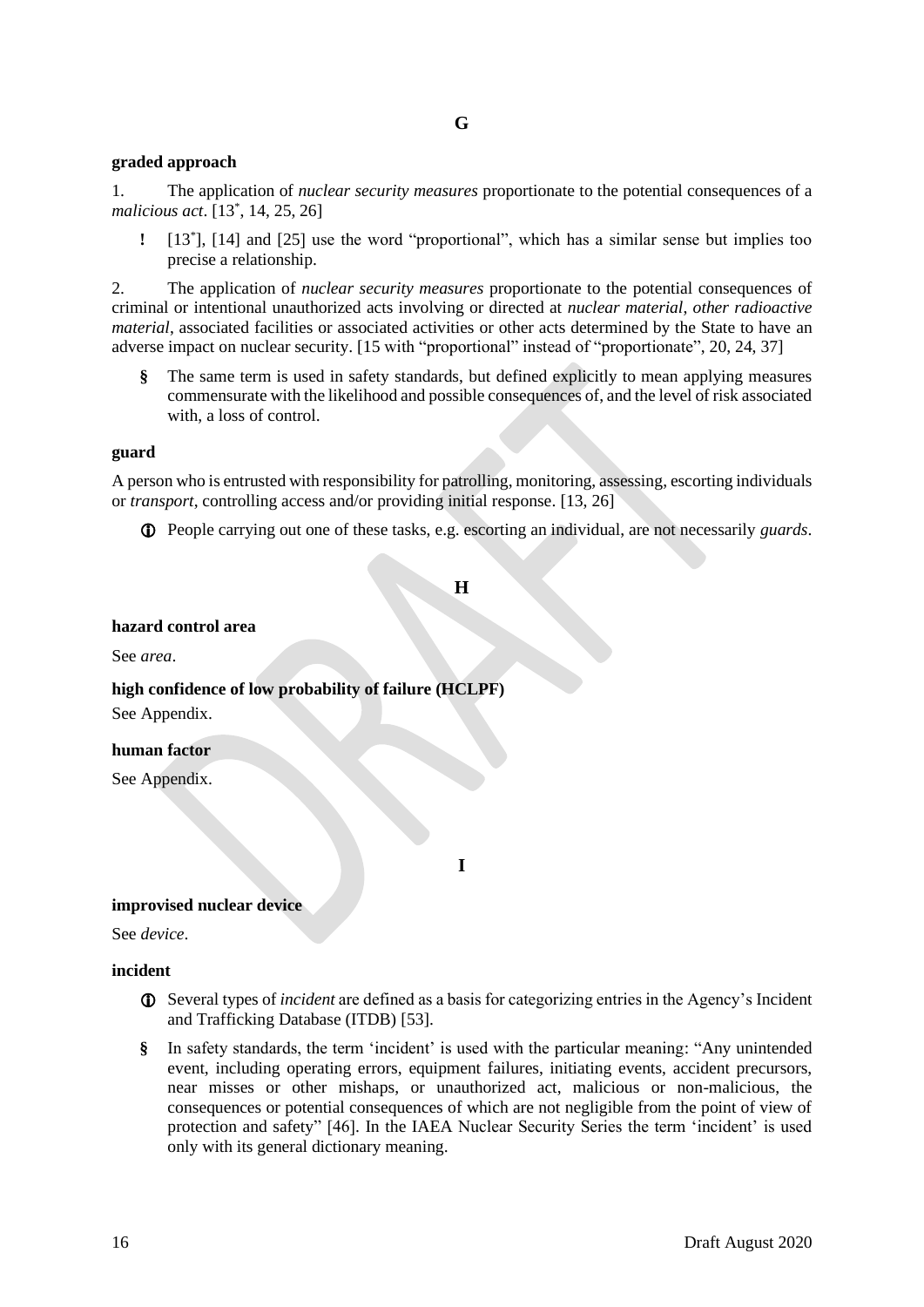## G

**graded approach**

1. The application of *nuclear security measures* proportionate to the potential consequences of a *malicious act*. [13*, 14, 25, 26]

> ! [13*], [14] and [25] use the word "proportional", which has a similar sense but implies too precise a relationship.

2. The application of *nuclear security measures* proportionate to the potential consequences of criminal or intentional unauthorized acts involving or directed at *nuclear material*, *other radioactive material*, associated facilities or associated activities or other acts determined by the State to have an adverse impact on nuclear security. [15 with "proportional" instead of "proportionate", 20, 24, 37]

> § The same term is used in safety standards, but defined explicitly to mean applying measures commensurate with the likelihood and possible consequences of, and the level of risk associated with, a loss of control.

**guard**

A person who is entrusted with responsibility for patrolling, monitoring, assessing, escorting individuals or *transport*, controlling access and/or providing initial response. [13, 26]

> ⓘ People carrying out one of these tasks, e.g. escorting an individual, are not necessarily *guards*.

## H

**hazard control area**

See *area*.

**high confidence of low probability of failure (HCLPF)**

See Appendix.

**human factor**

See Appendix.

## I

**improvised nuclear device**

See *device*.

**incident**

> ⓘ Several types of *incident* are defined as a basis for categorizing entries in the Agency's Incident and Trafficking Database (ITDB) [53].

> § In safety standards, the term 'incident' is used with the particular meaning: "Any unintended event, including operating errors, equipment failures, initiating events, accident precursors, near misses or other mishaps, or unauthorized act, malicious or non-malicious, the consequences or potential consequences of which are not negligible from the point of view of protection and safety" [46]. In the IAEA Nuclear Security Series the term 'incident' is used only with its general dictionary meaning.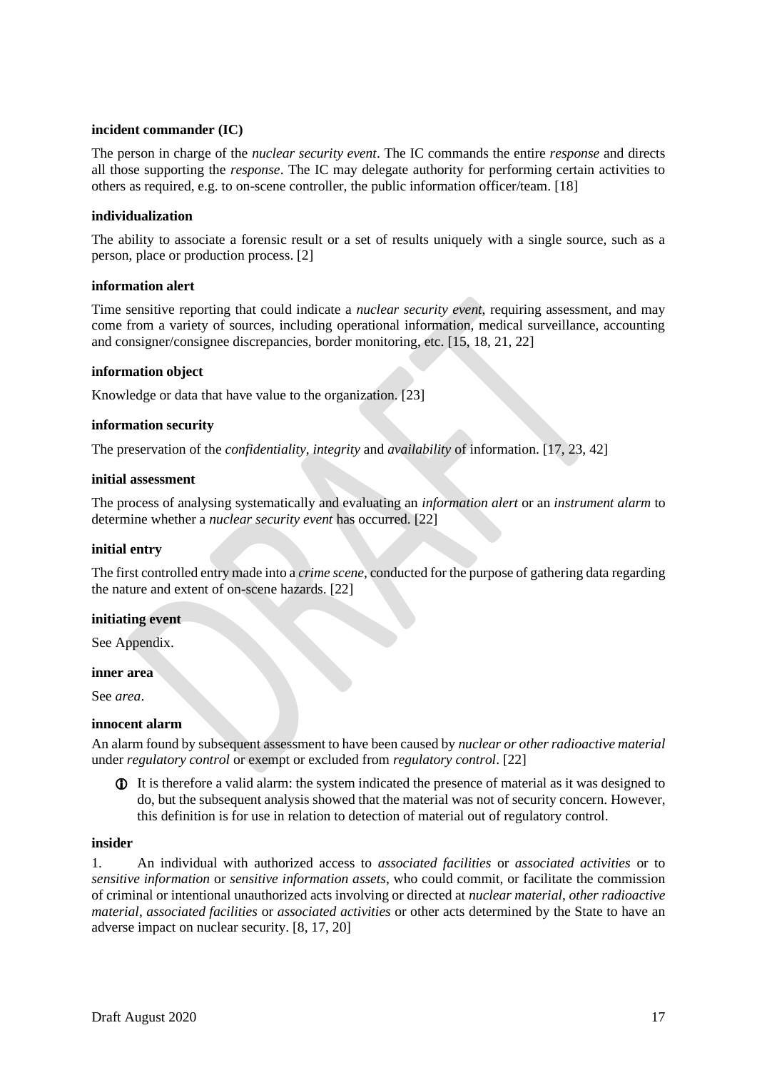**incident commander (IC)**

The person in charge of the *nuclear security event*. The IC commands the entire *response* and directs all those supporting the *response*. The IC may delegate authority for performing certain activities to others as required, e.g. to on-scene controller, the public information officer/team. [18]

**individualization**

The ability to associate a forensic result or a set of results uniquely with a single source, such as a person, place or production process. [2]

**information alert**

Time sensitive reporting that could indicate a *nuclear security event*, requiring assessment, and may come from a variety of sources, including operational information, medical surveillance, accounting and consigner/consignee discrepancies, border monitoring, etc. [15, 18, 21, 22]

**information object**

Knowledge or data that have value to the organization. [23]

**information security**

The preservation of the *confidentiality*, *integrity* and *availability* of information. [17, 23, 42]

**initial assessment**

The process of analysing systematically and evaluating an *information alert* or an *instrument alarm* to determine whether a *nuclear security event* has occurred. [22]

**initial entry**

The first controlled entry made into a *crime scene*, conducted for the purpose of gathering data regarding the nature and extent of on-scene hazards. [22]

**initiating event**

See Appendix.

**inner area**

See *area*.

**innocent alarm**

An alarm found by subsequent assessment to have been caused by *nuclear or other radioactive material* under *regulatory control* or exempt or excluded from *regulatory control*. [22]

ⓘ It is therefore a valid alarm: the system indicated the presence of material as it was designed to do, but the subsequent analysis showed that the material was not of security concern. However, this definition is for use in relation to detection of material out of regulatory control.

**insider**

1. An individual with authorized access to *associated facilities* or *associated activities* or to *sensitive information* or *sensitive information assets*, who could commit, or facilitate the commission of criminal or intentional unauthorized acts involving or directed at *nuclear material*, *other radioactive material*, *associated facilities* or *associated activities* or other acts determined by the State to have an adverse impact on nuclear security. [8, 17, 20]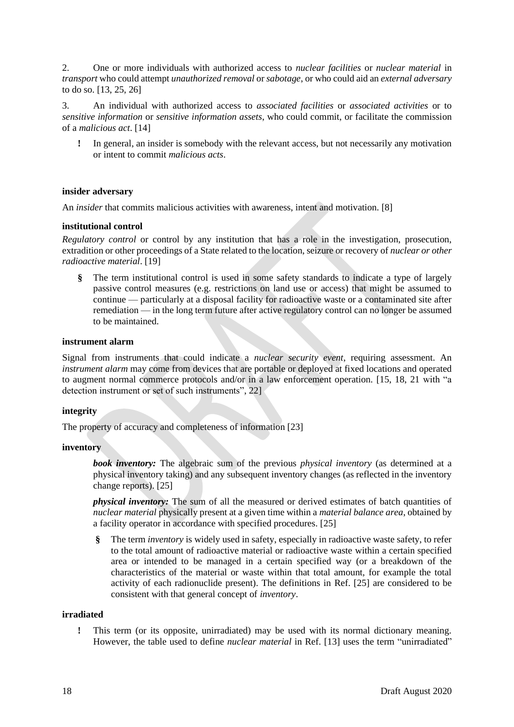2. One or more individuals with authorized access to *nuclear facilities* or *nuclear material* in *transport* who could attempt *unauthorized removal* or *sabotage*, or who could aid an *external adversary* to do so. [13, 25, 26]

3. An individual with authorized access to *associated facilities* or *associated activities* or to *sensitive information* or *sensitive information assets*, who could commit, or facilitate the commission of a *malicious act*. [14]

> **!** In general, an insider is somebody with the relevant access, but not necessarily any motivation or intent to commit *malicious acts*.

**insider adversary**

An *insider* that commits malicious activities with awareness, intent and motivation. [8]

**institutional control**

*Regulatory control* or control by any institution that has a role in the investigation, prosecution, extradition or other proceedings of a State related to the location, seizure or recovery of *nuclear or other radioactive material*. [19]

> **§** The term institutional control is used in some safety standards to indicate a type of largely passive control measures (e.g. restrictions on land use or access) that might be assumed to continue — particularly at a disposal facility for radioactive waste or a contaminated site after remediation — in the long term future after active regulatory control can no longer be assumed to be maintained.

**instrument alarm**

Signal from instruments that could indicate a *nuclear security event*, requiring assessment. An *instrument alarm* may come from devices that are portable or deployed at fixed locations and operated to augment normal commerce protocols and/or in a law enforcement operation. [15, 18, 21 with "a detection instrument or set of such instruments", 22]

**integrity**

The property of accuracy and completeness of information [23]

**inventory**

> ***book inventory:*** The algebraic sum of the previous *physical inventory* (as determined at a physical inventory taking) and any subsequent inventory changes (as reflected in the inventory change reports). [25]
>
> ***physical inventory:*** The sum of all the measured or derived estimates of batch quantities of *nuclear material* physically present at a given time within a *material balance area*, obtained by a facility operator in accordance with specified procedures. [25]
>
> **§** The term *inventory* is widely used in safety, especially in radioactive waste safety, to refer to the total amount of radioactive material or radioactive waste within a certain specified area or intended to be managed in a certain specified way (or a breakdown of the characteristics of the material or waste within that total amount, for example the total activity of each radionuclide present). The definitions in Ref. [25] are considered to be consistent with that general concept of *inventory*.

**irradiated**

> **!** This term (or its opposite, unirradiated) may be used with its normal dictionary meaning. However, the table used to define *nuclear material* in Ref. [13] uses the term "unirradiated"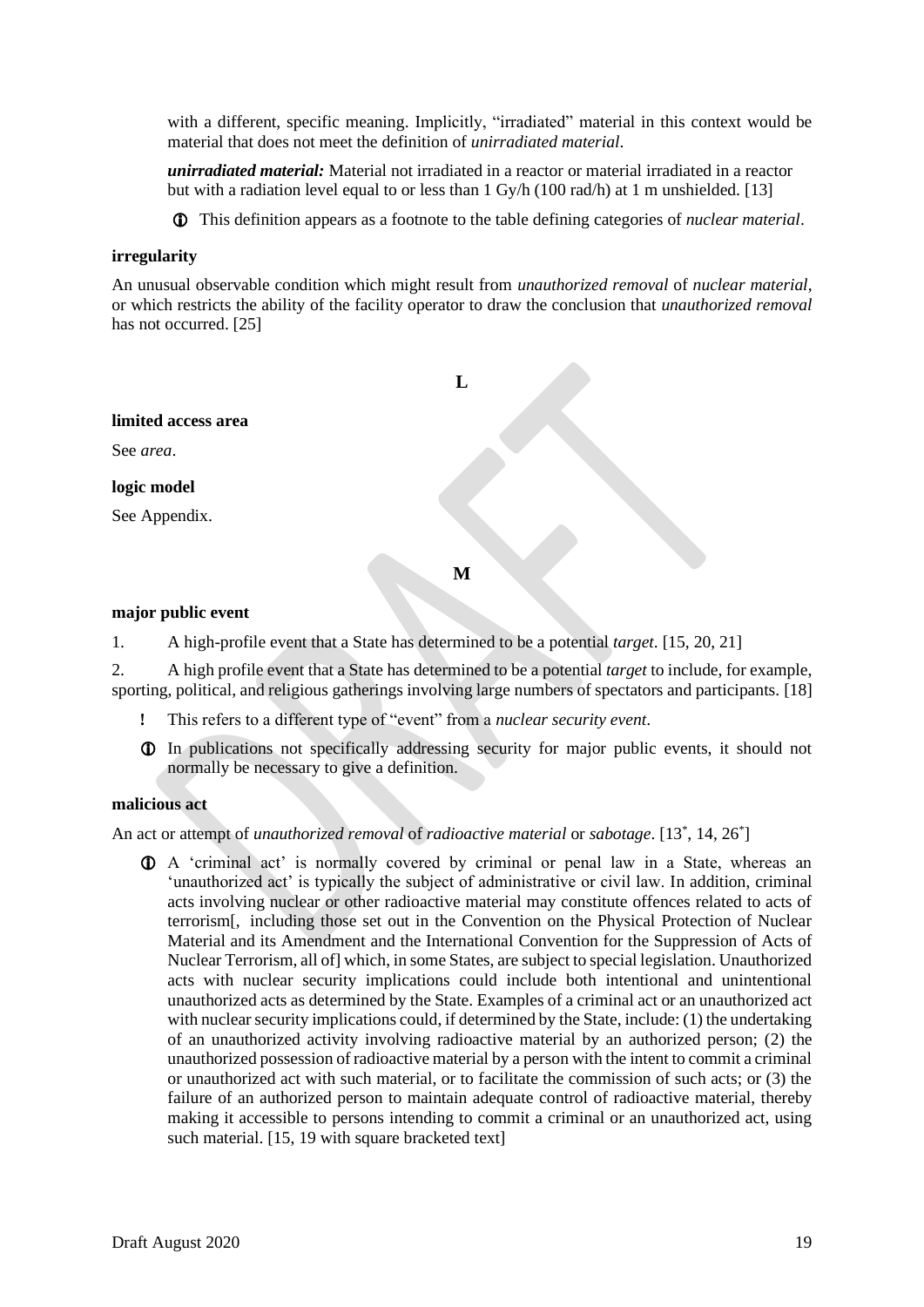with a different, specific meaning. Implicitly, "irradiated" material in this context would be material that does not meet the definition of *unirradiated material*.

***unirradiated material:*** Material not irradiated in a reactor or material irradiated in a reactor but with a radiation level equal to or less than 1 Gy/h (100 rad/h) at 1 m unshielded. [13]

ⓘ This definition appears as a footnote to the table defining categories of *nuclear material*.

**irregularity**

An unusual observable condition which might result from *unauthorized removal* of *nuclear material*, or which restricts the ability of the facility operator to draw the conclusion that *unauthorized removal* has not occurred. [25]

## L

**limited access area**

See *area*.

**logic model**

See Appendix.

## M

**major public event**

1. A high-profile event that a State has determined to be a potential *target*. [15, 20, 21]

2. A high profile event that a State has determined to be a potential *target* to include, for example, sporting, political, and religious gatherings involving large numbers of spectators and participants. [18]

! This refers to a different type of "event" from a *nuclear security event*.

ⓘ In publications not specifically addressing security for major public events, it should not normally be necessary to give a definition.

**malicious act**

An act or attempt of *unauthorized removal* of *radioactive material* or *sabotage*. [13*, 14, 26*]

ⓘ A 'criminal act' is normally covered by criminal or penal law in a State, whereas an 'unauthorized act' is typically the subject of administrative or civil law. In addition, criminal acts involving nuclear or other radioactive material may constitute offences related to acts of terrorism[, including those set out in the Convention on the Physical Protection of Nuclear Material and its Amendment and the International Convention for the Suppression of Acts of Nuclear Terrorism, all of] which, in some States, are subject to special legislation. Unauthorized acts with nuclear security implications could include both intentional and unintentional unauthorized acts as determined by the State. Examples of a criminal act or an unauthorized act with nuclear security implications could, if determined by the State, include: (1) the undertaking of an unauthorized activity involving radioactive material by an authorized person; (2) the unauthorized possession of radioactive material by a person with the intent to commit a criminal or unauthorized act with such material, or to facilitate the commission of such acts; or (3) the failure of an authorized person to maintain adequate control of radioactive material, thereby making it accessible to persons intending to commit a criminal or an unauthorized act, using such material. [15, 19 with square bracketed text]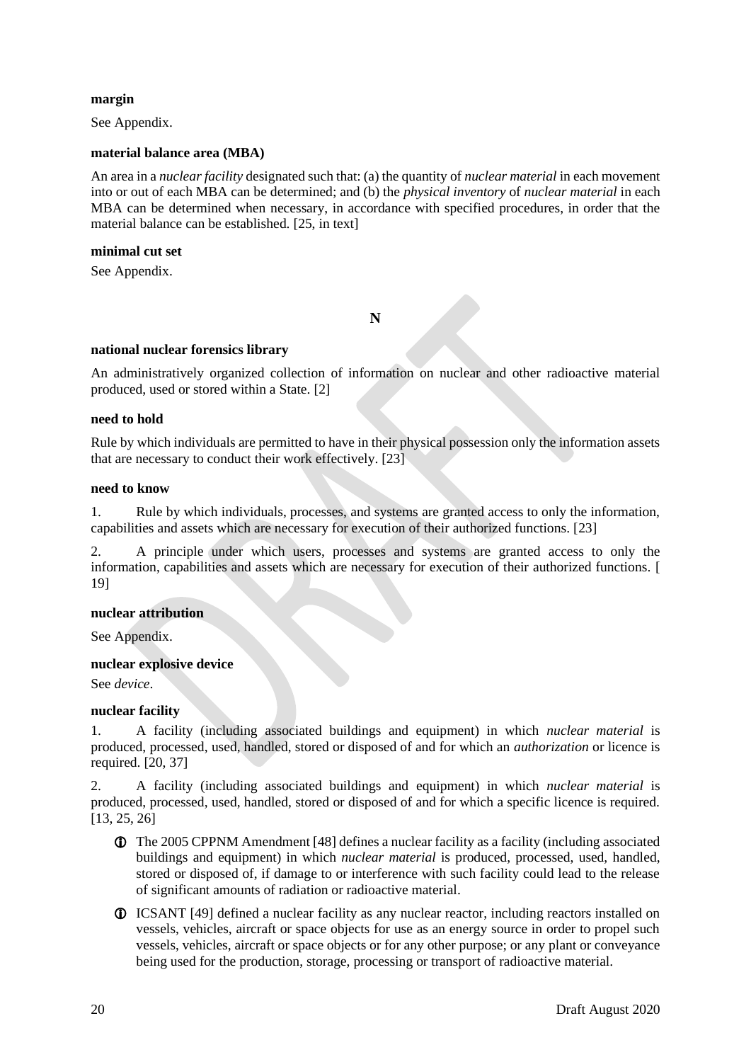**margin**

See Appendix.

**material balance area (MBA)**

An area in a *nuclear facility* designated such that: (a) the quantity of *nuclear material* in each movement into or out of each MBA can be determined; and (b) the *physical inventory* of *nuclear material* in each MBA can be determined when necessary, in accordance with specified procedures, in order that the material balance can be established. [25, in text]

**minimal cut set**

See Appendix.

## N

**national nuclear forensics library**

An administratively organized collection of information on nuclear and other radioactive material produced, used or stored within a State. [2]

**need to hold**

Rule by which individuals are permitted to have in their physical possession only the information assets that are necessary to conduct their work effectively. [23]

**need to know**

1. Rule by which individuals, processes, and systems are granted access to only the information, capabilities and assets which are necessary for execution of their authorized functions. [23]

2. A principle under which users, processes and systems are granted access to only the information, capabilities and assets which are necessary for execution of their authorized functions. [ 19]

**nuclear attribution**

See Appendix.

**nuclear explosive device**

See *device*.

**nuclear facility**

1. A facility (including associated buildings and equipment) in which *nuclear material* is produced, processed, used, handled, stored or disposed of and for which an *authorization* or licence is required. [20, 37]

2. A facility (including associated buildings and equipment) in which *nuclear material* is produced, processed, used, handled, stored or disposed of and for which a specific licence is required. [13, 25, 26]

- ⓘ The 2005 CPPNM Amendment [48] defines a nuclear facility as a facility (including associated buildings and equipment) in which *nuclear material* is produced, processed, used, handled, stored or disposed of, if damage to or interference with such facility could lead to the release of significant amounts of radiation or radioactive material.

- ⓘ ICSANT [49] defined a nuclear facility as any nuclear reactor, including reactors installed on vessels, vehicles, aircraft or space objects for use as an energy source in order to propel such vessels, vehicles, aircraft or space objects or for any other purpose; or any plant or conveyance being used for the production, storage, processing or transport of radioactive material.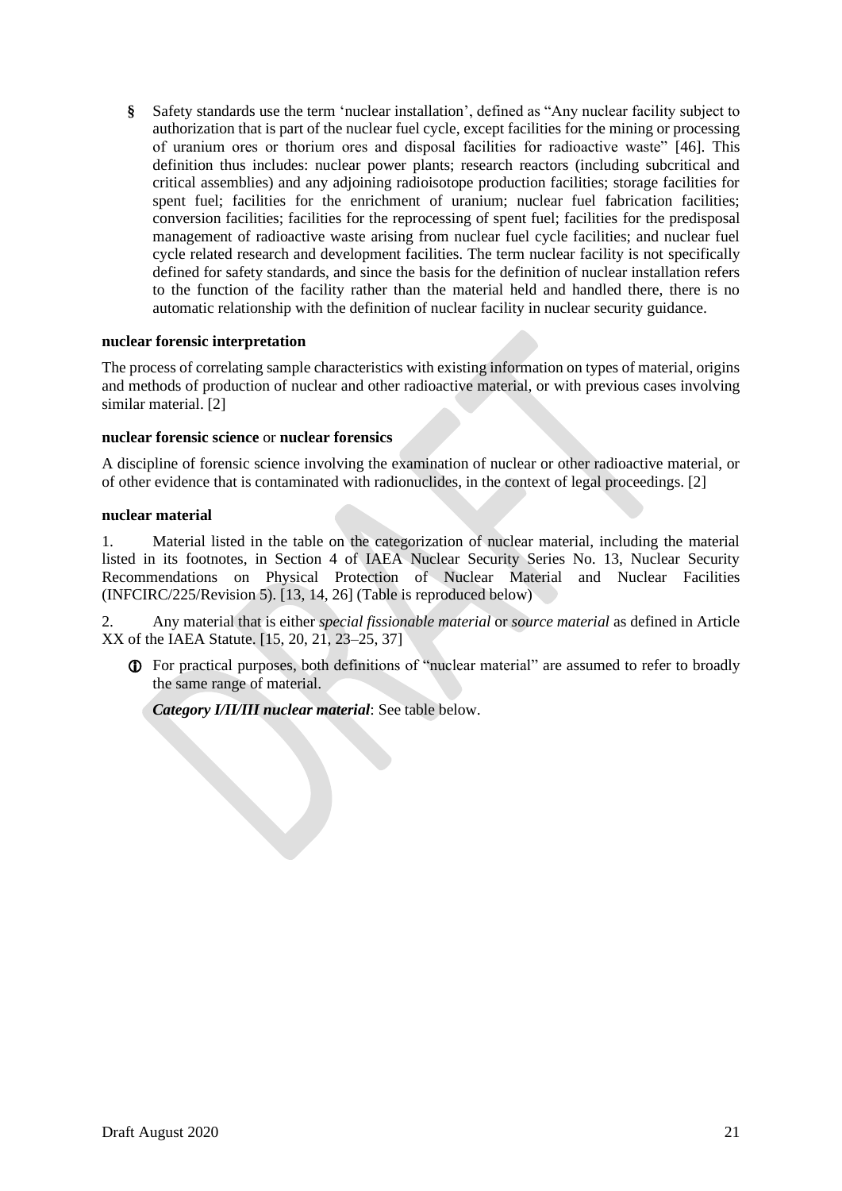§ Safety standards use the term 'nuclear installation', defined as "Any nuclear facility subject to authorization that is part of the nuclear fuel cycle, except facilities for the mining or processing of uranium ores or thorium ores and disposal facilities for radioactive waste" [46]. This definition thus includes: nuclear power plants; research reactors (including subcritical and critical assemblies) and any adjoining radioisotope production facilities; storage facilities for spent fuel; facilities for the enrichment of uranium; nuclear fuel fabrication facilities; conversion facilities; facilities for the reprocessing of spent fuel; facilities for the predisposal management of radioactive waste arising from nuclear fuel cycle facilities; and nuclear fuel cycle related research and development facilities. The term nuclear facility is not specifically defined for safety standards, and since the basis for the definition of nuclear installation refers to the function of the facility rather than the material held and handled there, there is no automatic relationship with the definition of nuclear facility in nuclear security guidance.

**nuclear forensic interpretation**

The process of correlating sample characteristics with existing information on types of material, origins and methods of production of nuclear and other radioactive material, or with previous cases involving similar material. [2]

**nuclear forensic science** or **nuclear forensics**

A discipline of forensic science involving the examination of nuclear or other radioactive material, or of other evidence that is contaminated with radionuclides, in the context of legal proceedings. [2]

**nuclear material**

1. Material listed in the table on the categorization of nuclear material, including the material listed in its footnotes, in Section 4 of IAEA Nuclear Security Series No. 13, Nuclear Security Recommendations on Physical Protection of Nuclear Material and Nuclear Facilities (INFCIRC/225/Revision 5). [13, 14, 26] (Table is reproduced below)

2. Any material that is either *special fissionable material* or *source material* as defined in Article XX of the IAEA Statute. [15, 20, 21, 23–25, 37]

ⓘ For practical purposes, both definitions of "nuclear material" are assumed to refer to broadly the same range of material.

*Category I/II/III nuclear material*: See table below.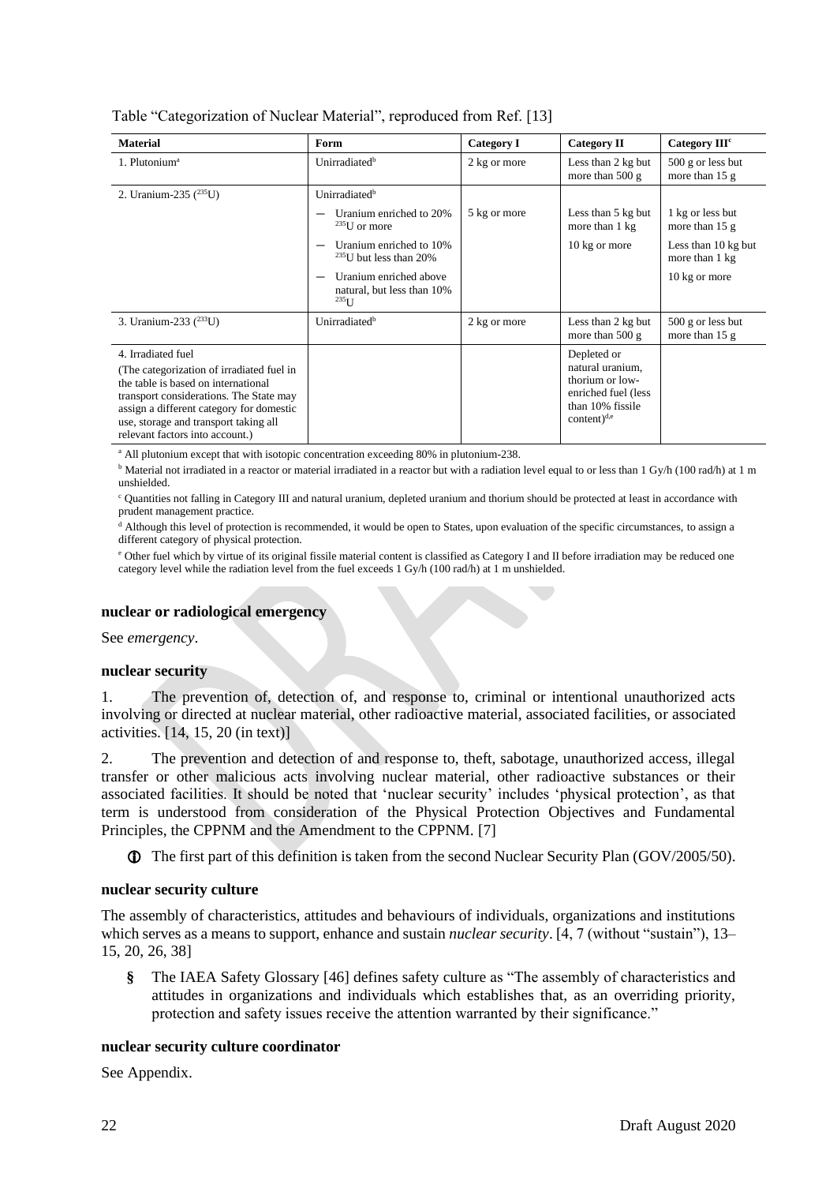Table "Categorization of Nuclear Material", reproduced from Ref. [13]

| Material | Form | Category I | Category II | Category III[c] |
|---|---|---|---|---|
| 1. Plutonium[a] | Unirradiated[b] | 2 kg or more | Less than 2 kg but more than 500 g | 500 g or less but more than 15 g |
| 2. Uranium-235 ($^{235}$U) | Unirradiated[b] | | | |
| | — Uranium enriched to 20% $^{235}$U or more | 5 kg or more | Less than 5 kg but more than 1 kg | 1 kg or less but more than 15 g |
| | — Uranium enriched to 10% $^{235}$U but less than 20% | | 10 kg or more | Less than 10 kg but more than 1 kg |
| | — Uranium enriched above natural, but less than 10% $^{235}$U | | | 10 kg or more |
| 3. Uranium-233 ($^{233}$U) | Unirradiated[b] | 2 kg or more | Less than 2 kg but more than 500 g | 500 g or less but more than 15 g |
| 4. Irradiated fuel (The categorization of irradiated fuel in the table is based on international transport considerations. The State may assign a different category for domestic use, storage and transport taking all relevant factors into account.) | | | Depleted or natural uranium, thorium or low-enriched fuel (less than 10% fissile content)[d,e] | |

[a] All plutonium except that with isotopic concentration exceeding 80% in plutonium-238.

[b] Material not irradiated in a reactor or material irradiated in a reactor but with a radiation level equal to or less than 1 Gy/h (100 rad/h) at 1 m unshielded.

[c] Quantities not falling in Category III and natural uranium, depleted uranium and thorium should be protected at least in accordance with prudent management practice.

[d] Although this level of protection is recommended, it would be open to States, upon evaluation of the specific circumstances, to assign a different category of physical protection.

[e] Other fuel which by virtue of its original fissile material content is classified as Category I and II before irradiation may be reduced one category level while the radiation level from the fuel exceeds 1 Gy/h (100 rad/h) at 1 m unshielded.

**nuclear or radiological emergency**

See *emergency*.

**nuclear security**

1. The prevention of, detection of, and response to, criminal or intentional unauthorized acts involving or directed at nuclear material, other radioactive material, associated facilities, or associated activities. [14, 15, 20 (in text)]

2. The prevention and detection of and response to, theft, sabotage, unauthorized access, illegal transfer or other malicious acts involving nuclear material, other radioactive substances or their associated facilities. It should be noted that 'nuclear security' includes 'physical protection', as that term is understood from consideration of the Physical Protection Objectives and Fundamental Principles, the CPPNM and the Amendment to the CPPNM. [7]

ⓘ The first part of this definition is taken from the second Nuclear Security Plan (GOV/2005/50).

**nuclear security culture**

The assembly of characteristics, attitudes and behaviours of individuals, organizations and institutions which serves as a means to support, enhance and sustain *nuclear security*. [4, 7 (without "sustain"), 13–15, 20, 26, 38]

§ The IAEA Safety Glossary [46] defines safety culture as "The assembly of characteristics and attitudes in organizations and individuals which establishes that, as an overriding priority, protection and safety issues receive the attention warranted by their significance."

**nuclear security culture coordinator**

See Appendix.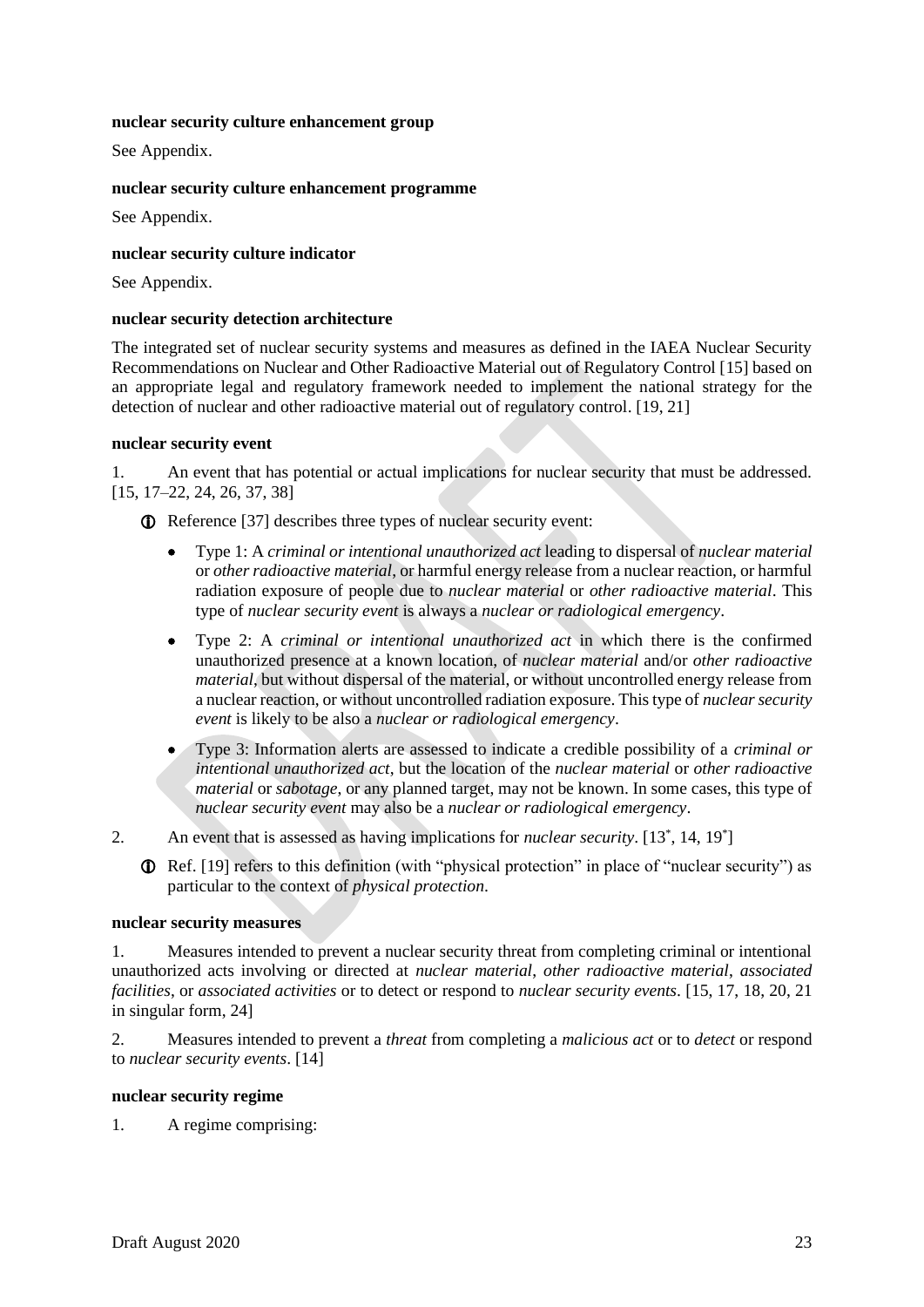**nuclear security culture enhancement group**

See Appendix.

**nuclear security culture enhancement programme**

See Appendix.

**nuclear security culture indicator**

See Appendix.

**nuclear security detection architecture**

The integrated set of nuclear security systems and measures as defined in the IAEA Nuclear Security Recommendations on Nuclear and Other Radioactive Material out of Regulatory Control [15] based on an appropriate legal and regulatory framework needed to implement the national strategy for the detection of nuclear and other radioactive material out of regulatory control. [19, 21]

**nuclear security event**

1. An event that has potential or actual implications for nuclear security that must be addressed. [15, 17–22, 24, 26, 37, 38]

ⓘ Reference [37] describes three types of nuclear security event:

- Type 1: A *criminal or intentional unauthorized act* leading to dispersal of *nuclear material* or *other radioactive material*, or harmful energy release from a nuclear reaction, or harmful radiation exposure of people due to *nuclear material* or *other radioactive material*. This type of *nuclear security event* is always a *nuclear or radiological emergency*.
- Type 2: A *criminal or intentional unauthorized act* in which there is the confirmed unauthorized presence at a known location, of *nuclear material* and/or *other radioactive material*, but without dispersal of the material, or without uncontrolled energy release from a nuclear reaction, or without uncontrolled radiation exposure. This type of *nuclear security event* is likely to be also a *nuclear or radiological emergency*.
- Type 3: Information alerts are assessed to indicate a credible possibility of a *criminal or intentional unauthorized act*, but the location of the *nuclear material* or *other radioactive material* or *sabotage*, or any planned target, may not be known. In some cases, this type of *nuclear security event* may also be a *nuclear or radiological emergency*.

2. An event that is assessed as having implications for *nuclear security*. [13*, 14, 19*]

ⓘ Ref. [19] refers to this definition (with "physical protection" in place of "nuclear security") as particular to the context of *physical protection*.

**nuclear security measures**

1. Measures intended to prevent a nuclear security threat from completing criminal or intentional unauthorized acts involving or directed at *nuclear material*, *other radioactive material*, *associated facilities*, or *associated activities* or to detect or respond to *nuclear security events*. [15, 17, 18, 20, 21 in singular form, 24]

2. Measures intended to prevent a *threat* from completing a *malicious act* or to *detect* or respond to *nuclear security events*. [14]

**nuclear security regime**

1. A regime comprising: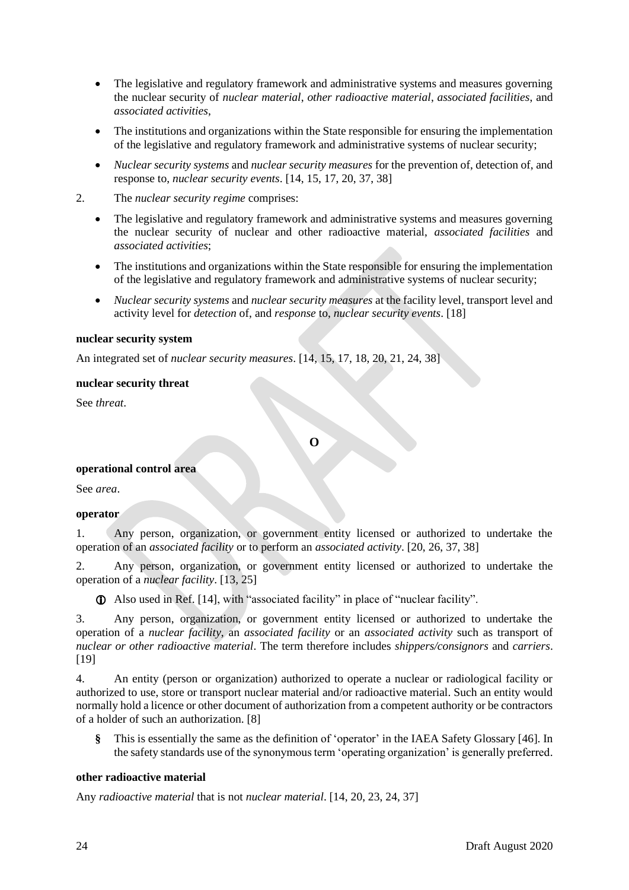- The legislative and regulatory framework and administrative systems and measures governing the nuclear security of *nuclear material*, *other radioactive material*, *associated facilities*, and *associated activities*,
- The institutions and organizations within the State responsible for ensuring the implementation of the legislative and regulatory framework and administrative systems of nuclear security;
- *Nuclear security systems* and *nuclear security measures* for the prevention of, detection of, and response to, *nuclear security events*. [14, 15, 17, 20, 37, 38]

2. The *nuclear security regime* comprises:

- The legislative and regulatory framework and administrative systems and measures governing the nuclear security of nuclear and other radioactive material, *associated facilities* and *associated activities*;
- The institutions and organizations within the State responsible for ensuring the implementation of the legislative and regulatory framework and administrative systems of nuclear security;
- *Nuclear security systems* and *nuclear security measures* at the facility level, transport level and activity level for *detection* of, and *response* to, *nuclear security events*. [18]

**nuclear security system**

An integrated set of *nuclear security measures*. [14, 15, 17, 18, 20, 21, 24, 38]

**nuclear security threat**

See *threat*.

## O

**operational control area**

See *area*.

**operator**

1. Any person, organization, or government entity licensed or authorized to undertake the operation of an *associated facility* or to perform an *associated activity*. [20, 26, 37, 38]

2. Any person, organization, or government entity licensed or authorized to undertake the operation of a *nuclear facility*. [13, 25]

   ⓘ Also used in Ref. [14], with "associated facility" in place of "nuclear facility".

3. Any person, organization, or government entity licensed or authorized to undertake the operation of a *nuclear facility*, an *associated facility* or an *associated activity* such as transport of *nuclear or other radioactive material*. The term therefore includes *shippers/consignors* and *carriers*. [19]

4. An entity (person or organization) authorized to operate a nuclear or radiological facility or authorized to use, store or transport nuclear material and/or radioactive material. Such an entity would normally hold a licence or other document of authorization from a competent authority or be contractors of a holder of such an authorization. [8]

   § This is essentially the same as the definition of 'operator' in the IAEA Safety Glossary [46]. In the safety standards use of the synonymous term 'operating organization' is generally preferred.

**other radioactive material**

Any *radioactive material* that is not *nuclear material*. [14, 20, 23, 24, 37]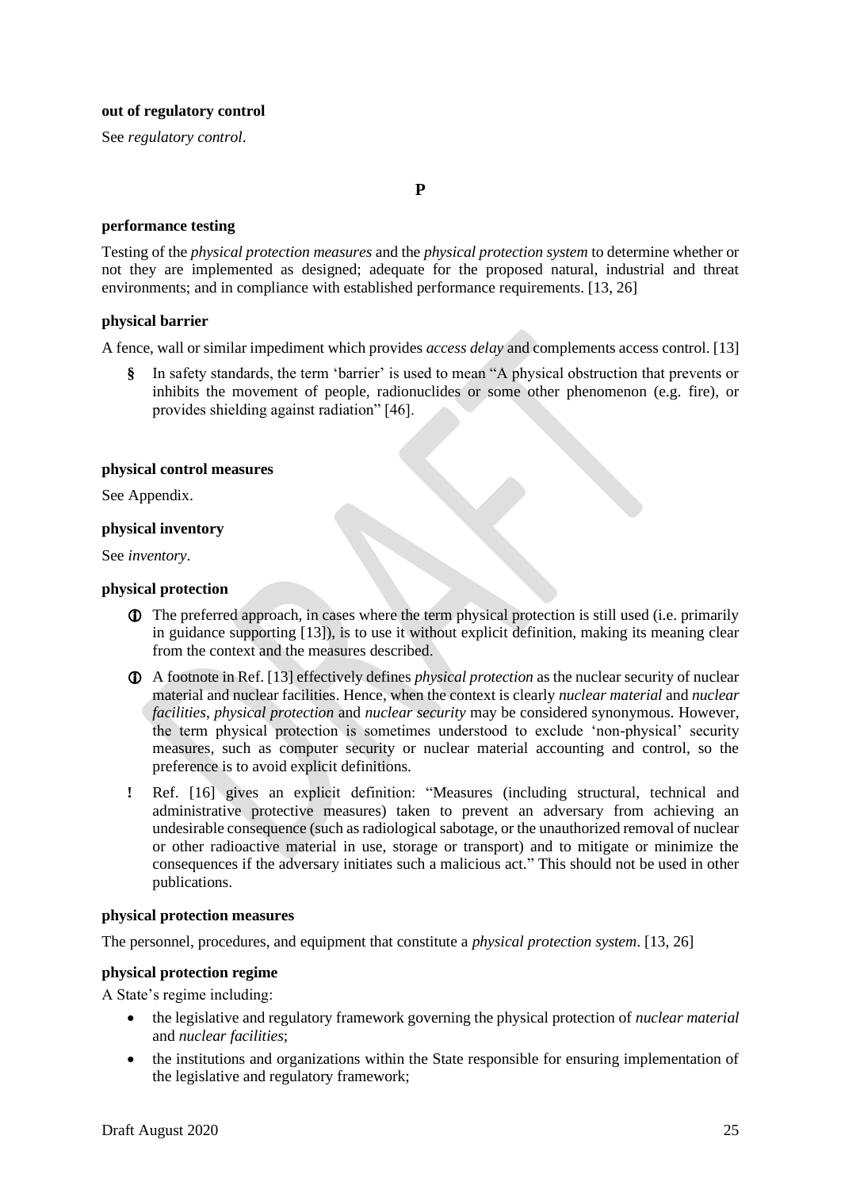**out of regulatory control**

See *regulatory control*.

## P

**performance testing**

Testing of the *physical protection measures* and the *physical protection system* to determine whether or not they are implemented as designed; adequate for the proposed natural, industrial and threat environments; and in compliance with established performance requirements. [13, 26]

**physical barrier**

A fence, wall or similar impediment which provides *access delay* and complements access control. [13]

- § In safety standards, the term 'barrier' is used to mean "A physical obstruction that prevents or inhibits the movement of people, radionuclides or some other phenomenon (e.g. fire), or provides shielding against radiation" [46].

**physical control measures**

See Appendix.

**physical inventory**

See *inventory*.

**physical protection**

- ⓘ The preferred approach, in cases where the term physical protection is still used (i.e. primarily in guidance supporting [13]), is to use it without explicit definition, making its meaning clear from the context and the measures described.
- ⓘ A footnote in Ref. [13] effectively defines *physical protection* as the nuclear security of nuclear material and nuclear facilities. Hence, when the context is clearly *nuclear material* and *nuclear facilities*, *physical protection* and *nuclear security* may be considered synonymous. However, the term physical protection is sometimes understood to exclude 'non-physical' security measures, such as computer security or nuclear material accounting and control, so the preference is to avoid explicit definitions.
- ! Ref. [16] gives an explicit definition: "Measures (including structural, technical and administrative protective measures) taken to prevent an adversary from achieving an undesirable consequence (such as radiological sabotage, or the unauthorized removal of nuclear or other radioactive material in use, storage or transport) and to mitigate or minimize the consequences if the adversary initiates such a malicious act." This should not be used in other publications.

**physical protection measures**

The personnel, procedures, and equipment that constitute a *physical protection system*. [13, 26]

**physical protection regime**

A State's regime including:

- the legislative and regulatory framework governing the physical protection of *nuclear material* and *nuclear facilities*;
- the institutions and organizations within the State responsible for ensuring implementation of the legislative and regulatory framework;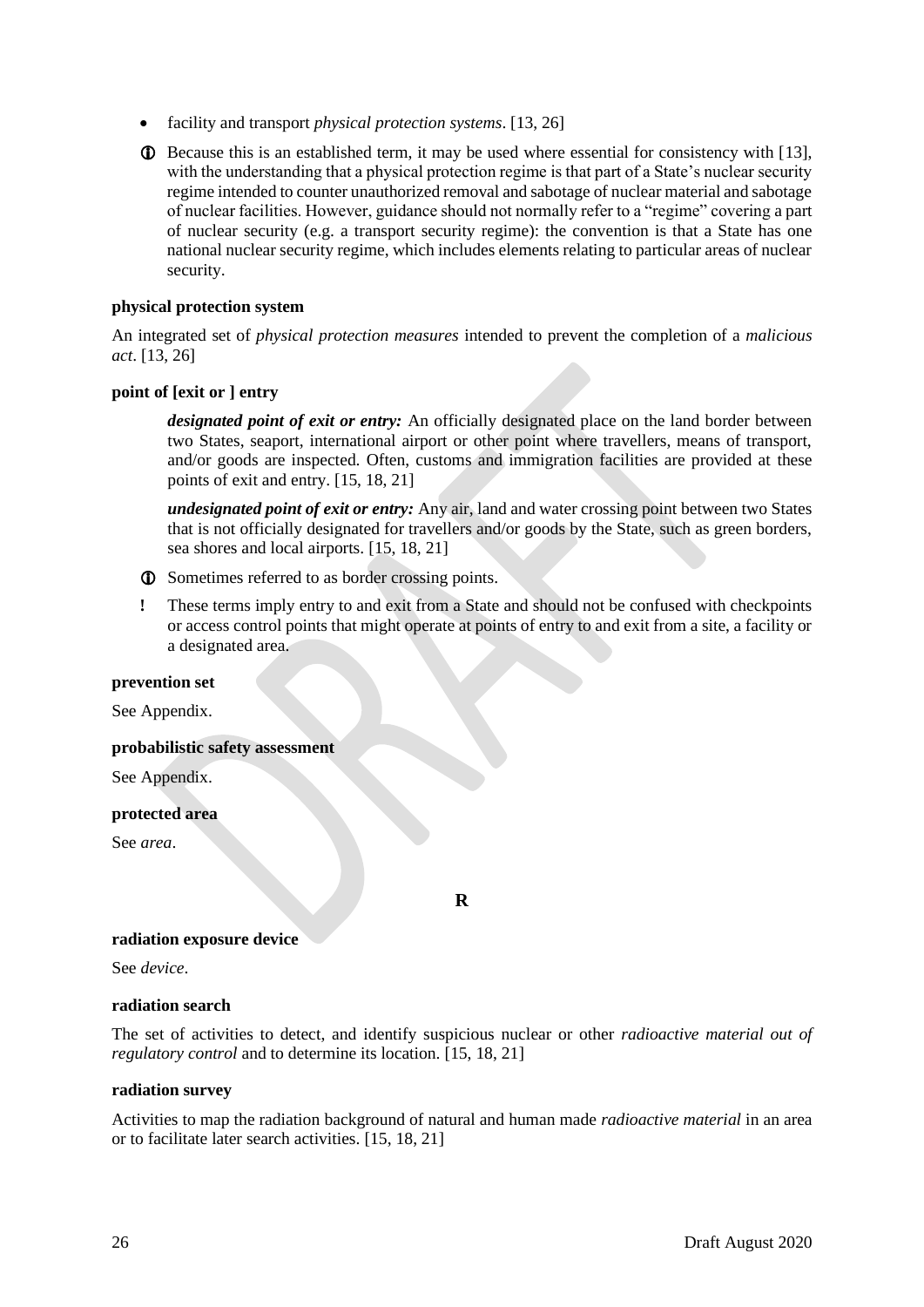- facility and transport *physical protection systems*. [13, 26]

ⓘ Because this is an established term, it may be used where essential for consistency with [13], with the understanding that a physical protection regime is that part of a State's nuclear security regime intended to counter unauthorized removal and sabotage of nuclear material and sabotage of nuclear facilities. However, guidance should not normally refer to a "regime" covering a part of nuclear security (e.g. a transport security regime): the convention is that a State has one national nuclear security regime, which includes elements relating to particular areas of nuclear security.

**physical protection system**

An integrated set of *physical protection measures* intended to prevent the completion of a *malicious act*. [13, 26]

**point of [exit or ] entry**

> ***designated point of exit or entry:*** An officially designated place on the land border between two States, seaport, international airport or other point where travellers, means of transport, and/or goods are inspected. Often, customs and immigration facilities are provided at these points of exit and entry. [15, 18, 21]
>
> ***undesignated point of exit or entry:*** Any air, land and water crossing point between two States that is not officially designated for travellers and/or goods by the State, such as green borders, sea shores and local airports. [15, 18, 21]

ⓘ Sometimes referred to as border crossing points.

! These terms imply entry to and exit from a State and should not be confused with checkpoints or access control points that might operate at points of entry to and exit from a site, a facility or a designated area.

**prevention set**

See Appendix.

**probabilistic safety assessment**

See Appendix.

**protected area**

See *area*.

## R

**radiation exposure device**

See *device*.

**radiation search**

The set of activities to detect, and identify suspicious nuclear or other *radioactive material out of regulatory control* and to determine its location. [15, 18, 21]

**radiation survey**

Activities to map the radiation background of natural and human made *radioactive material* in an area or to facilitate later search activities. [15, 18, 21]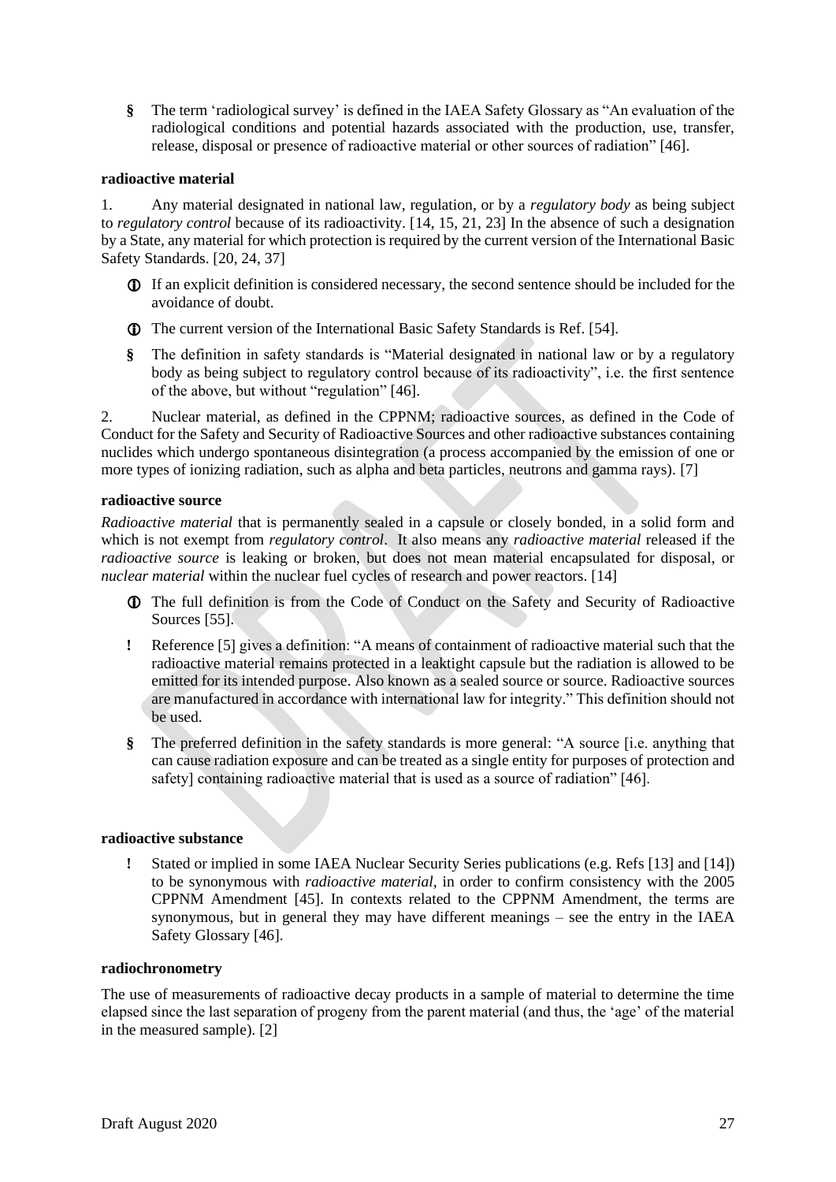§ The term 'radiological survey' is defined in the IAEA Safety Glossary as "An evaluation of the radiological conditions and potential hazards associated with the production, use, transfer, release, disposal or presence of radioactive material or other sources of radiation" [46].

**radioactive material**

1. Any material designated in national law, regulation, or by a *regulatory body* as being subject to *regulatory control* because of its radioactivity. [14, 15, 21, 23] In the absence of such a designation by a State, any material for which protection is required by the current version of the International Basic Safety Standards. [20, 24, 37]

ⓘ If an explicit definition is considered necessary, the second sentence should be included for the avoidance of doubt.

ⓘ The current version of the International Basic Safety Standards is Ref. [54].

§ The definition in safety standards is "Material designated in national law or by a regulatory body as being subject to regulatory control because of its radioactivity", i.e. the first sentence of the above, but without "regulation" [46].

2. Nuclear material, as defined in the CPPNM; radioactive sources, as defined in the Code of Conduct for the Safety and Security of Radioactive Sources and other radioactive substances containing nuclides which undergo spontaneous disintegration (a process accompanied by the emission of one or more types of ionizing radiation, such as alpha and beta particles, neutrons and gamma rays). [7]

**radioactive source**

*Radioactive material* that is permanently sealed in a capsule or closely bonded, in a solid form and which is not exempt from *regulatory control*. It also means any *radioactive material* released if the *radioactive source* is leaking or broken, but does not mean material encapsulated for disposal, or *nuclear material* within the nuclear fuel cycles of research and power reactors. [14]

ⓘ The full definition is from the Code of Conduct on the Safety and Security of Radioactive Sources [55].

! Reference [5] gives a definition: "A means of containment of radioactive material such that the radioactive material remains protected in a leaktight capsule but the radiation is allowed to be emitted for its intended purpose. Also known as a sealed source or source. Radioactive sources are manufactured in accordance with international law for integrity." This definition should not be used.

§ The preferred definition in the safety standards is more general: "A source [i.e. anything that can cause radiation exposure and can be treated as a single entity for purposes of protection and safety] containing radioactive material that is used as a source of radiation" [46].

**radioactive substance**

! Stated or implied in some IAEA Nuclear Security Series publications (e.g. Refs [13] and [14]) to be synonymous with *radioactive material*, in order to confirm consistency with the 2005 CPPNM Amendment [45]. In contexts related to the CPPNM Amendment, the terms are synonymous, but in general they may have different meanings – see the entry in the IAEA Safety Glossary [46].

**radiochronometry**

The use of measurements of radioactive decay products in a sample of material to determine the time elapsed since the last separation of progeny from the parent material (and thus, the 'age' of the material in the measured sample). [2]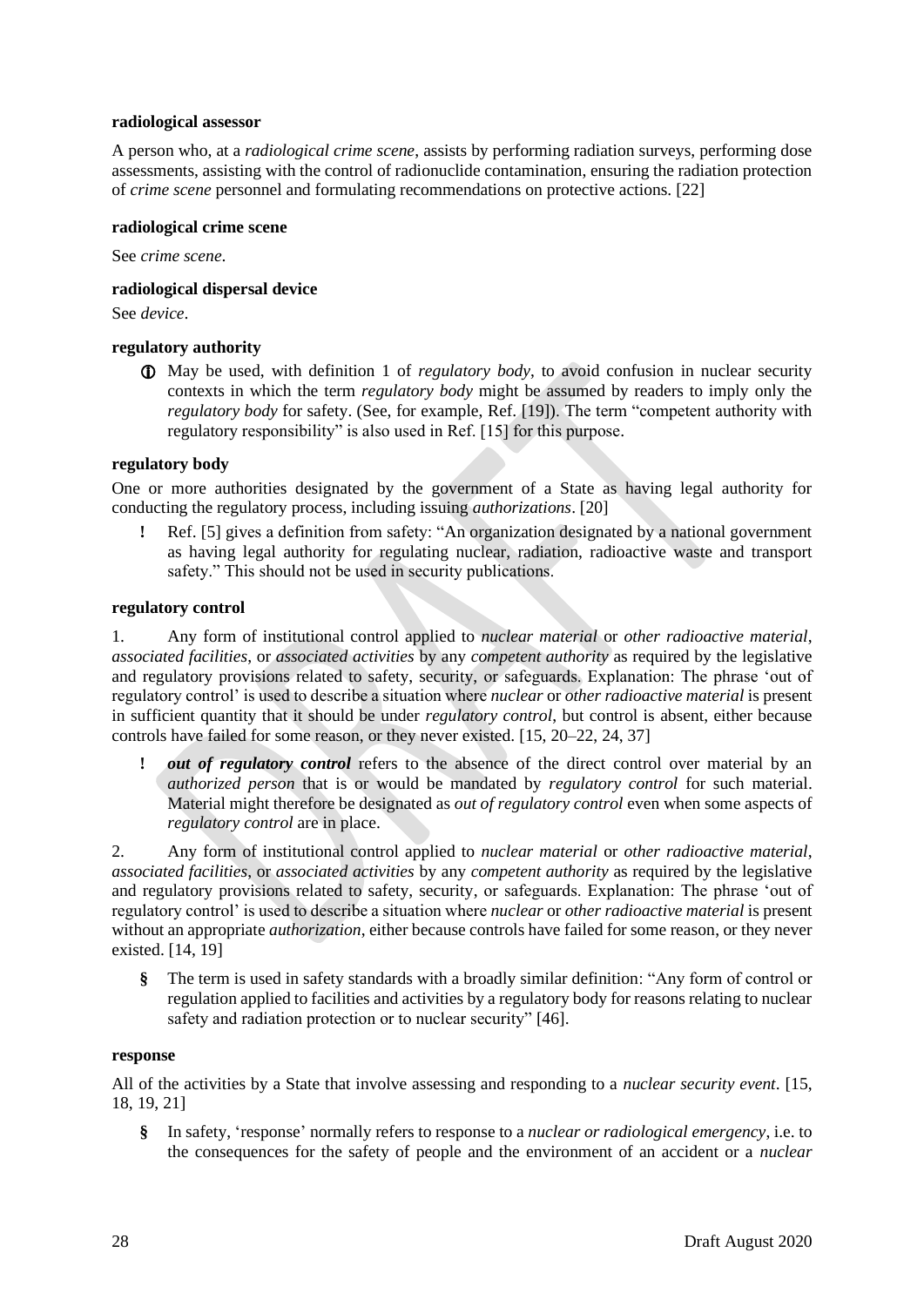**radiological assessor**

A person who, at a *radiological crime scene*, assists by performing radiation surveys, performing dose assessments, assisting with the control of radionuclide contamination, ensuring the radiation protection of *crime scene* personnel and formulating recommendations on protective actions. [22]

**radiological crime scene**

See *crime scene*.

**radiological dispersal device**

See *device*.

**regulatory authority**

ⓘ May be used, with definition 1 of *regulatory body*, to avoid confusion in nuclear security contexts in which the term *regulatory body* might be assumed by readers to imply only the *regulatory body* for safety. (See, for example, Ref. [19]). The term "competent authority with regulatory responsibility" is also used in Ref. [15] for this purpose.

**regulatory body**

One or more authorities designated by the government of a State as having legal authority for conducting the regulatory process, including issuing *authorizations*. [20]

! Ref. [5] gives a definition from safety: "An organization designated by a national government as having legal authority for regulating nuclear, radiation, radioactive waste and transport safety." This should not be used in security publications.

**regulatory control**

1. Any form of institutional control applied to *nuclear material* or *other radioactive material*, *associated facilities*, or *associated activities* by any *competent authority* as required by the legislative and regulatory provisions related to safety, security, or safeguards. Explanation: The phrase 'out of regulatory control' is used to describe a situation where *nuclear* or *other radioactive material* is present in sufficient quantity that it should be under *regulatory control*, but control is absent, either because controls have failed for some reason, or they never existed. [15, 20–22, 24, 37]

! ***out of regulatory control*** refers to the absence of the direct control over material by an *authorized person* that is or would be mandated by *regulatory control* for such material. Material might therefore be designated as *out of regulatory control* even when some aspects of *regulatory control* are in place.

2. Any form of institutional control applied to *nuclear material* or *other radioactive material*, *associated facilities*, or *associated activities* by any *competent authority* as required by the legislative and regulatory provisions related to safety, security, or safeguards. Explanation: The phrase 'out of regulatory control' is used to describe a situation where *nuclear* or *other radioactive material* is present without an appropriate *authorization*, either because controls have failed for some reason, or they never existed. [14, 19]

§ The term is used in safety standards with a broadly similar definition: "Any form of control or regulation applied to facilities and activities by a regulatory body for reasons relating to nuclear safety and radiation protection or to nuclear security" [46].

**response**

All of the activities by a State that involve assessing and responding to a *nuclear security event*. [15, 18, 19, 21]

§ In safety, 'response' normally refers to response to a *nuclear or radiological emergency*, i.e. to the consequences for the safety of people and the environment of an accident or a *nuclear*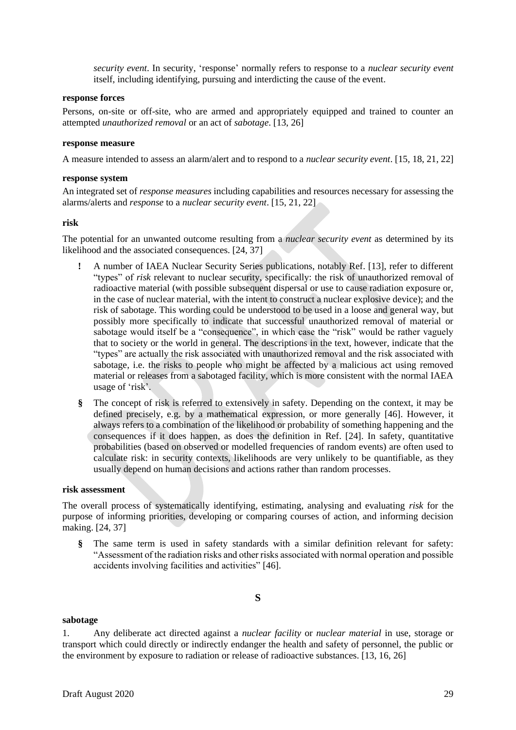*security event*. In security, 'response' normally refers to response to a *nuclear security event* itself, including identifying, pursuing and interdicting the cause of the event.

**response forces**

Persons, on-site or off-site, who are armed and appropriately equipped and trained to counter an attempted *unauthorized removal* or an act of *sabotage*. [13, 26]

**response measure**

A measure intended to assess an alarm/alert and to respond to a *nuclear security event*. [15, 18, 21, 22]

**response system**

An integrated set of *response measures* including capabilities and resources necessary for assessing the alarms/alerts and *response* to a *nuclear security event*. [15, 21, 22]

**risk**

The potential for an unwanted outcome resulting from a *nuclear security event* as determined by its likelihood and the associated consequences. [24, 37]

**!** A number of IAEA Nuclear Security Series publications, notably Ref. [13], refer to different "types" of *risk* relevant to nuclear security, specifically: the risk of unauthorized removal of radioactive material (with possible subsequent dispersal or use to cause radiation exposure or, in the case of nuclear material, with the intent to construct a nuclear explosive device); and the risk of sabotage. This wording could be understood to be used in a loose and general way, but possibly more specifically to indicate that successful unauthorized removal of material or sabotage would itself be a "consequence", in which case the "risk" would be rather vaguely that to society or the world in general. The descriptions in the text, however, indicate that the "types" are actually the risk associated with unauthorized removal and the risk associated with sabotage, i.e. the risks to people who might be affected by a malicious act using removed material or releases from a sabotaged facility, which is more consistent with the normal IAEA usage of 'risk'.

**§** The concept of risk is referred to extensively in safety. Depending on the context, it may be defined precisely, e.g. by a mathematical expression, or more generally [46]. However, it always refers to a combination of the likelihood or probability of something happening and the consequences if it does happen, as does the definition in Ref. [24]. In safety, quantitative probabilities (based on observed or modelled frequencies of random events) are often used to calculate risk: in security contexts, likelihoods are very unlikely to be quantifiable, as they usually depend on human decisions and actions rather than random processes.

**risk assessment**

The overall process of systematically identifying, estimating, analysing and evaluating *risk* for the purpose of informing priorities, developing or comparing courses of action, and informing decision making. [24, 37]

**§** The same term is used in safety standards with a similar definition relevant for safety: "Assessment of the radiation risks and other risks associated with normal operation and possible accidents involving facilities and activities" [46].

## S

**sabotage**

1. Any deliberate act directed against a *nuclear facility* or *nuclear material* in use, storage or transport which could directly or indirectly endanger the health and safety of personnel, the public or the environment by exposure to radiation or release of radioactive substances. [13, 16, 26]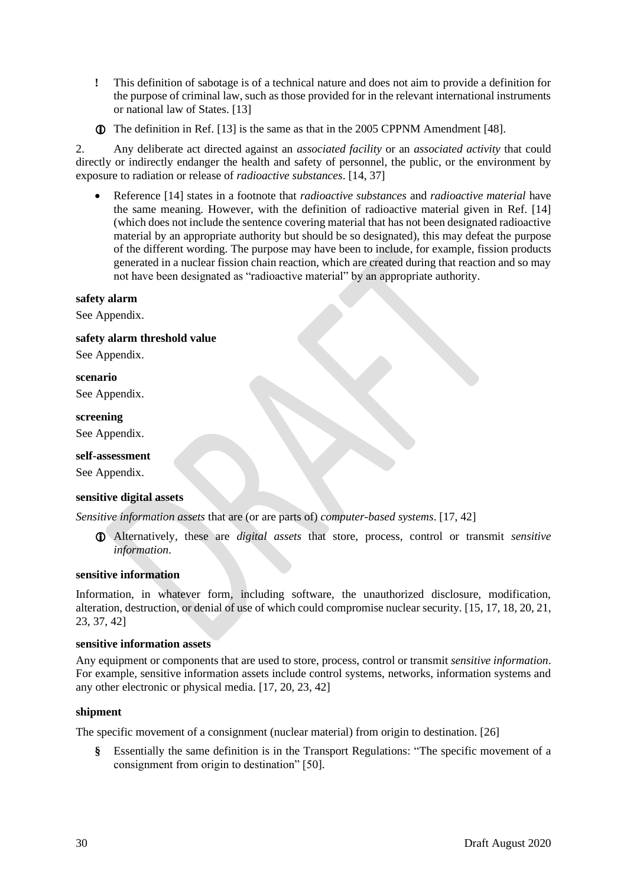- ! This definition of sabotage is of a technical nature and does not aim to provide a definition for the purpose of criminal law, such as those provided for in the relevant international instruments or national law of States. [13]

- ⓘ The definition in Ref. [13] is the same as that in the 2005 CPPNM Amendment [48].

2. Any deliberate act directed against an *associated facility* or an *associated activity* that could directly or indirectly endanger the health and safety of personnel, the public, or the environment by exposure to radiation or release of *radioactive substances*. [14, 37]

- Reference [14] states in a footnote that *radioactive substances* and *radioactive material* have the same meaning. However, with the definition of radioactive material given in Ref. [14] (which does not include the sentence covering material that has not been designated radioactive material by an appropriate authority but should be so designated), this may defeat the purpose of the different wording. The purpose may have been to include, for example, fission products generated in a nuclear fission chain reaction, which are created during that reaction and so may not have been designated as "radioactive material" by an appropriate authority.

**safety alarm**

See Appendix.

**safety alarm threshold value**

See Appendix.

**scenario**

See Appendix.

**screening**

See Appendix.

**self-assessment**

See Appendix.

**sensitive digital assets**

*Sensitive information assets* that are (or are parts of) *computer-based systems*. [17, 42]

- ⓘ Alternatively, these are *digital assets* that store, process, control or transmit *sensitive information*.

**sensitive information**

Information, in whatever form, including software, the unauthorized disclosure, modification, alteration, destruction, or denial of use of which could compromise nuclear security. [15, 17, 18, 20, 21, 23, 37, 42]

**sensitive information assets**

Any equipment or components that are used to store, process, control or transmit *sensitive information*. For example, sensitive information assets include control systems, networks, information systems and any other electronic or physical media. [17, 20, 23, 42]

**shipment**

The specific movement of a consignment (nuclear material) from origin to destination. [26]

- § Essentially the same definition is in the Transport Regulations: "The specific movement of a consignment from origin to destination" [50].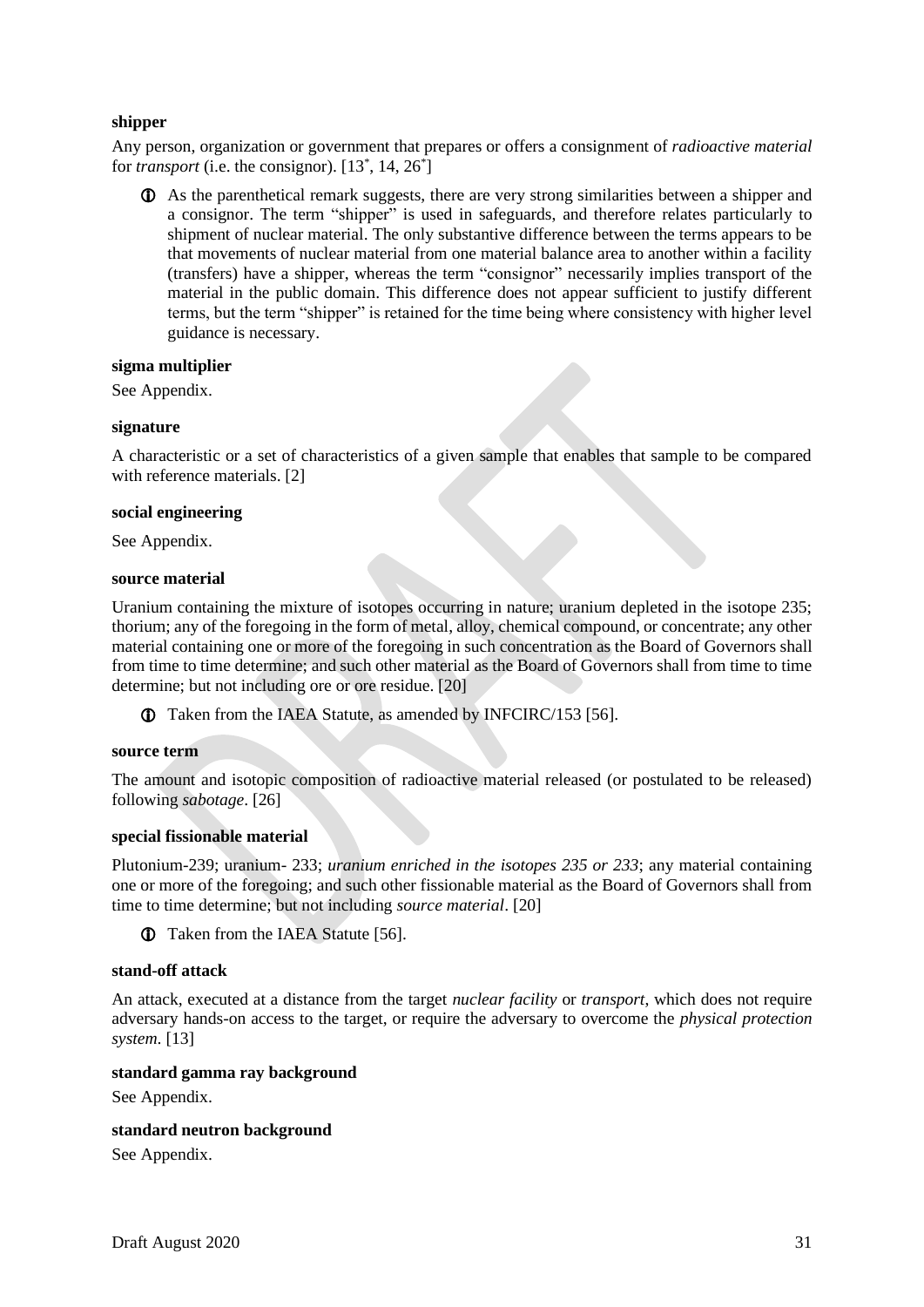**shipper**

Any person, organization or government that prepares or offers a consignment of *radioactive material* for *transport* (i.e. the consignor). [13*, 14, 26*]

ⓘ As the parenthetical remark suggests, there are very strong similarities between a shipper and a consignor. The term "shipper" is used in safeguards, and therefore relates particularly to shipment of nuclear material. The only substantive difference between the terms appears to be that movements of nuclear material from one material balance area to another within a facility (transfers) have a shipper, whereas the term "consignor" necessarily implies transport of the material in the public domain. This difference does not appear sufficient to justify different terms, but the term "shipper" is retained for the time being where consistency with higher level guidance is necessary.

**sigma multiplier**

See Appendix.

**signature**

A characteristic or a set of characteristics of a given sample that enables that sample to be compared with reference materials. [2]

**social engineering**

See Appendix.

**source material**

Uranium containing the mixture of isotopes occurring in nature; uranium depleted in the isotope 235; thorium; any of the foregoing in the form of metal, alloy, chemical compound, or concentrate; any other material containing one or more of the foregoing in such concentration as the Board of Governors shall from time to time determine; and such other material as the Board of Governors shall from time to time determine; but not including ore or ore residue. [20]

ⓘ Taken from the IAEA Statute, as amended by INFCIRC/153 [56].

**source term**

The amount and isotopic composition of radioactive material released (or postulated to be released) following *sabotage*. [26]

**special fissionable material**

Plutonium-239; uranium- 233; *uranium enriched in the isotopes 235 or 233*; any material containing one or more of the foregoing; and such other fissionable material as the Board of Governors shall from time to time determine; but not including *source material*. [20]

ⓘ Taken from the IAEA Statute [56].

**stand-off attack**

An attack, executed at a distance from the target *nuclear facility* or *transport*, which does not require adversary hands-on access to the target, or require the adversary to overcome the *physical protection system*. [13]

**standard gamma ray background**

See Appendix.

**standard neutron background**

See Appendix.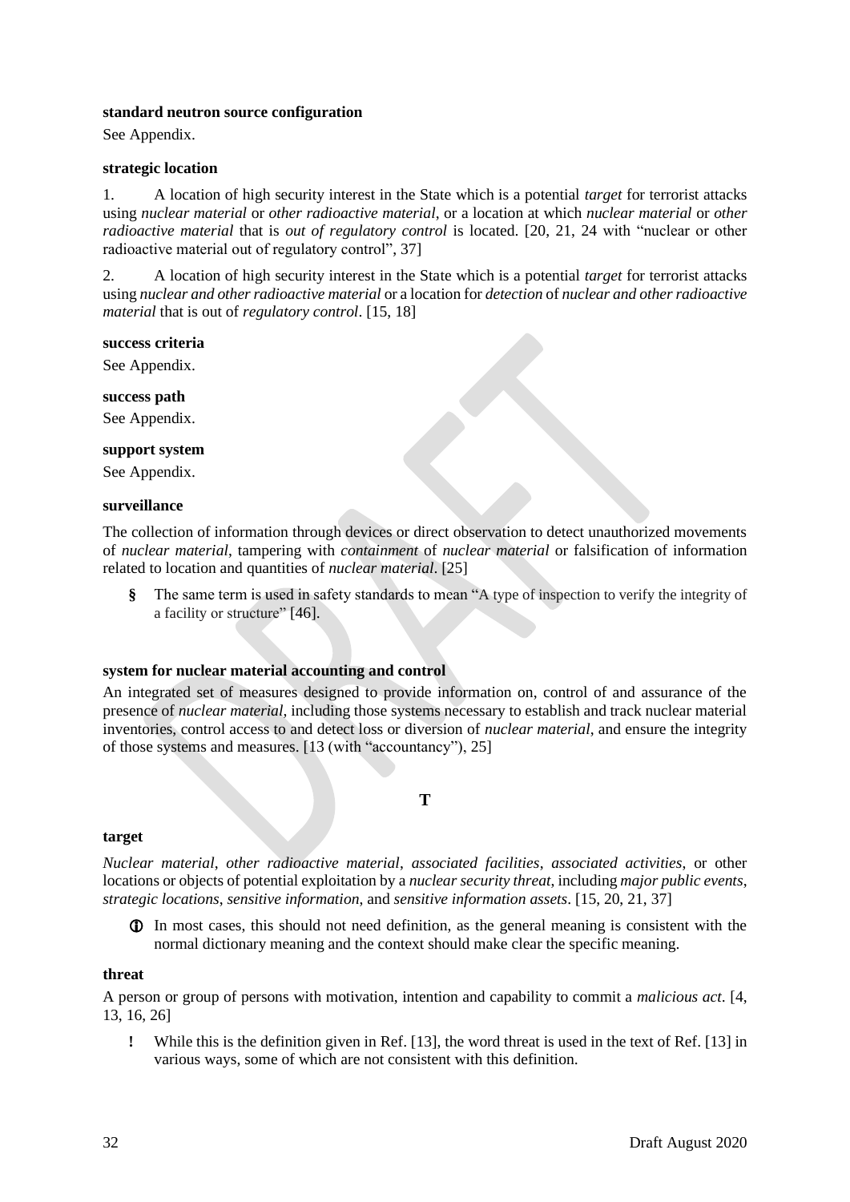**standard neutron source configuration**

See Appendix.

**strategic location**

1. A location of high security interest in the State which is a potential *target* for terrorist attacks using *nuclear material* or *other radioactive material*, or a location at which *nuclear material* or *other radioactive material* that is *out of regulatory control* is located. [20, 21, 24 with "nuclear or other radioactive material out of regulatory control", 37]

2. A location of high security interest in the State which is a potential *target* for terrorist attacks using *nuclear and other radioactive material* or a location for *detection* of *nuclear and other radioactive material* that is out of *regulatory control*. [15, 18]

**success criteria**

See Appendix.

**success path**

See Appendix.

**support system**

See Appendix.

**surveillance**

The collection of information through devices or direct observation to detect unauthorized movements of *nuclear material*, tampering with *containment* of *nuclear material* or falsification of information related to location and quantities of *nuclear material*. [25]

> § The same term is used in safety standards to mean "A type of inspection to verify the integrity of a facility or structure" [46].

**system for nuclear material accounting and control**

An integrated set of measures designed to provide information on, control of and assurance of the presence of *nuclear material*, including those systems necessary to establish and track nuclear material inventories, control access to and detect loss or diversion of *nuclear material*, and ensure the integrity of those systems and measures. [13 (with "accountancy"), 25]

## T

**target**

*Nuclear material*, *other radioactive material*, *associated facilities*, *associated activities*, or other locations or objects of potential exploitation by a *nuclear security threat*, including *major public events*, *strategic locations*, *sensitive information*, and *sensitive information assets*. [15, 20, 21, 37]

> ⓘ In most cases, this should not need definition, as the general meaning is consistent with the normal dictionary meaning and the context should make clear the specific meaning.

**threat**

A person or group of persons with motivation, intention and capability to commit a *malicious act*. [4, 13, 16, 26]

> ! While this is the definition given in Ref. [13], the word threat is used in the text of Ref. [13] in various ways, some of which are not consistent with this definition.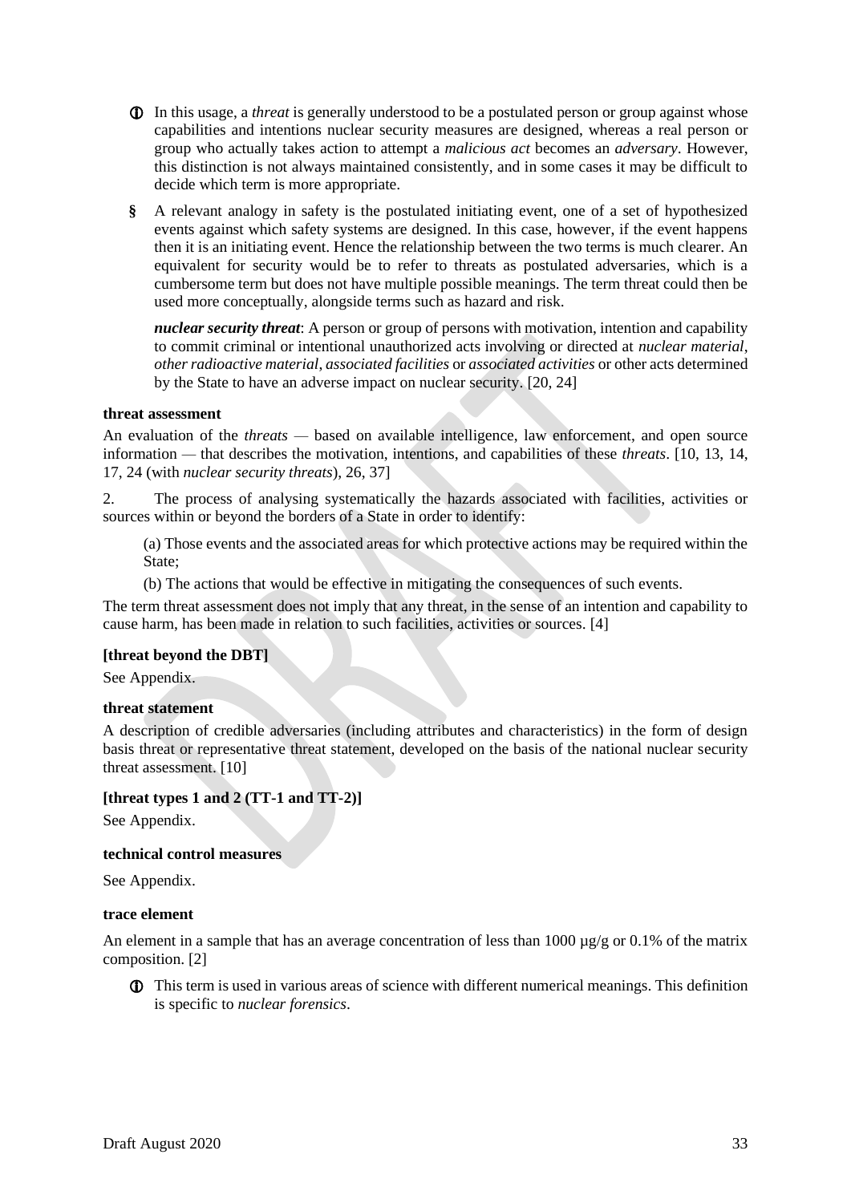ⓘ In this usage, a *threat* is generally understood to be a postulated person or group against whose capabilities and intentions nuclear security measures are designed, whereas a real person or group who actually takes action to attempt a *malicious act* becomes an *adversary*. However, this distinction is not always maintained consistently, and in some cases it may be difficult to decide which term is more appropriate.

§ A relevant analogy in safety is the postulated initiating event, one of a set of hypothesized events against which safety systems are designed. In this case, however, if the event happens then it is an initiating event. Hence the relationship between the two terms is much clearer. An equivalent for security would be to refer to threats as postulated adversaries, which is a cumbersome term but does not have multiple possible meanings. The term threat could then be used more conceptually, alongside terms such as hazard and risk.

***nuclear security threat***: A person or group of persons with motivation, intention and capability to commit criminal or intentional unauthorized acts involving or directed at *nuclear material*, *other radioactive material*, *associated facilities* or *associated activities* or other acts determined by the State to have an adverse impact on nuclear security. [20, 24]

**threat assessment**

An evaluation of the *threats* — based on available intelligence, law enforcement, and open source information — that describes the motivation, intentions, and capabilities of these *threats*. [10, 13, 14, 17, 24 (with *nuclear security threats*), 26, 37]

2. The process of analysing systematically the hazards associated with facilities, activities or sources within or beyond the borders of a State in order to identify:

(a) Those events and the associated areas for which protective actions may be required within the State;

(b) The actions that would be effective in mitigating the consequences of such events.

The term threat assessment does not imply that any threat, in the sense of an intention and capability to cause harm, has been made in relation to such facilities, activities or sources. [4]

**[threat beyond the DBT]**

See Appendix.

**threat statement**

A description of credible adversaries (including attributes and characteristics) in the form of design basis threat or representative threat statement, developed on the basis of the national nuclear security threat assessment. [10]

**[threat types 1 and 2 (TT-1 and TT-2)]**

See Appendix.

**technical control measures**

See Appendix.

**trace element**

An element in a sample that has an average concentration of less than 1000 µg/g or 0.1% of the matrix composition. [2]

ⓘ This term is used in various areas of science with different numerical meanings. This definition is specific to *nuclear forensics*.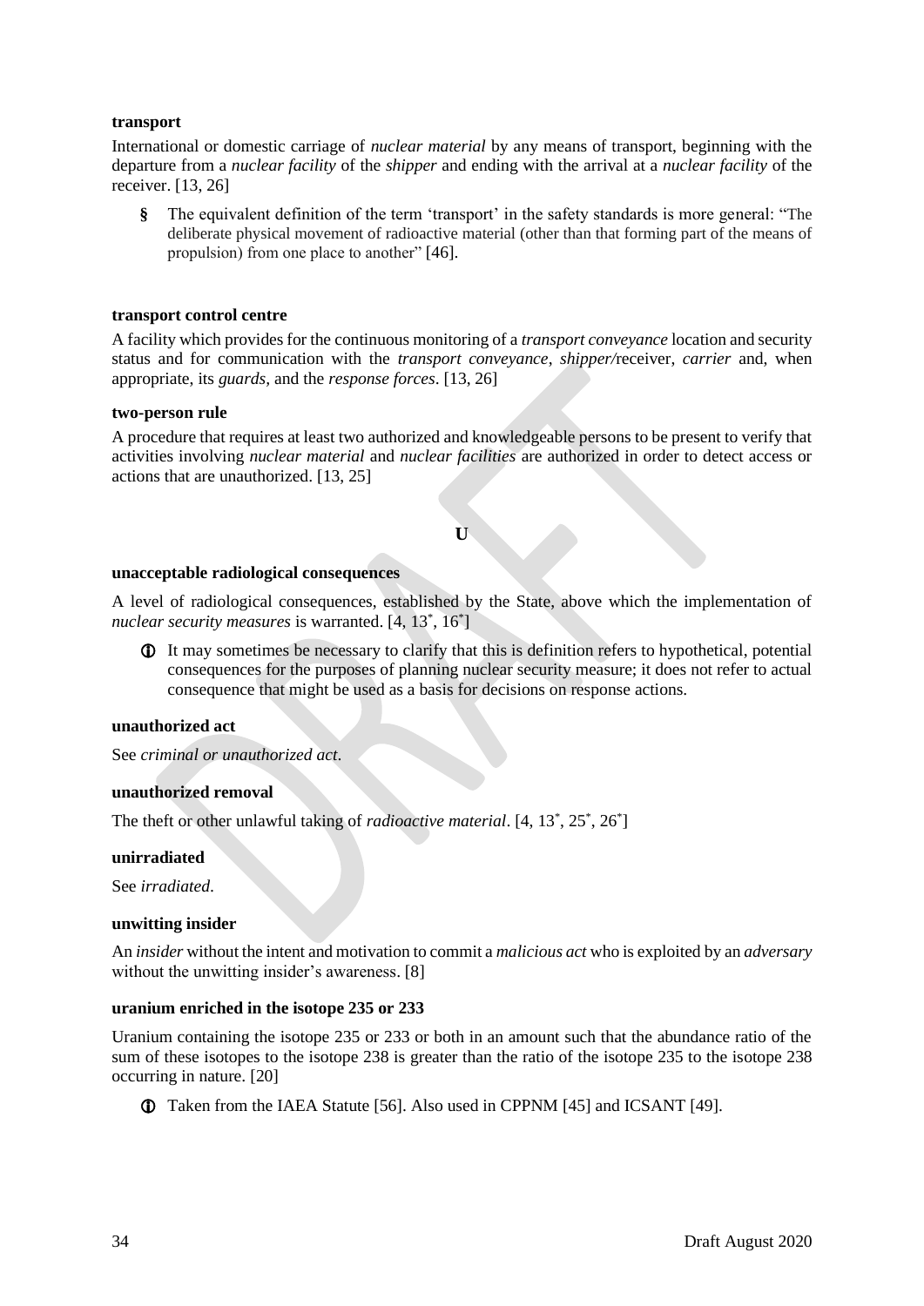**transport**

International or domestic carriage of *nuclear material* by any means of transport, beginning with the departure from a *nuclear facility* of the *shipper* and ending with the arrival at a *nuclear facility* of the receiver. [13, 26]

§ The equivalent definition of the term 'transport' in the safety standards is more general: "The deliberate physical movement of radioactive material (other than that forming part of the means of propulsion) from one place to another" [46].

**transport control centre**

A facility which provides for the continuous monitoring of a *transport conveyance* location and security status and for communication with the *transport conveyance*, *shipper/*receiver, *carrier* and, when appropriate, its *guards*, and the *response forces*. [13, 26]

**two-person rule**

A procedure that requires at least two authorized and knowledgeable persons to be present to verify that activities involving *nuclear material* and *nuclear facilities* are authorized in order to detect access or actions that are unauthorized. [13, 25]

## U

**unacceptable radiological consequences**

A level of radiological consequences, established by the State, above which the implementation of *nuclear security measures* is warranted. [4, 13*, 16*]

ⓘ It may sometimes be necessary to clarify that this is definition refers to hypothetical, potential consequences for the purposes of planning nuclear security measure; it does not refer to actual consequence that might be used as a basis for decisions on response actions.

**unauthorized act**

See *criminal or unauthorized act*.

**unauthorized removal**

The theft or other unlawful taking of *radioactive material*. [4, 13*, 25*, 26*]

**unirradiated**

See *irradiated*.

**unwitting insider**

An *insider* without the intent and motivation to commit a *malicious act* who is exploited by an *adversary* without the unwitting insider's awareness. [8]

**uranium enriched in the isotope 235 or 233**

Uranium containing the isotope 235 or 233 or both in an amount such that the abundance ratio of the sum of these isotopes to the isotope 238 is greater than the ratio of the isotope 235 to the isotope 238 occurring in nature. [20]

ⓘ Taken from the IAEA Statute [56]. Also used in CPPNM [45] and ICSANT [49].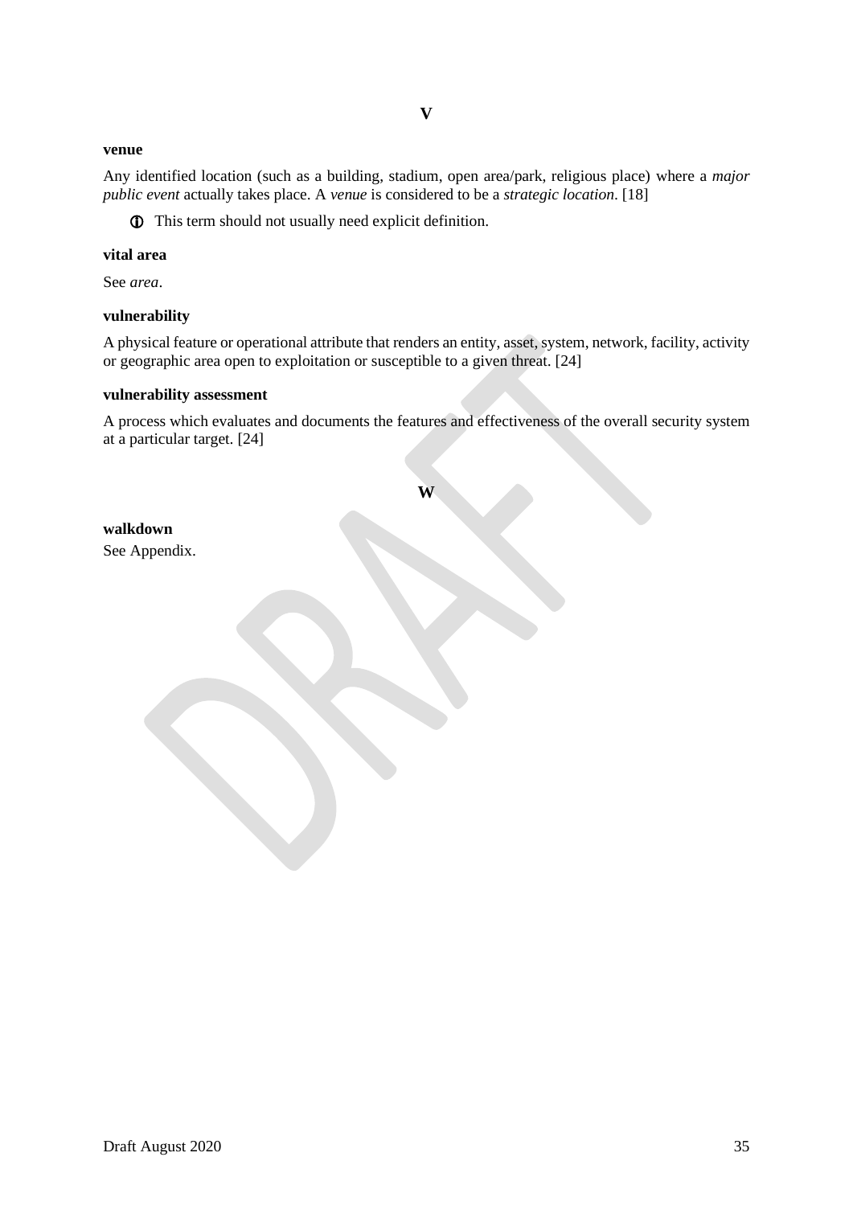## V

**venue**

Any identified location (such as a building, stadium, open area/park, religious place) where a *major public event* actually takes place. A *venue* is considered to be a *strategic location*. [18]

ⓘ This term should not usually need explicit definition.

**vital area**

See *area*.

**vulnerability**

A physical feature or operational attribute that renders an entity, asset, system, network, facility, activity or geographic area open to exploitation or susceptible to a given threat. [24]

**vulnerability assessment**

A process which evaluates and documents the features and effectiveness of the overall security system at a particular target. [24]

## W

**walkdown**

See Appendix.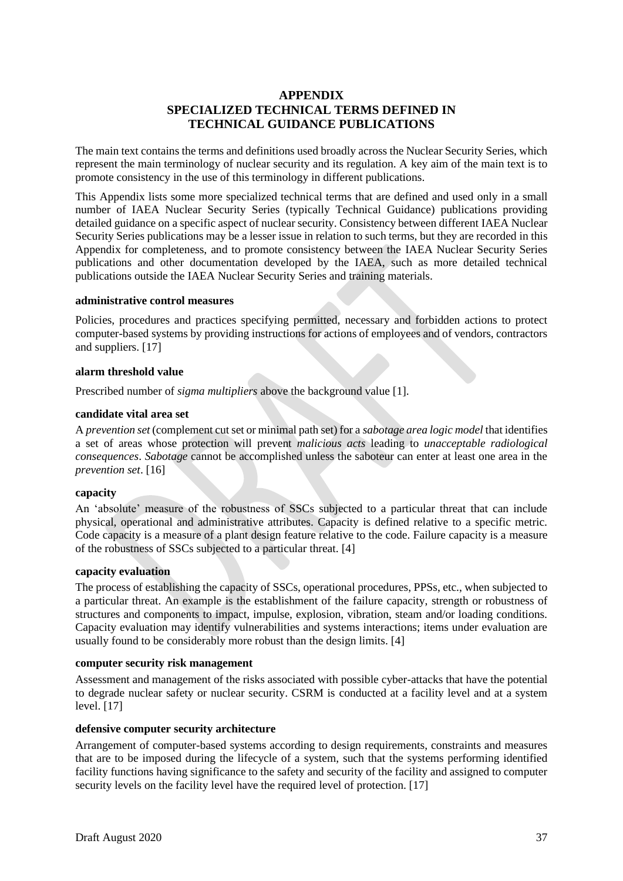# APPENDIX
# SPECIALIZED TECHNICAL TERMS DEFINED IN TECHNICAL GUIDANCE PUBLICATIONS

The main text contains the terms and definitions used broadly across the Nuclear Security Series, which represent the main terminology of nuclear security and its regulation. A key aim of the main text is to promote consistency in the use of this terminology in different publications.

This Appendix lists some more specialized technical terms that are defined and used only in a small number of IAEA Nuclear Security Series (typically Technical Guidance) publications providing detailed guidance on a specific aspect of nuclear security. Consistency between different IAEA Nuclear Security Series publications may be a lesser issue in relation to such terms, but they are recorded in this Appendix for completeness, and to promote consistency between the IAEA Nuclear Security Series publications and other documentation developed by the IAEA, such as more detailed technical publications outside the IAEA Nuclear Security Series and training materials.

**administrative control measures**

Policies, procedures and practices specifying permitted, necessary and forbidden actions to protect computer-based systems by providing instructions for actions of employees and of vendors, contractors and suppliers. [17]

**alarm threshold value**

Prescribed number of *sigma multipliers* above the background value [1].

**candidate vital area set**

A *prevention set* (complement cut set or minimal path set) for a *sabotage area logic model* that identifies a set of areas whose protection will prevent *malicious acts* leading to *unacceptable radiological consequences*. *Sabotage* cannot be accomplished unless the saboteur can enter at least one area in the *prevention set*. [16]

**capacity**

An 'absolute' measure of the robustness of SSCs subjected to a particular threat that can include physical, operational and administrative attributes. Capacity is defined relative to a specific metric. Code capacity is a measure of a plant design feature relative to the code. Failure capacity is a measure of the robustness of SSCs subjected to a particular threat. [4]

**capacity evaluation**

The process of establishing the capacity of SSCs, operational procedures, PPSs, etc., when subjected to a particular threat. An example is the establishment of the failure capacity, strength or robustness of structures and components to impact, impulse, explosion, vibration, steam and/or loading conditions. Capacity evaluation may identify vulnerabilities and systems interactions; items under evaluation are usually found to be considerably more robust than the design limits. [4]

**computer security risk management**

Assessment and management of the risks associated with possible cyber-attacks that have the potential to degrade nuclear safety or nuclear security. CSRM is conducted at a facility level and at a system level. [17]

**defensive computer security architecture**

Arrangement of computer-based systems according to design requirements, constraints and measures that are to be imposed during the lifecycle of a system, such that the systems performing identified facility functions having significance to the safety and security of the facility and assigned to computer security levels on the facility level have the required level of protection. [17]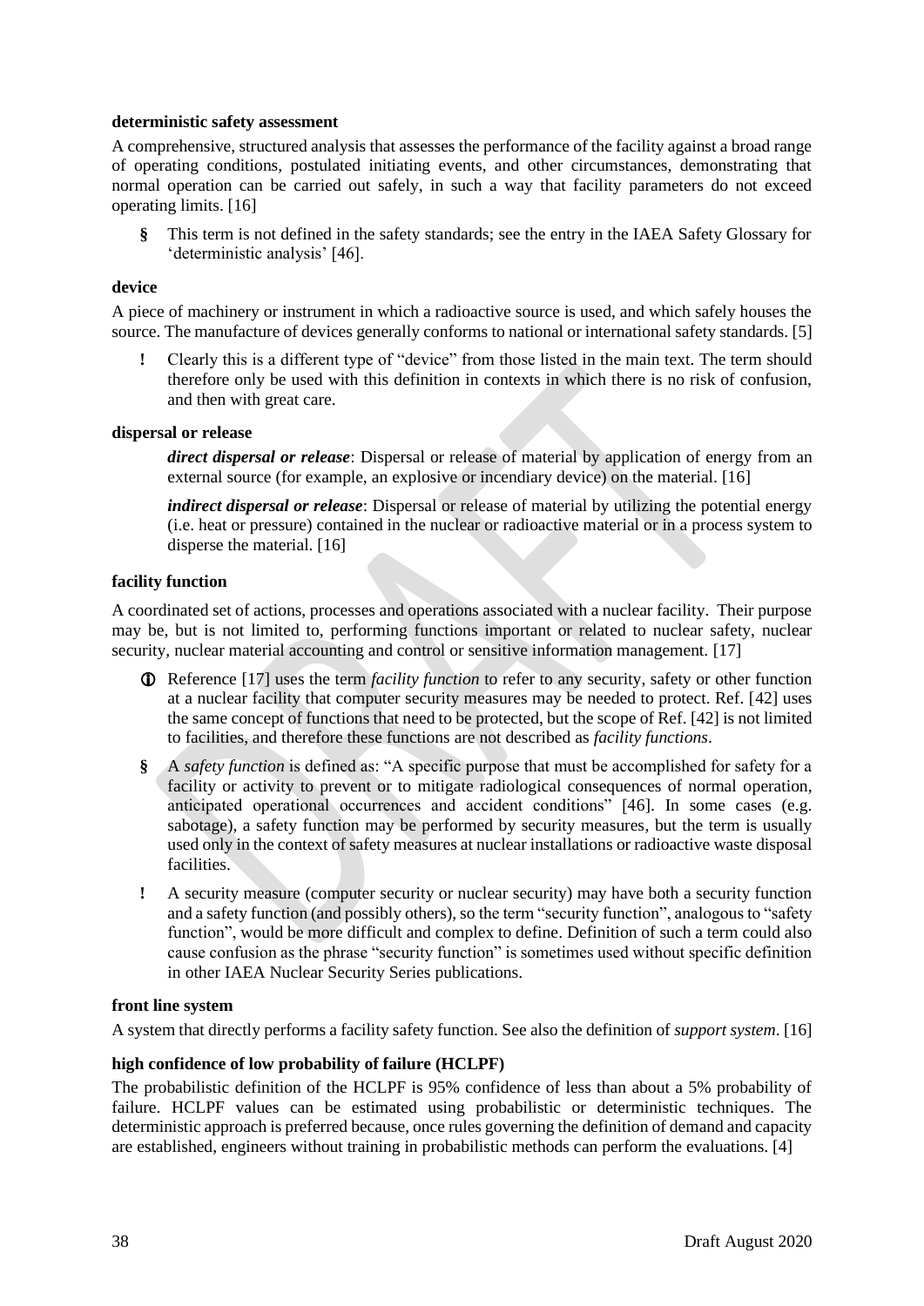**deterministic safety assessment**

A comprehensive, structured analysis that assesses the performance of the facility against a broad range of operating conditions, postulated initiating events, and other circumstances, demonstrating that normal operation can be carried out safely, in such a way that facility parameters do not exceed operating limits. [16]

> § This term is not defined in the safety standards; see the entry in the IAEA Safety Glossary for 'deterministic analysis' [46].

**device**

A piece of machinery or instrument in which a radioactive source is used, and which safely houses the source. The manufacture of devices generally conforms to national or international safety standards. [5]

> ! Clearly this is a different type of "device" from those listed in the main text. The term should therefore only be used with this definition in contexts in which there is no risk of confusion, and then with great care.

**dispersal or release**

> ***direct dispersal or release***: Dispersal or release of material by application of energy from an external source (for example, an explosive or incendiary device) on the material. [16]
>
> ***indirect dispersal or release***: Dispersal or release of material by utilizing the potential energy (i.e. heat or pressure) contained in the nuclear or radioactive material or in a process system to disperse the material. [16]

**facility function**

A coordinated set of actions, processes and operations associated with a nuclear facility. Their purpose may be, but is not limited to, performing functions important or related to nuclear safety, nuclear security, nuclear material accounting and control or sensitive information management. [17]

> ⓘ Reference [17] uses the term *facility function* to refer to any security, safety or other function at a nuclear facility that computer security measures may be needed to protect. Ref. [42] uses the same concept of functions that need to be protected, but the scope of Ref. [42] is not limited to facilities, and therefore these functions are not described as *facility functions*.

> § A *safety function* is defined as: "A specific purpose that must be accomplished for safety for a facility or activity to prevent or to mitigate radiological consequences of normal operation, anticipated operational occurrences and accident conditions" [46]. In some cases (e.g. sabotage), a safety function may be performed by security measures, but the term is usually used only in the context of safety measures at nuclear installations or radioactive waste disposal facilities.

> ! A security measure (computer security or nuclear security) may have both a security function and a safety function (and possibly others), so the term "security function", analogous to "safety function", would be more difficult and complex to define. Definition of such a term could also cause confusion as the phrase "security function" is sometimes used without specific definition in other IAEA Nuclear Security Series publications.

**front line system**

A system that directly performs a facility safety function. See also the definition of *support system*. [16]

**high confidence of low probability of failure (HCLPF)**

The probabilistic definition of the HCLPF is 95% confidence of less than about a 5% probability of failure. HCLPF values can be estimated using probabilistic or deterministic techniques. The deterministic approach is preferred because, once rules governing the definition of demand and capacity are established, engineers without training in probabilistic methods can perform the evaluations. [4]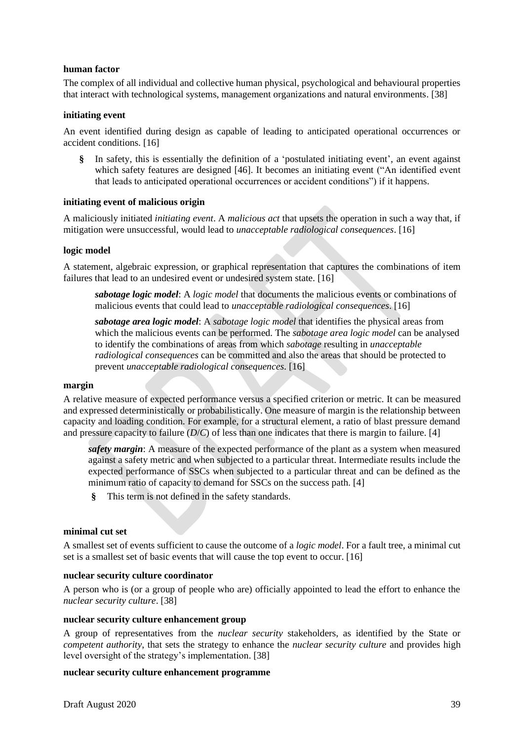**human factor**

The complex of all individual and collective human physical, psychological and behavioural properties that interact with technological systems, management organizations and natural environments. [38]

**initiating event**

An event identified during design as capable of leading to anticipated operational occurrences or accident conditions. [16]

> § In safety, this is essentially the definition of a 'postulated initiating event', an event against which safety features are designed [46]. It becomes an initiating event ("An identified event that leads to anticipated operational occurrences or accident conditions") if it happens.

**initiating event of malicious origin**

A maliciously initiated *initiating event*. A *malicious act* that upsets the operation in such a way that, if mitigation were unsuccessful, would lead to *unacceptable radiological consequences*. [16]

**logic model**

A statement, algebraic expression, or graphical representation that captures the combinations of item failures that lead to an undesired event or undesired system state. [16]

> ***sabotage logic model***: A *logic model* that documents the malicious events or combinations of malicious events that could lead to *unacceptable radiological consequences*. [16]
>
> ***sabotage area logic model***: A *sabotage logic model* that identifies the physical areas from which the malicious events can be performed. The *sabotage area logic model* can be analysed to identify the combinations of areas from which *sabotage* resulting in *unacceptable radiological consequences* can be committed and also the areas that should be protected to prevent *unacceptable radiological consequences*. [16]

**margin**

A relative measure of expected performance versus a specified criterion or metric. It can be measured and expressed deterministically or probabilistically. One measure of margin is the relationship between capacity and loading condition. For example, for a structural element, a ratio of blast pressure demand and pressure capacity to failure ($D/C$) of less than one indicates that there is margin to failure. [4]

> ***safety margin***: A measure of the expected performance of the plant as a system when measured against a safety metric and when subjected to a particular threat. Intermediate results include the expected performance of SSCs when subjected to a particular threat and can be defined as the minimum ratio of capacity to demand for SSCs on the success path. [4]
>
> § This term is not defined in the safety standards.

**minimal cut set**

A smallest set of events sufficient to cause the outcome of a *logic model*. For a fault tree, a minimal cut set is a smallest set of basic events that will cause the top event to occur. [16]

**nuclear security culture coordinator**

A person who is (or a group of people who are) officially appointed to lead the effort to enhance the *nuclear security culture*. [38]

**nuclear security culture enhancement group**

A group of representatives from the *nuclear security* stakeholders, as identified by the State or *competent authority*, that sets the strategy to enhance the *nuclear security culture* and provides high level oversight of the strategy's implementation. [38]

**nuclear security culture enhancement programme**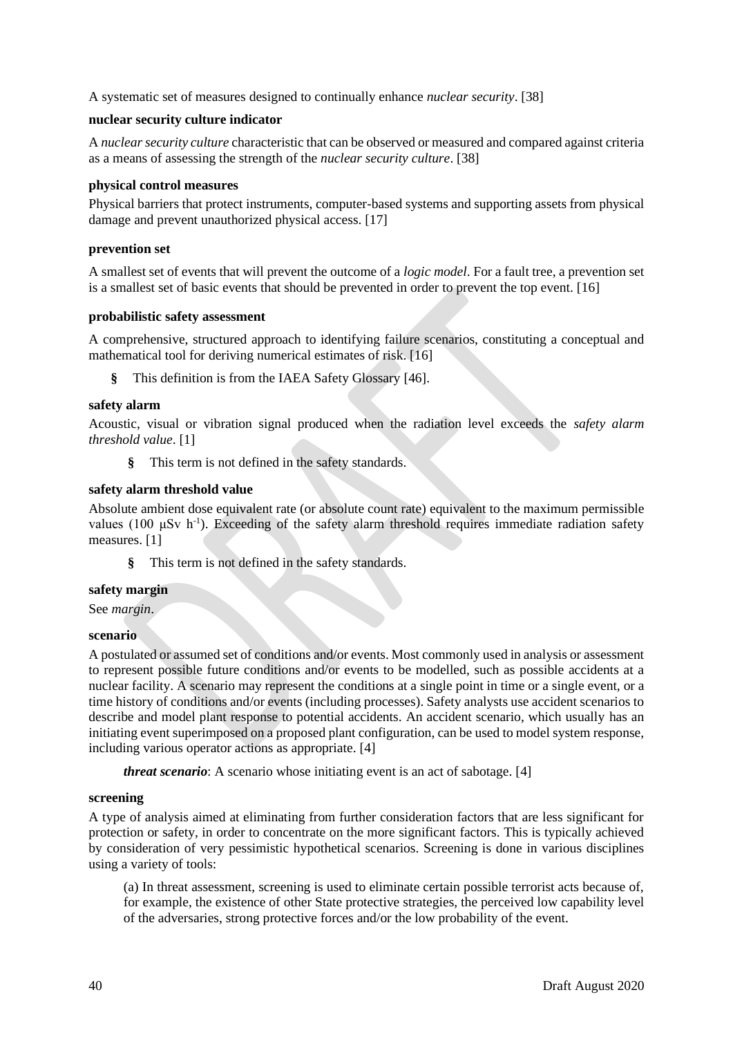A systematic set of measures designed to continually enhance *nuclear security*. [38]

**nuclear security culture indicator**

A *nuclear security culture* characteristic that can be observed or measured and compared against criteria as a means of assessing the strength of the *nuclear security culture*. [38]

**physical control measures**

Physical barriers that protect instruments, computer-based systems and supporting assets from physical damage and prevent unauthorized physical access. [17]

**prevention set**

A smallest set of events that will prevent the outcome of a *logic model*. For a fault tree, a prevention set is a smallest set of basic events that should be prevented in order to prevent the top event. [16]

**probabilistic safety assessment**

A comprehensive, structured approach to identifying failure scenarios, constituting a conceptual and mathematical tool for deriving numerical estimates of risk. [16]

- § This definition is from the IAEA Safety Glossary [46].

**safety alarm**

Acoustic, visual or vibration signal produced when the radiation level exceeds the *safety alarm threshold value*. [1]

- § This term is not defined in the safety standards.

**safety alarm threshold value**

Absolute ambient dose equivalent rate (or absolute count rate) equivalent to the maximum permissible values (100 μSv $h^{-1}$). Exceeding of the safety alarm threshold requires immediate radiation safety measures. [1]

- § This term is not defined in the safety standards.

**safety margin**

See *margin*.

**scenario**

A postulated or assumed set of conditions and/or events. Most commonly used in analysis or assessment to represent possible future conditions and/or events to be modelled, such as possible accidents at a nuclear facility. A scenario may represent the conditions at a single point in time or a single event, or a time history of conditions and/or events (including processes). Safety analysts use accident scenarios to describe and model plant response to potential accidents. An accident scenario, which usually has an initiating event superimposed on a proposed plant configuration, can be used to model system response, including various operator actions as appropriate. [4]

***threat scenario***: A scenario whose initiating event is an act of sabotage. [4]

**screening**

A type of analysis aimed at eliminating from further consideration factors that are less significant for protection or safety, in order to concentrate on the more significant factors. This is typically achieved by consideration of very pessimistic hypothetical scenarios. Screening is done in various disciplines using a variety of tools:

(a) In threat assessment, screening is used to eliminate certain possible terrorist acts because of, for example, the existence of other State protective strategies, the perceived low capability level of the adversaries, strong protective forces and/or the low probability of the event.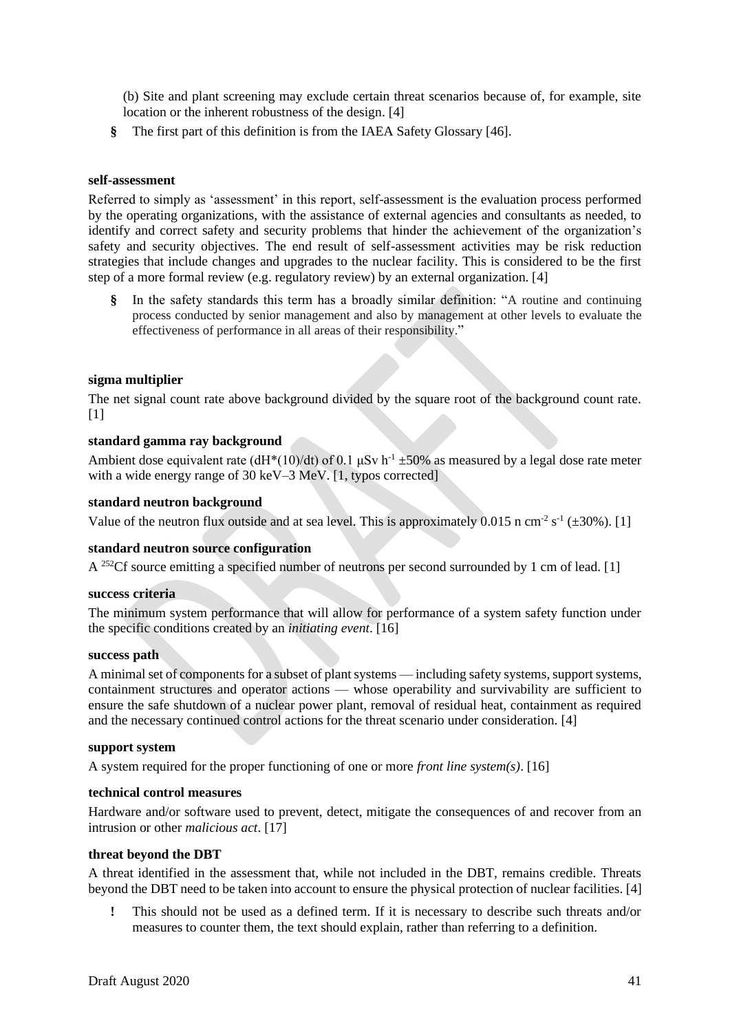(b) Site and plant screening may exclude certain threat scenarios because of, for example, site location or the inherent robustness of the design. [4]

§ The first part of this definition is from the IAEA Safety Glossary [46].

**self-assessment**

Referred to simply as 'assessment' in this report, self-assessment is the evaluation process performed by the operating organizations, with the assistance of external agencies and consultants as needed, to identify and correct safety and security problems that hinder the achievement of the organization's safety and security objectives. The end result of self-assessment activities may be risk reduction strategies that include changes and upgrades to the nuclear facility. This is considered to be the first step of a more formal review (e.g. regulatory review) by an external organization. [4]

§ In the safety standards this term has a broadly similar definition: "A routine and continuing process conducted by senior management and also by management at other levels to evaluate the effectiveness of performance in all areas of their responsibility."

**sigma multiplier**

The net signal count rate above background divided by the square root of the background count rate. [1]

**standard gamma ray background**

Ambient dose equivalent rate ($dH^*(10)/dt$) of 0.1 μSv h$^{-1}$ ±50% as measured by a legal dose rate meter with a wide energy range of 30 keV–3 MeV. [1, typos corrected]

**standard neutron background**

Value of the neutron flux outside and at sea level. This is approximately 0.015 n cm$^{-2}$ s$^{-1}$ (±30%). [1]

**standard neutron source configuration**

A $^{252}$Cf source emitting a specified number of neutrons per second surrounded by 1 cm of lead. [1]

**success criteria**

The minimum system performance that will allow for performance of a system safety function under the specific conditions created by an *initiating event*. [16]

**success path**

A minimal set of components for a subset of plant systems — including safety systems, support systems, containment structures and operator actions — whose operability and survivability are sufficient to ensure the safe shutdown of a nuclear power plant, removal of residual heat, containment as required and the necessary continued control actions for the threat scenario under consideration. [4]

**support system**

A system required for the proper functioning of one or more *front line system(s)*. [16]

**technical control measures**

Hardware and/or software used to prevent, detect, mitigate the consequences of and recover from an intrusion or other *malicious act*. [17]

**threat beyond the DBT**

A threat identified in the assessment that, while not included in the DBT, remains credible. Threats beyond the DBT need to be taken into account to ensure the physical protection of nuclear facilities. [4]

! This should not be used as a defined term. If it is necessary to describe such threats and/or measures to counter them, the text should explain, rather than referring to a definition.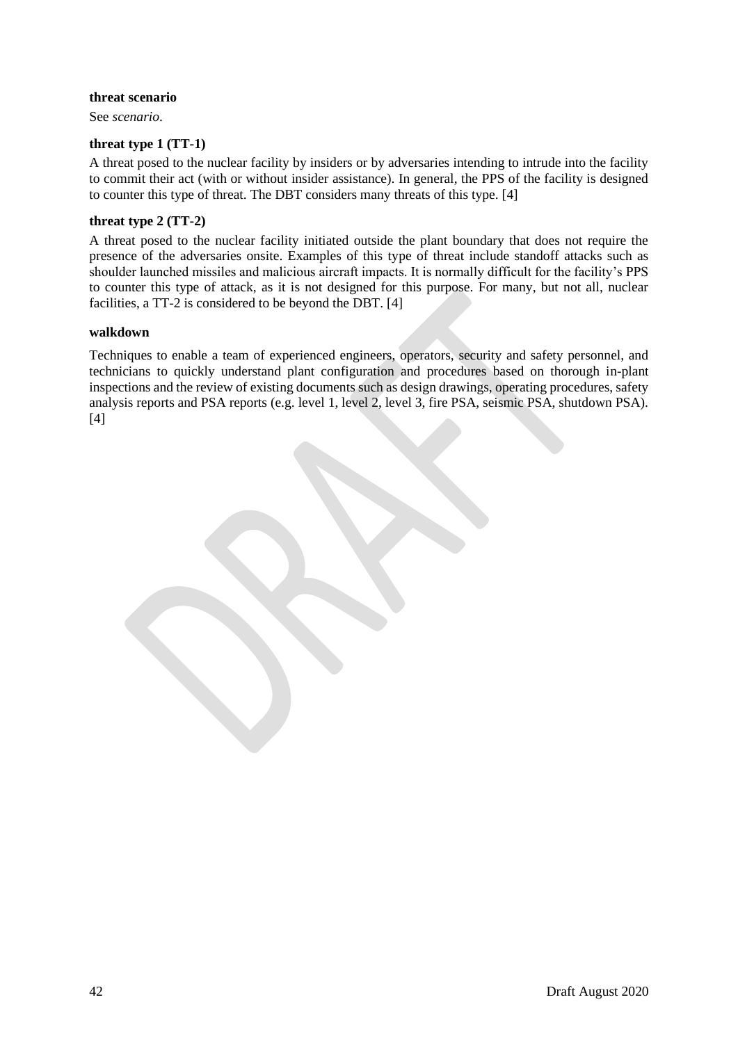**threat scenario**

See *scenario*.

**threat type 1 (TT-1)**

A threat posed to the nuclear facility by insiders or by adversaries intending to intrude into the facility to commit their act (with or without insider assistance). In general, the PPS of the facility is designed to counter this type of threat. The DBT considers many threats of this type. [4]

**threat type 2 (TT-2)**

A threat posed to the nuclear facility initiated outside the plant boundary that does not require the presence of the adversaries onsite. Examples of this type of threat include standoff attacks such as shoulder launched missiles and malicious aircraft impacts. It is normally difficult for the facility's PPS to counter this type of attack, as it is not designed for this purpose. For many, but not all, nuclear facilities, a TT-2 is considered to be beyond the DBT. [4]

**walkdown**

Techniques to enable a team of experienced engineers, operators, security and safety personnel, and technicians to quickly understand plant configuration and procedures based on thorough in-plant inspections and the review of existing documents such as design drawings, operating procedures, safety analysis reports and PSA reports (e.g. level 1, level 2, level 3, fire PSA, seismic PSA, shutdown PSA). [4]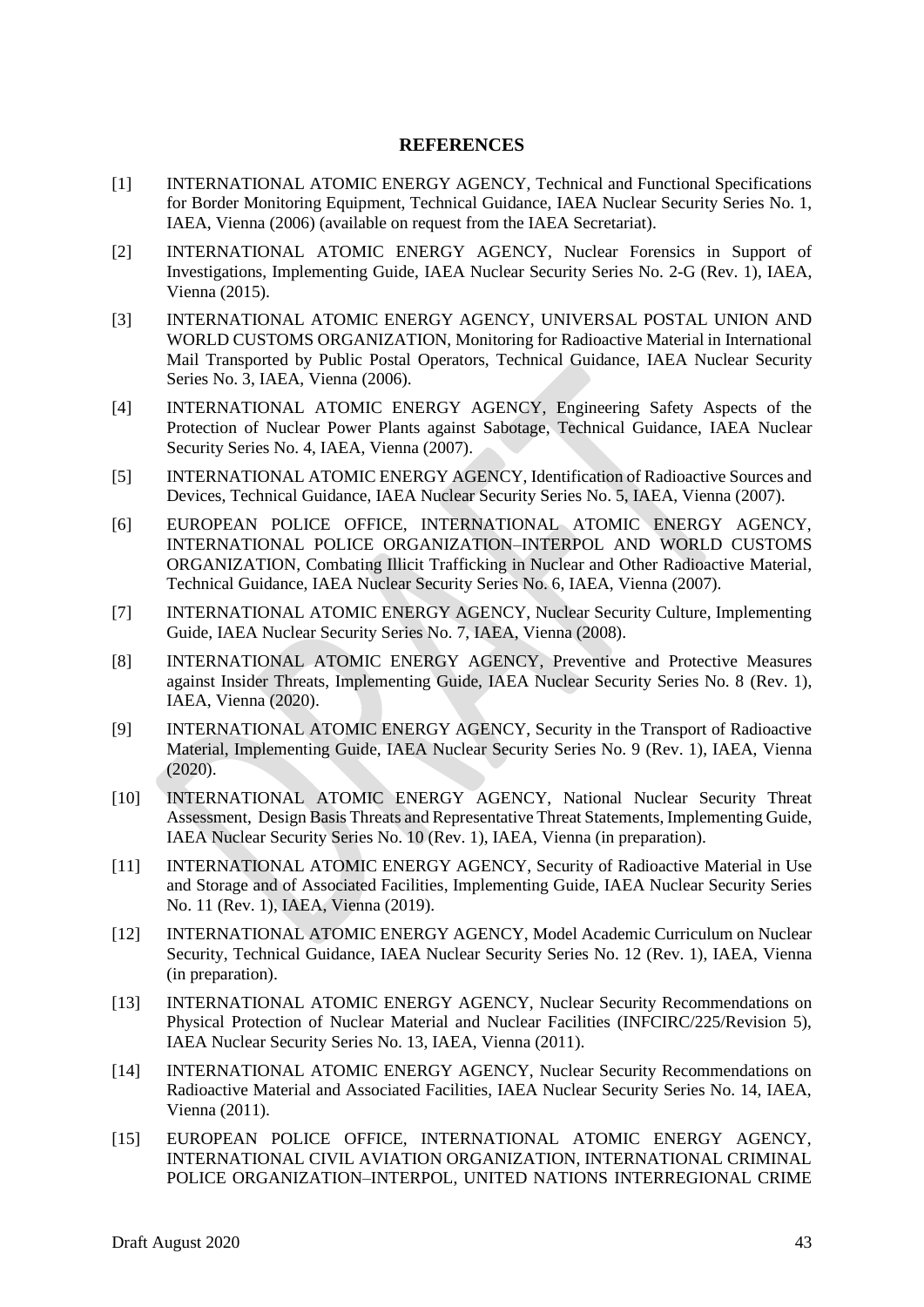## REFERENCES

[1] INTERNATIONAL ATOMIC ENERGY AGENCY, Technical and Functional Specifications for Border Monitoring Equipment, Technical Guidance, IAEA Nuclear Security Series No. 1, IAEA, Vienna (2006) (available on request from the IAEA Secretariat).

[2] INTERNATIONAL ATOMIC ENERGY AGENCY, Nuclear Forensics in Support of Investigations, Implementing Guide, IAEA Nuclear Security Series No. 2-G (Rev. 1), IAEA, Vienna (2015).

[3] INTERNATIONAL ATOMIC ENERGY AGENCY, UNIVERSAL POSTAL UNION AND WORLD CUSTOMS ORGANIZATION, Monitoring for Radioactive Material in International Mail Transported by Public Postal Operators, Technical Guidance, IAEA Nuclear Security Series No. 3, IAEA, Vienna (2006).

[4] INTERNATIONAL ATOMIC ENERGY AGENCY, Engineering Safety Aspects of the Protection of Nuclear Power Plants against Sabotage, Technical Guidance, IAEA Nuclear Security Series No. 4, IAEA, Vienna (2007).

[5] INTERNATIONAL ATOMIC ENERGY AGENCY, Identification of Radioactive Sources and Devices, Technical Guidance, IAEA Nuclear Security Series No. 5, IAEA, Vienna (2007).

[6] EUROPEAN POLICE OFFICE, INTERNATIONAL ATOMIC ENERGY AGENCY, INTERNATIONAL POLICE ORGANIZATION–INTERPOL AND WORLD CUSTOMS ORGANIZATION, Combating Illicit Trafficking in Nuclear and Other Radioactive Material, Technical Guidance, IAEA Nuclear Security Series No. 6, IAEA, Vienna (2007).

[7] INTERNATIONAL ATOMIC ENERGY AGENCY, Nuclear Security Culture, Implementing Guide, IAEA Nuclear Security Series No. 7, IAEA, Vienna (2008).

[8] INTERNATIONAL ATOMIC ENERGY AGENCY, Preventive and Protective Measures against Insider Threats, Implementing Guide, IAEA Nuclear Security Series No. 8 (Rev. 1), IAEA, Vienna (2020).

[9] INTERNATIONAL ATOMIC ENERGY AGENCY, Security in the Transport of Radioactive Material, Implementing Guide, IAEA Nuclear Security Series No. 9 (Rev. 1), IAEA, Vienna (2020).

[10] INTERNATIONAL ATOMIC ENERGY AGENCY, National Nuclear Security Threat Assessment, Design Basis Threats and Representative Threat Statements, Implementing Guide, IAEA Nuclear Security Series No. 10 (Rev. 1), IAEA, Vienna (in preparation).

[11] INTERNATIONAL ATOMIC ENERGY AGENCY, Security of Radioactive Material in Use and Storage and of Associated Facilities, Implementing Guide, IAEA Nuclear Security Series No. 11 (Rev. 1), IAEA, Vienna (2019).

[12] INTERNATIONAL ATOMIC ENERGY AGENCY, Model Academic Curriculum on Nuclear Security, Technical Guidance, IAEA Nuclear Security Series No. 12 (Rev. 1), IAEA, Vienna (in preparation).

[13] INTERNATIONAL ATOMIC ENERGY AGENCY, Nuclear Security Recommendations on Physical Protection of Nuclear Material and Nuclear Facilities (INFCIRC/225/Revision 5), IAEA Nuclear Security Series No. 13, IAEA, Vienna (2011).

[14] INTERNATIONAL ATOMIC ENERGY AGENCY, Nuclear Security Recommendations on Radioactive Material and Associated Facilities, IAEA Nuclear Security Series No. 14, IAEA, Vienna (2011).

[15] EUROPEAN POLICE OFFICE, INTERNATIONAL ATOMIC ENERGY AGENCY, INTERNATIONAL CIVIL AVIATION ORGANIZATION, INTERNATIONAL CRIMINAL POLICE ORGANIZATION–INTERPOL, UNITED NATIONS INTERREGIONAL CRIME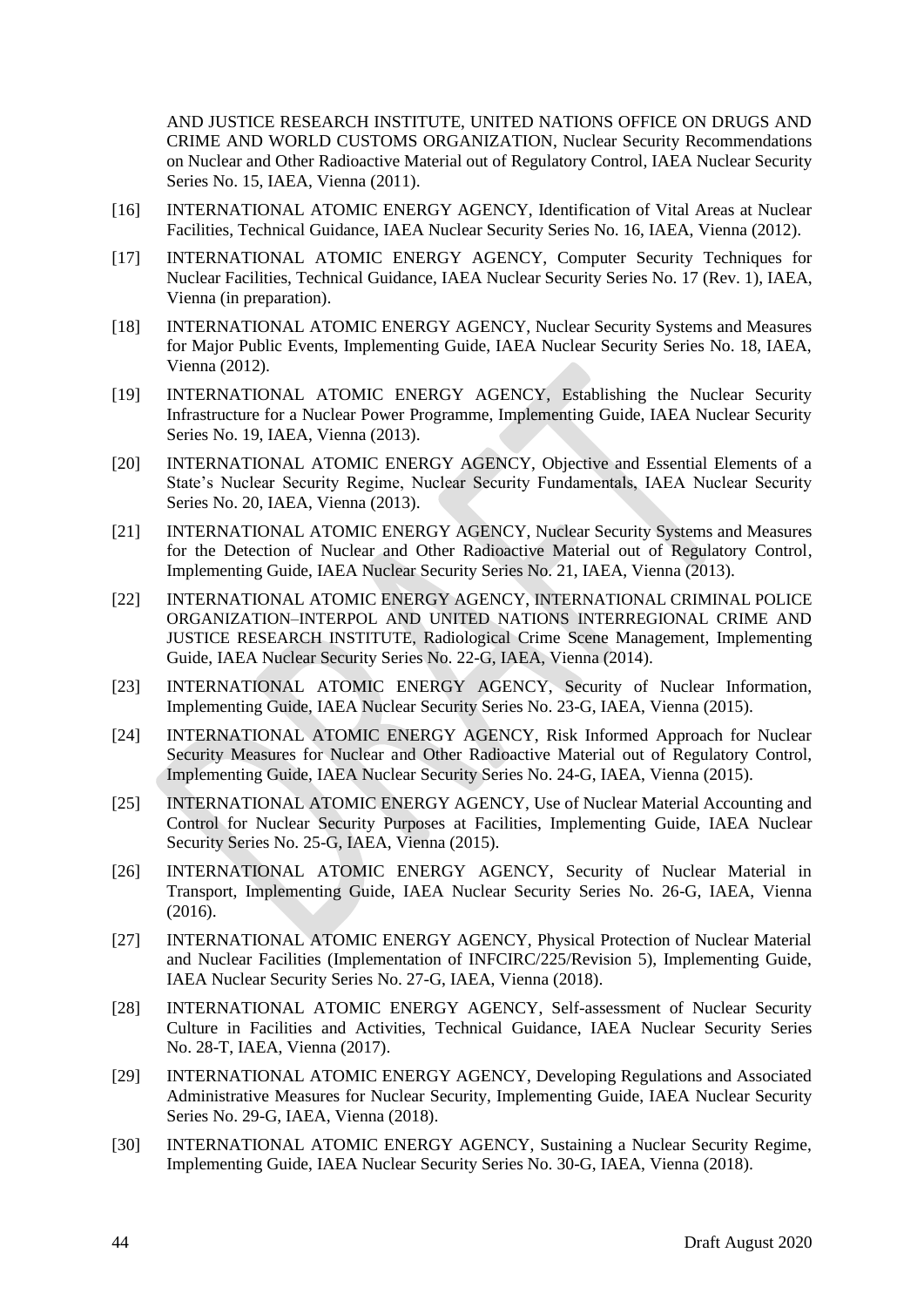AND JUSTICE RESEARCH INSTITUTE, UNITED NATIONS OFFICE ON DRUGS AND CRIME AND WORLD CUSTOMS ORGANIZATION, Nuclear Security Recommendations on Nuclear and Other Radioactive Material out of Regulatory Control, IAEA Nuclear Security Series No. 15, IAEA, Vienna (2011).

[16] INTERNATIONAL ATOMIC ENERGY AGENCY, Identification of Vital Areas at Nuclear Facilities, Technical Guidance, IAEA Nuclear Security Series No. 16, IAEA, Vienna (2012).

[17] INTERNATIONAL ATOMIC ENERGY AGENCY, Computer Security Techniques for Nuclear Facilities, Technical Guidance, IAEA Nuclear Security Series No. 17 (Rev. 1), IAEA, Vienna (in preparation).

[18] INTERNATIONAL ATOMIC ENERGY AGENCY, Nuclear Security Systems and Measures for Major Public Events, Implementing Guide, IAEA Nuclear Security Series No. 18, IAEA, Vienna (2012).

[19] INTERNATIONAL ATOMIC ENERGY AGENCY, Establishing the Nuclear Security Infrastructure for a Nuclear Power Programme, Implementing Guide, IAEA Nuclear Security Series No. 19, IAEA, Vienna (2013).

[20] INTERNATIONAL ATOMIC ENERGY AGENCY, Objective and Essential Elements of a State's Nuclear Security Regime, Nuclear Security Fundamentals, IAEA Nuclear Security Series No. 20, IAEA, Vienna (2013).

[21] INTERNATIONAL ATOMIC ENERGY AGENCY, Nuclear Security Systems and Measures for the Detection of Nuclear and Other Radioactive Material out of Regulatory Control, Implementing Guide, IAEA Nuclear Security Series No. 21, IAEA, Vienna (2013).

[22] INTERNATIONAL ATOMIC ENERGY AGENCY, INTERNATIONAL CRIMINAL POLICE ORGANIZATION–INTERPOL AND UNITED NATIONS INTERREGIONAL CRIME AND JUSTICE RESEARCH INSTITUTE, Radiological Crime Scene Management, Implementing Guide, IAEA Nuclear Security Series No. 22-G, IAEA, Vienna (2014).

[23] INTERNATIONAL ATOMIC ENERGY AGENCY, Security of Nuclear Information, Implementing Guide, IAEA Nuclear Security Series No. 23-G, IAEA, Vienna (2015).

[24] INTERNATIONAL ATOMIC ENERGY AGENCY, Risk Informed Approach for Nuclear Security Measures for Nuclear and Other Radioactive Material out of Regulatory Control, Implementing Guide, IAEA Nuclear Security Series No. 24-G, IAEA, Vienna (2015).

[25] INTERNATIONAL ATOMIC ENERGY AGENCY, Use of Nuclear Material Accounting and Control for Nuclear Security Purposes at Facilities, Implementing Guide, IAEA Nuclear Security Series No. 25-G, IAEA, Vienna (2015).

[26] INTERNATIONAL ATOMIC ENERGY AGENCY, Security of Nuclear Material in Transport, Implementing Guide, IAEA Nuclear Security Series No. 26-G, IAEA, Vienna (2016).

[27] INTERNATIONAL ATOMIC ENERGY AGENCY, Physical Protection of Nuclear Material and Nuclear Facilities (Implementation of INFCIRC/225/Revision 5), Implementing Guide, IAEA Nuclear Security Series No. 27-G, IAEA, Vienna (2018).

[28] INTERNATIONAL ATOMIC ENERGY AGENCY, Self-assessment of Nuclear Security Culture in Facilities and Activities, Technical Guidance, IAEA Nuclear Security Series No. 28-T, IAEA, Vienna (2017).

[29] INTERNATIONAL ATOMIC ENERGY AGENCY, Developing Regulations and Associated Administrative Measures for Nuclear Security, Implementing Guide, IAEA Nuclear Security Series No. 29-G, IAEA, Vienna (2018).

[30] INTERNATIONAL ATOMIC ENERGY AGENCY, Sustaining a Nuclear Security Regime, Implementing Guide, IAEA Nuclear Security Series No. 30-G, IAEA, Vienna (2018).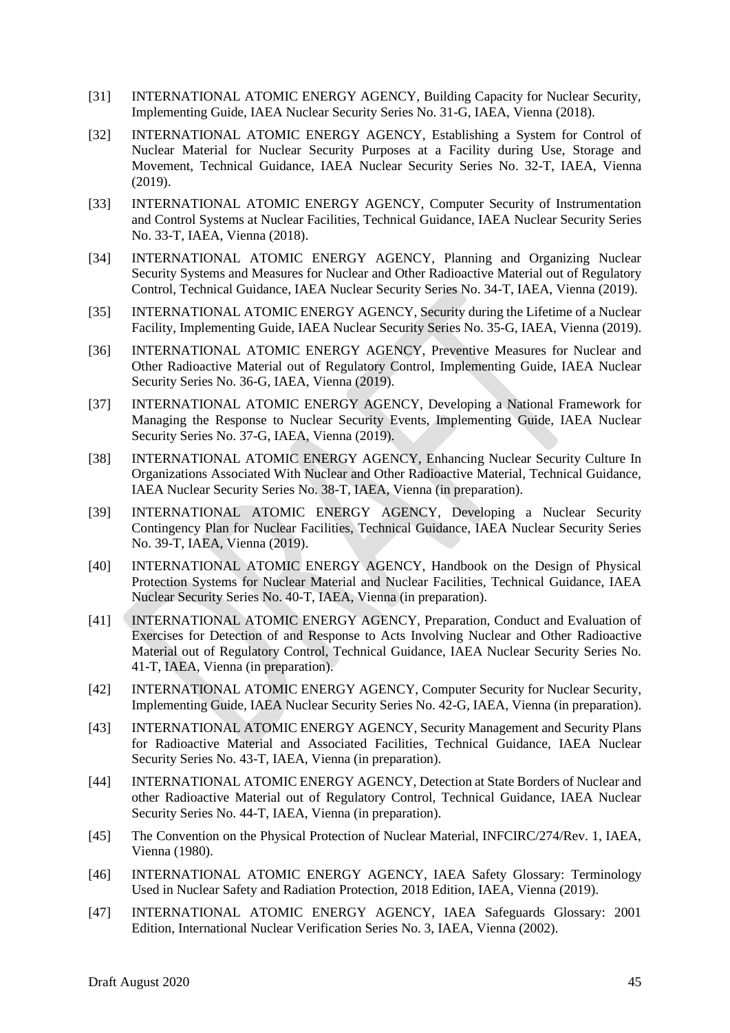[31] INTERNATIONAL ATOMIC ENERGY AGENCY, Building Capacity for Nuclear Security, Implementing Guide, IAEA Nuclear Security Series No. 31-G, IAEA, Vienna (2018).

[32] INTERNATIONAL ATOMIC ENERGY AGENCY, Establishing a System for Control of Nuclear Material for Nuclear Security Purposes at a Facility during Use, Storage and Movement, Technical Guidance, IAEA Nuclear Security Series No. 32-T, IAEA, Vienna (2019).

[33] INTERNATIONAL ATOMIC ENERGY AGENCY, Computer Security of Instrumentation and Control Systems at Nuclear Facilities, Technical Guidance, IAEA Nuclear Security Series No. 33-T, IAEA, Vienna (2018).

[34] INTERNATIONAL ATOMIC ENERGY AGENCY, Planning and Organizing Nuclear Security Systems and Measures for Nuclear and Other Radioactive Material out of Regulatory Control, Technical Guidance, IAEA Nuclear Security Series No. 34-T, IAEA, Vienna (2019).

[35] INTERNATIONAL ATOMIC ENERGY AGENCY, Security during the Lifetime of a Nuclear Facility, Implementing Guide, IAEA Nuclear Security Series No. 35-G, IAEA, Vienna (2019).

[36] INTERNATIONAL ATOMIC ENERGY AGENCY, Preventive Measures for Nuclear and Other Radioactive Material out of Regulatory Control, Implementing Guide, IAEA Nuclear Security Series No. 36-G, IAEA, Vienna (2019).

[37] INTERNATIONAL ATOMIC ENERGY AGENCY, Developing a National Framework for Managing the Response to Nuclear Security Events, Implementing Guide, IAEA Nuclear Security Series No. 37-G, IAEA, Vienna (2019).

[38] INTERNATIONAL ATOMIC ENERGY AGENCY, Enhancing Nuclear Security Culture In Organizations Associated With Nuclear and Other Radioactive Material, Technical Guidance, IAEA Nuclear Security Series No. 38-T, IAEA, Vienna (in preparation).

[39] INTERNATIONAL ATOMIC ENERGY AGENCY, Developing a Nuclear Security Contingency Plan for Nuclear Facilities, Technical Guidance, IAEA Nuclear Security Series No. 39-T, IAEA, Vienna (2019).

[40] INTERNATIONAL ATOMIC ENERGY AGENCY, Handbook on the Design of Physical Protection Systems for Nuclear Material and Nuclear Facilities, Technical Guidance, IAEA Nuclear Security Series No. 40-T, IAEA, Vienna (in preparation).

[41] INTERNATIONAL ATOMIC ENERGY AGENCY, Preparation, Conduct and Evaluation of Exercises for Detection of and Response to Acts Involving Nuclear and Other Radioactive Material out of Regulatory Control, Technical Guidance, IAEA Nuclear Security Series No. 41-T, IAEA, Vienna (in preparation).

[42] INTERNATIONAL ATOMIC ENERGY AGENCY, Computer Security for Nuclear Security, Implementing Guide, IAEA Nuclear Security Series No. 42-G, IAEA, Vienna (in preparation).

[43] INTERNATIONAL ATOMIC ENERGY AGENCY, Security Management and Security Plans for Radioactive Material and Associated Facilities, Technical Guidance, IAEA Nuclear Security Series No. 43-T, IAEA, Vienna (in preparation).

[44] INTERNATIONAL ATOMIC ENERGY AGENCY, Detection at State Borders of Nuclear and other Radioactive Material out of Regulatory Control, Technical Guidance, IAEA Nuclear Security Series No. 44-T, IAEA, Vienna (in preparation).

[45] The Convention on the Physical Protection of Nuclear Material, INFCIRC/274/Rev. 1, IAEA, Vienna (1980).

[46] INTERNATIONAL ATOMIC ENERGY AGENCY, IAEA Safety Glossary: Terminology Used in Nuclear Safety and Radiation Protection, 2018 Edition, IAEA, Vienna (2019).

[47] INTERNATIONAL ATOMIC ENERGY AGENCY, IAEA Safeguards Glossary: 2001 Edition, International Nuclear Verification Series No. 3, IAEA, Vienna (2002).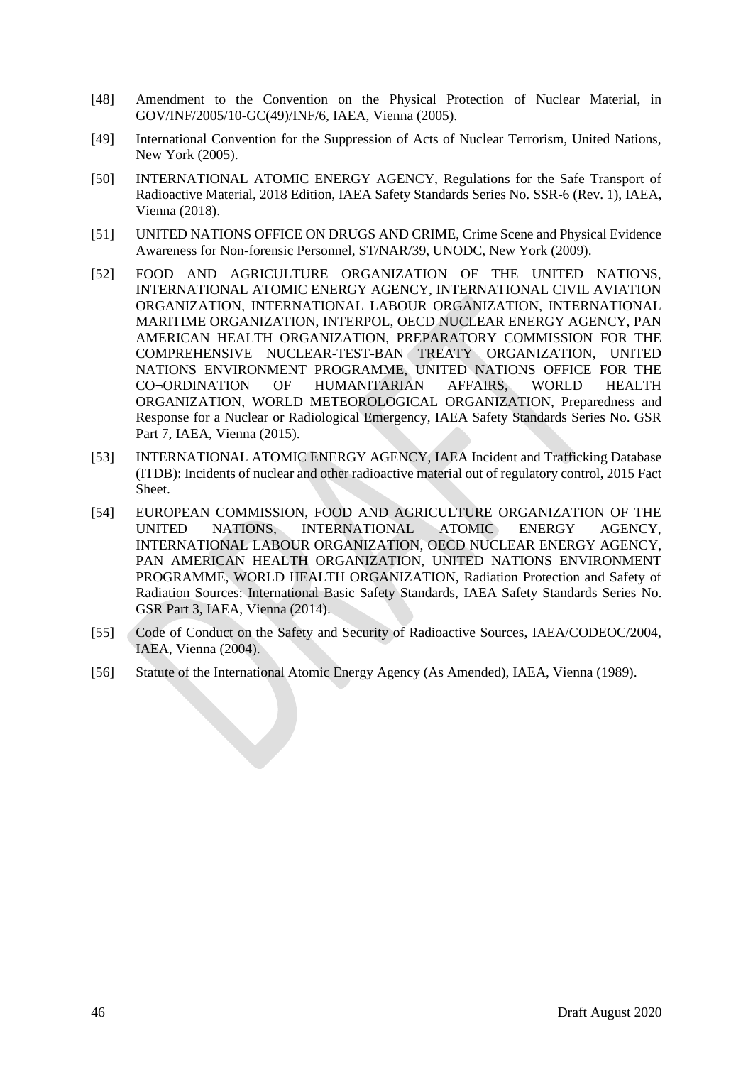[48] Amendment to the Convention on the Physical Protection of Nuclear Material, in GOV/INF/2005/10-GC(49)/INF/6, IAEA, Vienna (2005).

[49] International Convention for the Suppression of Acts of Nuclear Terrorism, United Nations, New York (2005).

[50] INTERNATIONAL ATOMIC ENERGY AGENCY, Regulations for the Safe Transport of Radioactive Material, 2018 Edition, IAEA Safety Standards Series No. SSR-6 (Rev. 1), IAEA, Vienna (2018).

[51] UNITED NATIONS OFFICE ON DRUGS AND CRIME, Crime Scene and Physical Evidence Awareness for Non-forensic Personnel, ST/NAR/39, UNODC, New York (2009).

[52] FOOD AND AGRICULTURE ORGANIZATION OF THE UNITED NATIONS, INTERNATIONAL ATOMIC ENERGY AGENCY, INTERNATIONAL CIVIL AVIATION ORGANIZATION, INTERNATIONAL LABOUR ORGANIZATION, INTERNATIONAL MARITIME ORGANIZATION, INTERPOL, OECD NUCLEAR ENERGY AGENCY, PAN AMERICAN HEALTH ORGANIZATION, PREPARATORY COMMISSION FOR THE COMPREHENSIVE NUCLEAR-TEST-BAN TREATY ORGANIZATION, UNITED NATIONS ENVIRONMENT PROGRAMME, UNITED NATIONS OFFICE FOR THE CO¬ORDINATION OF HUMANITARIAN AFFAIRS, WORLD HEALTH ORGANIZATION, WORLD METEOROLOGICAL ORGANIZATION, Preparedness and Response for a Nuclear or Radiological Emergency, IAEA Safety Standards Series No. GSR Part 7, IAEA, Vienna (2015).

[53] INTERNATIONAL ATOMIC ENERGY AGENCY, IAEA Incident and Trafficking Database (ITDB): Incidents of nuclear and other radioactive material out of regulatory control, 2015 Fact Sheet.

[54] EUROPEAN COMMISSION, FOOD AND AGRICULTURE ORGANIZATION OF THE UNITED NATIONS, INTERNATIONAL ATOMIC ENERGY AGENCY, INTERNATIONAL LABOUR ORGANIZATION, OECD NUCLEAR ENERGY AGENCY, PAN AMERICAN HEALTH ORGANIZATION, UNITED NATIONS ENVIRONMENT PROGRAMME, WORLD HEALTH ORGANIZATION, Radiation Protection and Safety of Radiation Sources: International Basic Safety Standards, IAEA Safety Standards Series No. GSR Part 3, IAEA, Vienna (2014).

[55] Code of Conduct on the Safety and Security of Radioactive Sources, IAEA/CODEOC/2004, IAEA, Vienna (2004).

[56] Statute of the International Atomic Energy Agency (As Amended), IAEA, Vienna (1989).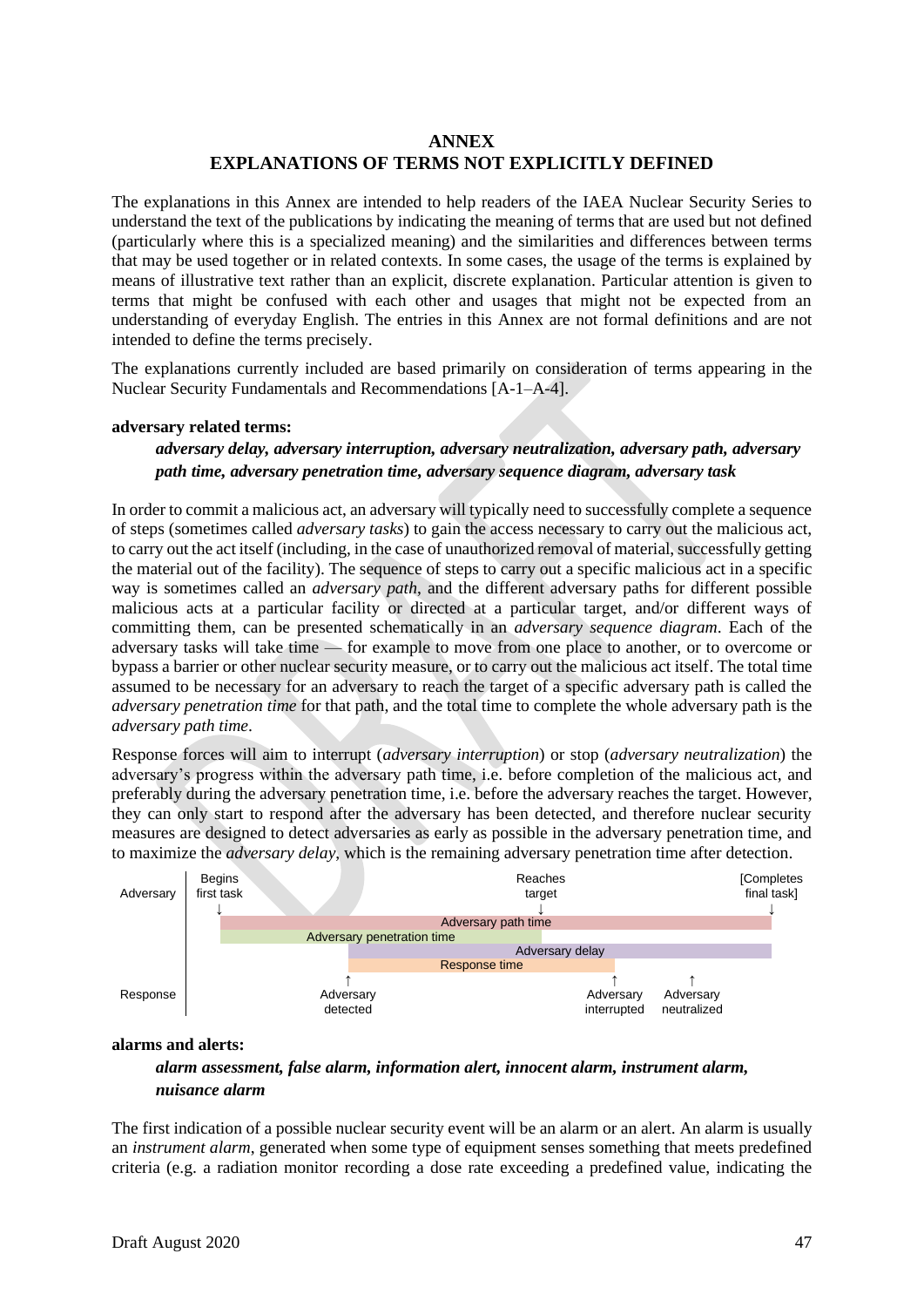# ANNEX
# EXPLANATIONS OF TERMS NOT EXPLICITLY DEFINED

The explanations in this Annex are intended to help readers of the IAEA Nuclear Security Series to understand the text of the publications by indicating the meaning of terms that are used but not defined (particularly where this is a specialized meaning) and the similarities and differences between terms that may be used together or in related contexts. In some cases, the usage of the terms is explained by means of illustrative text rather than an explicit, discrete explanation. Particular attention is given to terms that might be confused with each other and usages that might not be expected from an understanding of everyday English. The entries in this Annex are not formal definitions and are not intended to define the terms precisely.

The explanations currently included are based primarily on consideration of terms appearing in the Nuclear Security Fundamentals and Recommendations [A-1–A-4].

**adversary related terms:**

***adversary delay, adversary interruption, adversary neutralization, adversary path, adversary path time, adversary penetration time, adversary sequence diagram, adversary task***

In order to commit a malicious act, an adversary will typically need to successfully complete a sequence of steps (sometimes called *adversary tasks*) to gain the access necessary to carry out the malicious act, to carry out the act itself (including, in the case of unauthorized removal of material, successfully getting the material out of the facility). The sequence of steps to carry out a specific malicious act in a specific way is sometimes called an *adversary path*, and the different adversary paths for different possible malicious acts at a particular facility or directed at a particular target, and/or different ways of committing them, can be presented schematically in an *adversary sequence diagram*. Each of the adversary tasks will take time — for example to move from one place to another, or to overcome or bypass a barrier or other nuclear security measure, or to carry out the malicious act itself. The total time assumed to be necessary for an adversary to reach the target of a specific adversary path is called the *adversary penetration time* for that path, and the total time to complete the whole adversary path is the *adversary path time*.

Response forces will aim to interrupt (*adversary interruption*) or stop (*adversary neutralization*) the adversary's progress within the adversary path time, i.e. before completion of the malicious act, and preferably during the adversary penetration time, i.e. before the adversary reaches the target. However, they can only start to respond after the adversary has been detected, and therefore nuclear security measures are designed to detect adversaries as early as possible in the adversary penetration time, and to maximize the *adversary delay*, which is the remaining adversary penetration time after detection.

Adversary: Begins first task ↓ — Reaches target ↓ — [Completes final task] ↓

- Adversary path time
- Adversary penetration time
- Adversary delay
- Response time

Response: ↑ Adversary detected — ↑ Adversary interrupted — ↑ Adversary neutralized

**alarms and alerts:**

***alarm assessment, false alarm, information alert, innocent alarm, instrument alarm, nuisance alarm***

The first indication of a possible nuclear security event will be an alarm or an alert. An alarm is usually an *instrument alarm*, generated when some type of equipment senses something that meets predefined criteria (e.g. a radiation monitor recording a dose rate exceeding a predefined value, indicating the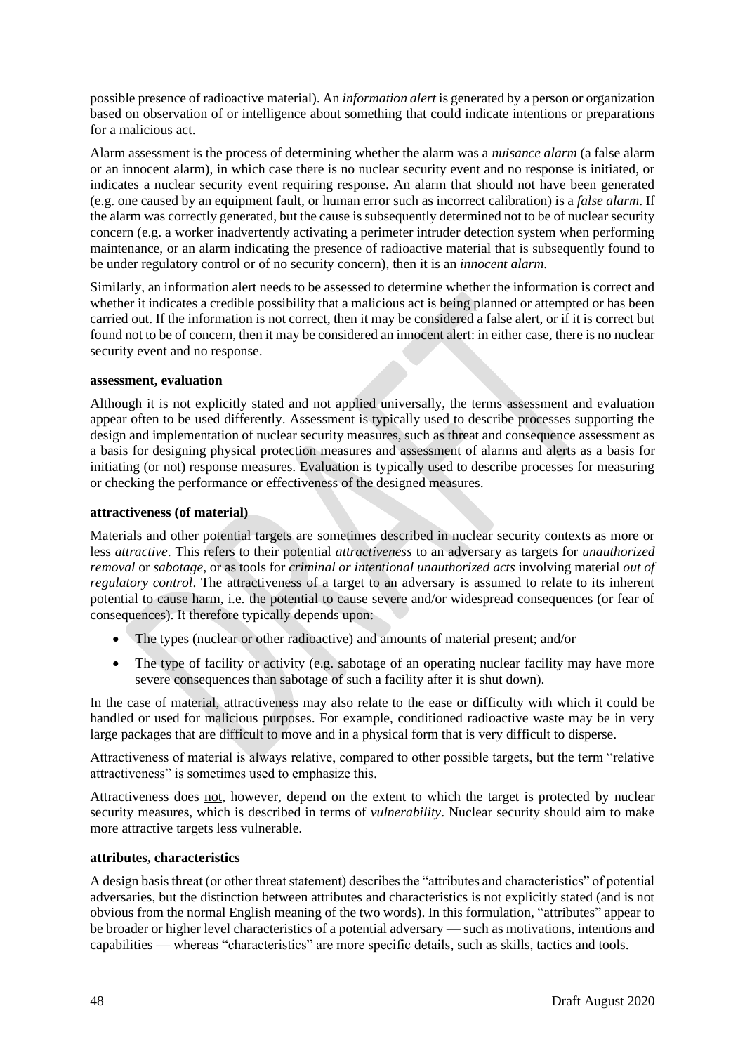possible presence of radioactive material). An *information alert* is generated by a person or organization based on observation of or intelligence about something that could indicate intentions or preparations for a malicious act.

Alarm assessment is the process of determining whether the alarm was a *nuisance alarm* (a false alarm or an innocent alarm), in which case there is no nuclear security event and no response is initiated, or indicates a nuclear security event requiring response. An alarm that should not have been generated (e.g. one caused by an equipment fault, or human error such as incorrect calibration) is a *false alarm*. If the alarm was correctly generated, but the cause is subsequently determined not to be of nuclear security concern (e.g. a worker inadvertently activating a perimeter intruder detection system when performing maintenance, or an alarm indicating the presence of radioactive material that is subsequently found to be under regulatory control or of no security concern), then it is an *innocent alarm*.

Similarly, an information alert needs to be assessed to determine whether the information is correct and whether it indicates a credible possibility that a malicious act is being planned or attempted or has been carried out. If the information is not correct, then it may be considered a false alert, or if it is correct but found not to be of concern, then it may be considered an innocent alert: in either case, there is no nuclear security event and no response.

**assessment, evaluation**

Although it is not explicitly stated and not applied universally, the terms assessment and evaluation appear often to be used differently. Assessment is typically used to describe processes supporting the design and implementation of nuclear security measures, such as threat and consequence assessment as a basis for designing physical protection measures and assessment of alarms and alerts as a basis for initiating (or not) response measures. Evaluation is typically used to describe processes for measuring or checking the performance or effectiveness of the designed measures.

**attractiveness (of material)**

Materials and other potential targets are sometimes described in nuclear security contexts as more or less *attractive*. This refers to their potential *attractiveness* to an adversary as targets for *unauthorized removal* or *sabotage*, or as tools for *criminal or intentional unauthorized acts* involving material *out of regulatory control*. The attractiveness of a target to an adversary is assumed to relate to its inherent potential to cause harm, i.e. the potential to cause severe and/or widespread consequences (or fear of consequences). It therefore typically depends upon:

- The types (nuclear or other radioactive) and amounts of material present; and/or
- The type of facility or activity (e.g. sabotage of an operating nuclear facility may have more severe consequences than sabotage of such a facility after it is shut down).

In the case of material, attractiveness may also relate to the ease or difficulty with which it could be handled or used for malicious purposes. For example, conditioned radioactive waste may be in very large packages that are difficult to move and in a physical form that is very difficult to disperse.

Attractiveness of material is always relative, compared to other possible targets, but the term "relative attractiveness" is sometimes used to emphasize this.

Attractiveness does <u>not</u>, however, depend on the extent to which the target is protected by nuclear security measures, which is described in terms of *vulnerability*. Nuclear security should aim to make more attractive targets less vulnerable.

**attributes, characteristics**

A design basis threat (or other threat statement) describes the "attributes and characteristics" of potential adversaries, but the distinction between attributes and characteristics is not explicitly stated (and is not obvious from the normal English meaning of the two words). In this formulation, "attributes" appear to be broader or higher level characteristics of a potential adversary — such as motivations, intentions and capabilities — whereas "characteristics" are more specific details, such as skills, tactics and tools.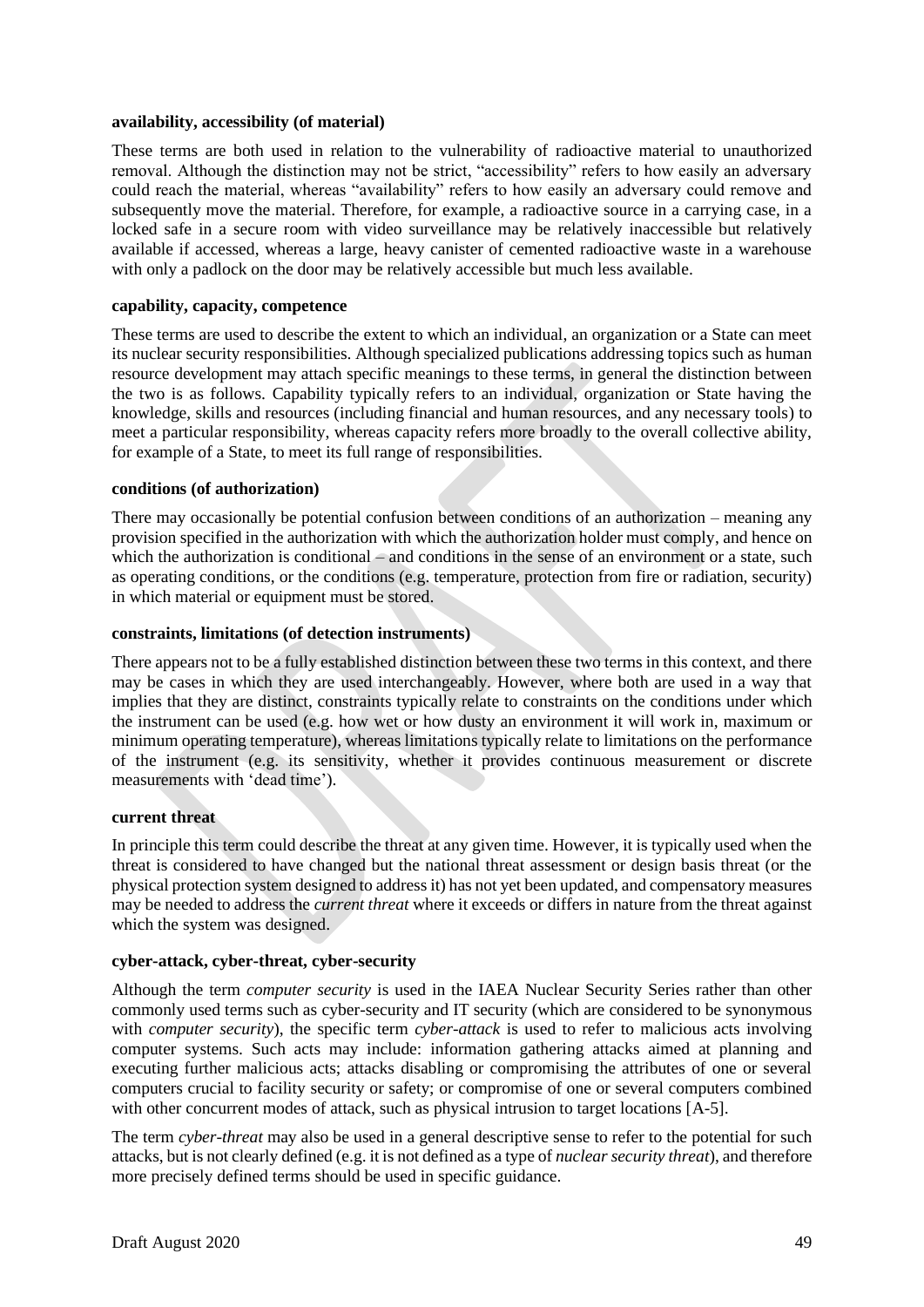**availability, accessibility (of material)**

These terms are both used in relation to the vulnerability of radioactive material to unauthorized removal. Although the distinction may not be strict, "accessibility" refers to how easily an adversary could reach the material, whereas "availability" refers to how easily an adversary could remove and subsequently move the material. Therefore, for example, a radioactive source in a carrying case, in a locked safe in a secure room with video surveillance may be relatively inaccessible but relatively available if accessed, whereas a large, heavy canister of cemented radioactive waste in a warehouse with only a padlock on the door may be relatively accessible but much less available.

**capability, capacity, competence**

These terms are used to describe the extent to which an individual, an organization or a State can meet its nuclear security responsibilities. Although specialized publications addressing topics such as human resource development may attach specific meanings to these terms, in general the distinction between the two is as follows. Capability typically refers to an individual, organization or State having the knowledge, skills and resources (including financial and human resources, and any necessary tools) to meet a particular responsibility, whereas capacity refers more broadly to the overall collective ability, for example of a State, to meet its full range of responsibilities.

**conditions (of authorization)**

There may occasionally be potential confusion between conditions of an authorization – meaning any provision specified in the authorization with which the authorization holder must comply, and hence on which the authorization is conditional – and conditions in the sense of an environment or a state, such as operating conditions, or the conditions (e.g. temperature, protection from fire or radiation, security) in which material or equipment must be stored.

**constraints, limitations (of detection instruments)**

There appears not to be a fully established distinction between these two terms in this context, and there may be cases in which they are used interchangeably. However, where both are used in a way that implies that they are distinct, constraints typically relate to constraints on the conditions under which the instrument can be used (e.g. how wet or how dusty an environment it will work in, maximum or minimum operating temperature), whereas limitations typically relate to limitations on the performance of the instrument (e.g. its sensitivity, whether it provides continuous measurement or discrete measurements with 'dead time').

**current threat**

In principle this term could describe the threat at any given time. However, it is typically used when the threat is considered to have changed but the national threat assessment or design basis threat (or the physical protection system designed to address it) has not yet been updated, and compensatory measures may be needed to address the *current threat* where it exceeds or differs in nature from the threat against which the system was designed.

**cyber-attack, cyber-threat, cyber-security**

Although the term *computer security* is used in the IAEA Nuclear Security Series rather than other commonly used terms such as cyber-security and IT security (which are considered to be synonymous with *computer security*), the specific term *cyber-attack* is used to refer to malicious acts involving computer systems. Such acts may include: information gathering attacks aimed at planning and executing further malicious acts; attacks disabling or compromising the attributes of one or several computers crucial to facility security or safety; or compromise of one or several computers combined with other concurrent modes of attack, such as physical intrusion to target locations [A-5].

The term *cyber-threat* may also be used in a general descriptive sense to refer to the potential for such attacks, but is not clearly defined (e.g. it is not defined as a type of *nuclear security threat*), and therefore more precisely defined terms should be used in specific guidance.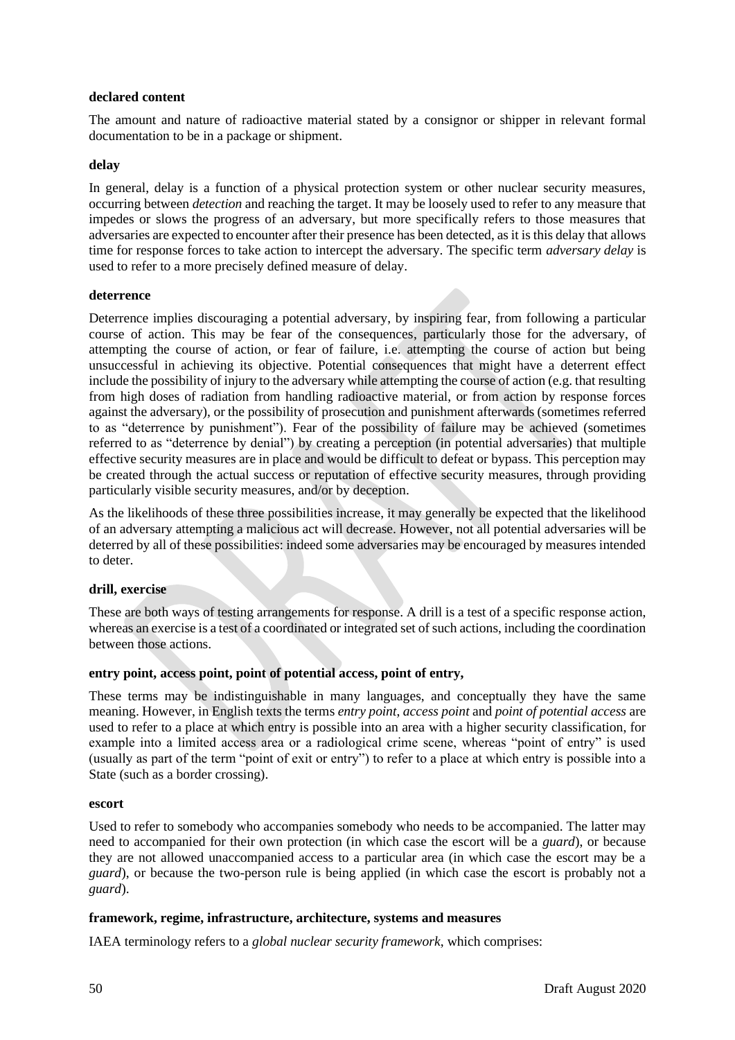**declared content**

The amount and nature of radioactive material stated by a consignor or shipper in relevant formal documentation to be in a package or shipment.

**delay**

In general, delay is a function of a physical protection system or other nuclear security measures, occurring between *detection* and reaching the target. It may be loosely used to refer to any measure that impedes or slows the progress of an adversary, but more specifically refers to those measures that adversaries are expected to encounter after their presence has been detected, as it is this delay that allows time for response forces to take action to intercept the adversary. The specific term *adversary delay* is used to refer to a more precisely defined measure of delay.

**deterrence**

Deterrence implies discouraging a potential adversary, by inspiring fear, from following a particular course of action. This may be fear of the consequences, particularly those for the adversary, of attempting the course of action, or fear of failure, i.e. attempting the course of action but being unsuccessful in achieving its objective. Potential consequences that might have a deterrent effect include the possibility of injury to the adversary while attempting the course of action (e.g. that resulting from high doses of radiation from handling radioactive material, or from action by response forces against the adversary), or the possibility of prosecution and punishment afterwards (sometimes referred to as "deterrence by punishment"). Fear of the possibility of failure may be achieved (sometimes referred to as "deterrence by denial") by creating a perception (in potential adversaries) that multiple effective security measures are in place and would be difficult to defeat or bypass. This perception may be created through the actual success or reputation of effective security measures, through providing particularly visible security measures, and/or by deception.

As the likelihoods of these three possibilities increase, it may generally be expected that the likelihood of an adversary attempting a malicious act will decrease. However, not all potential adversaries will be deterred by all of these possibilities: indeed some adversaries may be encouraged by measures intended to deter.

**drill, exercise**

These are both ways of testing arrangements for response. A drill is a test of a specific response action, whereas an exercise is a test of a coordinated or integrated set of such actions, including the coordination between those actions.

**entry point, access point, point of potential access, point of entry,**

These terms may be indistinguishable in many languages, and conceptually they have the same meaning. However, in English texts the terms *entry point*, *access point* and *point of potential access* are used to refer to a place at which entry is possible into an area with a higher security classification, for example into a limited access area or a radiological crime scene, whereas "point of entry" is used (usually as part of the term "point of exit or entry") to refer to a place at which entry is possible into a State (such as a border crossing).

**escort**

Used to refer to somebody who accompanies somebody who needs to be accompanied. The latter may need to accompanied for their own protection (in which case the escort will be a *guard*), or because they are not allowed unaccompanied access to a particular area (in which case the escort may be a *guard*), or because the two-person rule is being applied (in which case the escort is probably not a *guard*).

**framework, regime, infrastructure, architecture, systems and measures**

IAEA terminology refers to a *global nuclear security framework*, which comprises: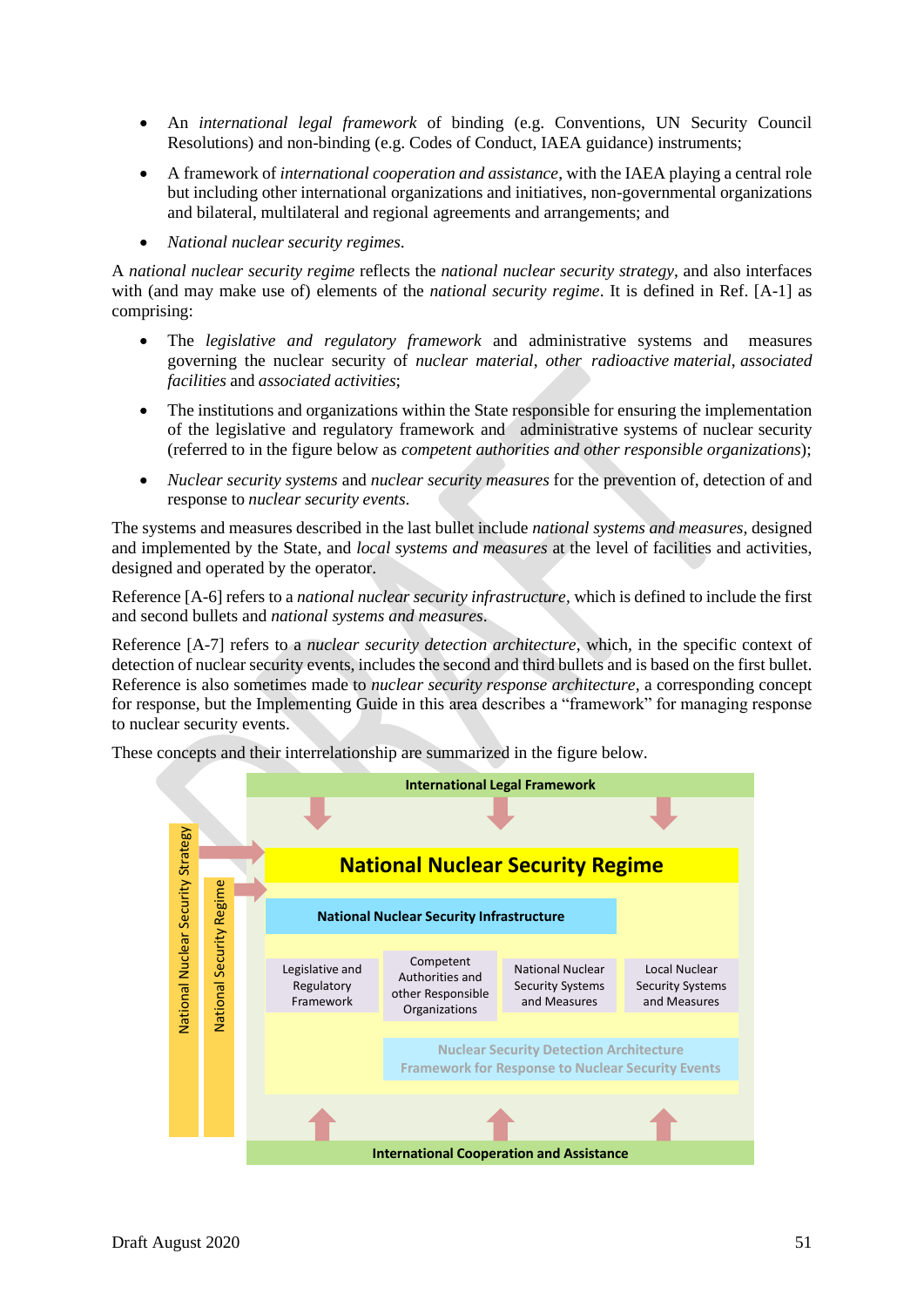- An *international legal framework* of binding (e.g. Conventions, UN Security Council Resolutions) and non-binding (e.g. Codes of Conduct, IAEA guidance) instruments;
- A framework of *international cooperation and assistance*, with the IAEA playing a central role but including other international organizations and initiatives, non-governmental organizations and bilateral, multilateral and regional agreements and arrangements; and
- *National nuclear security regimes*.

A *national nuclear security regime* reflects the *national nuclear security strategy*, and also interfaces with (and may make use of) elements of the *national security regime*. It is defined in Ref. [A-1] as comprising:

- The *legislative and regulatory framework* and administrative systems and measures governing the nuclear security of *nuclear material*, *other radioactive material*, *associated facilities* and *associated activities*;
- The institutions and organizations within the State responsible for ensuring the implementation of the legislative and regulatory framework and administrative systems of nuclear security (referred to in the figure below as *competent authorities and other responsible organizations*);
- *Nuclear security systems* and *nuclear security measures* for the prevention of, detection of and response to *nuclear security events*.

The systems and measures described in the last bullet include *national systems and measures*, designed and implemented by the State, and *local systems and measures* at the level of facilities and activities, designed and operated by the operator.

Reference [A-6] refers to a *national nuclear security infrastructure*, which is defined to include the first and second bullets and *national systems and measures*.

Reference [A-7] refers to a *nuclear security detection architecture*, which, in the specific context of detection of nuclear security events, includes the second and third bullets and is based on the first bullet. Reference is also sometimes made to *nuclear security response architecture*, a corresponding concept for response, but the Implementing Guide in this area describes a "framework" for managing response to nuclear security events.

These concepts and their interrelationship are summarized in the figure below.

International Legal Framework

National Nuclear Security Strategy

National Security Regime

**National Nuclear Security Regime**

National Nuclear Security Infrastructure

Legislative and Regulatory Framework | Competent Authorities and other Responsible Organizations | National Nuclear Security Systems and Measures | Local Nuclear Security Systems and Measures

Nuclear Security Detection Architecture
Framework for Response to Nuclear Security Events

International Cooperation and Assistance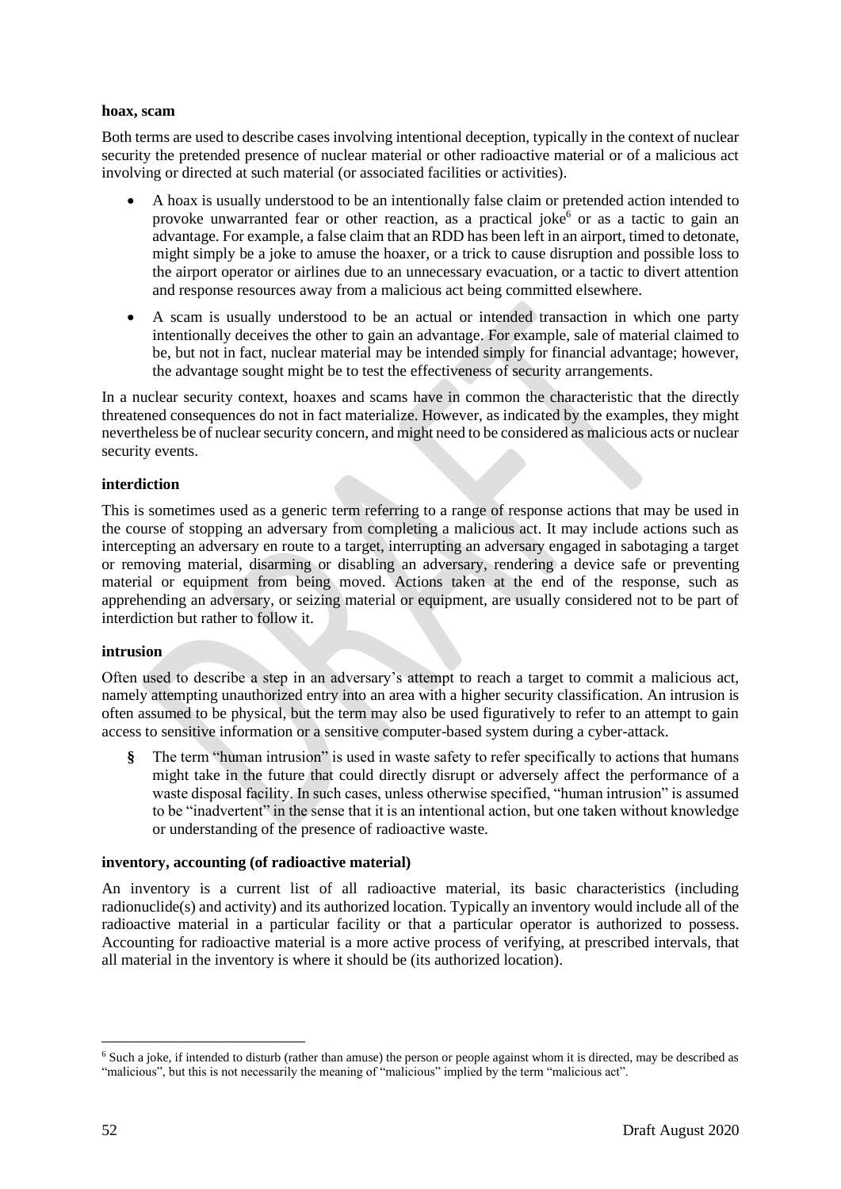**hoax, scam**

Both terms are used to describe cases involving intentional deception, typically in the context of nuclear security the pretended presence of nuclear material or other radioactive material or of a malicious act involving or directed at such material (or associated facilities or activities).

- A hoax is usually understood to be an intentionally false claim or pretended action intended to provoke unwarranted fear or other reaction, as a practical joke[6] or as a tactic to gain an advantage. For example, a false claim that an RDD has been left in an airport, timed to detonate, might simply be a joke to amuse the hoaxer, or a trick to cause disruption and possible loss to the airport operator or airlines due to an unnecessary evacuation, or a tactic to divert attention and response resources away from a malicious act being committed elsewhere.
- A scam is usually understood to be an actual or intended transaction in which one party intentionally deceives the other to gain an advantage. For example, sale of material claimed to be, but not in fact, nuclear material may be intended simply for financial advantage; however, the advantage sought might be to test the effectiveness of security arrangements.

In a nuclear security context, hoaxes and scams have in common the characteristic that the directly threatened consequences do not in fact materialize. However, as indicated by the examples, they might nevertheless be of nuclear security concern, and might need to be considered as malicious acts or nuclear security events.

**interdiction**

This is sometimes used as a generic term referring to a range of response actions that may be used in the course of stopping an adversary from completing a malicious act. It may include actions such as intercepting an adversary en route to a target, interrupting an adversary engaged in sabotaging a target or removing material, disarming or disabling an adversary, rendering a device safe or preventing material or equipment from being moved. Actions taken at the end of the response, such as apprehending an adversary, or seizing material or equipment, are usually considered not to be part of interdiction but rather to follow it.

**intrusion**

Often used to describe a step in an adversary's attempt to reach a target to commit a malicious act, namely attempting unauthorized entry into an area with a higher security classification. An intrusion is often assumed to be physical, but the term may also be used figuratively to refer to an attempt to gain access to sensitive information or a sensitive computer-based system during a cyber-attack.

**§** The term "human intrusion" is used in waste safety to refer specifically to actions that humans might take in the future that could directly disrupt or adversely affect the performance of a waste disposal facility. In such cases, unless otherwise specified, "human intrusion" is assumed to be "inadvertent" in the sense that it is an intentional action, but one taken without knowledge or understanding of the presence of radioactive waste.

**inventory, accounting (of radioactive material)**

An inventory is a current list of all radioactive material, its basic characteristics (including radionuclide(s) and activity) and its authorized location. Typically an inventory would include all of the radioactive material in a particular facility or that a particular operator is authorized to possess. Accounting for radioactive material is a more active process of verifying, at prescribed intervals, that all material in the inventory is where it should be (its authorized location).

[6] Such a joke, if intended to disturb (rather than amuse) the person or people against whom it is directed, may be described as "malicious", but this is not necessarily the meaning of "malicious" implied by the term "malicious act".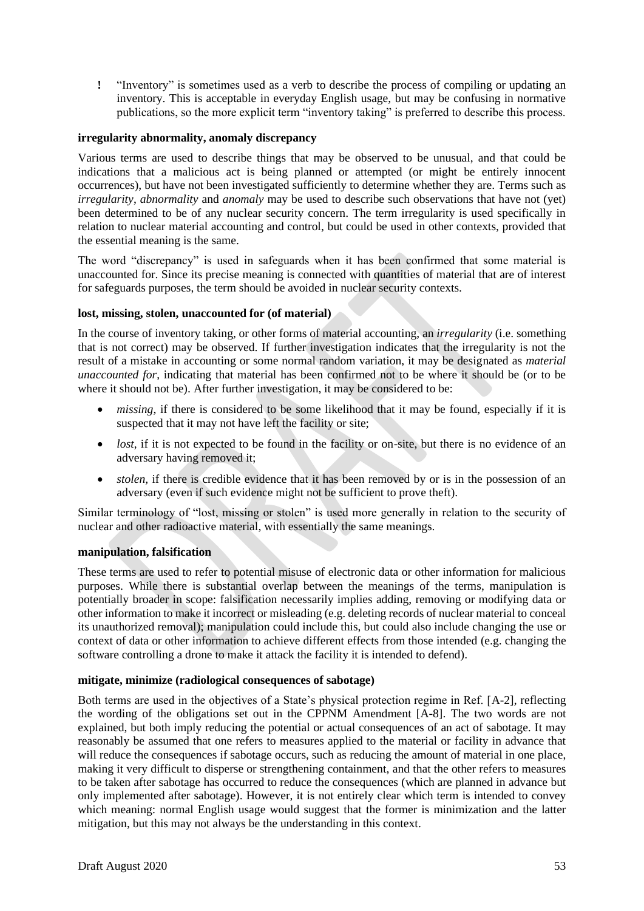! "Inventory" is sometimes used as a verb to describe the process of compiling or updating an inventory. This is acceptable in everyday English usage, but may be confusing in normative publications, so the more explicit term "inventory taking" is preferred to describe this process.

**irregularity abnormality, anomaly discrepancy**

Various terms are used to describe things that may be observed to be unusual, and that could be indications that a malicious act is being planned or attempted (or might be entirely innocent occurrences), but have not been investigated sufficiently to determine whether they are. Terms such as *irregularity*, *abnormality* and *anomaly* may be used to describe such observations that have not (yet) been determined to be of any nuclear security concern. The term irregularity is used specifically in relation to nuclear material accounting and control, but could be used in other contexts, provided that the essential meaning is the same.

The word "discrepancy" is used in safeguards when it has been confirmed that some material is unaccounted for. Since its precise meaning is connected with quantities of material that are of interest for safeguards purposes, the term should be avoided in nuclear security contexts.

**lost, missing, stolen, unaccounted for (of material)**

In the course of inventory taking, or other forms of material accounting, an *irregularity* (i.e. something that is not correct) may be observed. If further investigation indicates that the irregularity is not the result of a mistake in accounting or some normal random variation, it may be designated as *material unaccounted for*, indicating that material has been confirmed not to be where it should be (or to be where it should not be). After further investigation, it may be considered to be:

- *missing*, if there is considered to be some likelihood that it may be found, especially if it is suspected that it may not have left the facility or site;
- *lost*, if it is not expected to be found in the facility or on-site, but there is no evidence of an adversary having removed it;
- *stolen*, if there is credible evidence that it has been removed by or is in the possession of an adversary (even if such evidence might not be sufficient to prove theft).

Similar terminology of "lost, missing or stolen" is used more generally in relation to the security of nuclear and other radioactive material, with essentially the same meanings.

**manipulation, falsification**

These terms are used to refer to potential misuse of electronic data or other information for malicious purposes. While there is substantial overlap between the meanings of the terms, manipulation is potentially broader in scope: falsification necessarily implies adding, removing or modifying data or other information to make it incorrect or misleading (e.g. deleting records of nuclear material to conceal its unauthorized removal); manipulation could include this, but could also include changing the use or context of data or other information to achieve different effects from those intended (e.g. changing the software controlling a drone to make it attack the facility it is intended to defend).

**mitigate, minimize (radiological consequences of sabotage)**

Both terms are used in the objectives of a State's physical protection regime in Ref. [A-2], reflecting the wording of the obligations set out in the CPPNM Amendment [A-8]. The two words are not explained, but both imply reducing the potential or actual consequences of an act of sabotage. It may reasonably be assumed that one refers to measures applied to the material or facility in advance that will reduce the consequences if sabotage occurs, such as reducing the amount of material in one place, making it very difficult to disperse or strengthening containment, and that the other refers to measures to be taken after sabotage has occurred to reduce the consequences (which are planned in advance but only implemented after sabotage). However, it is not entirely clear which term is intended to convey which meaning: normal English usage would suggest that the former is minimization and the latter mitigation, but this may not always be the understanding in this context.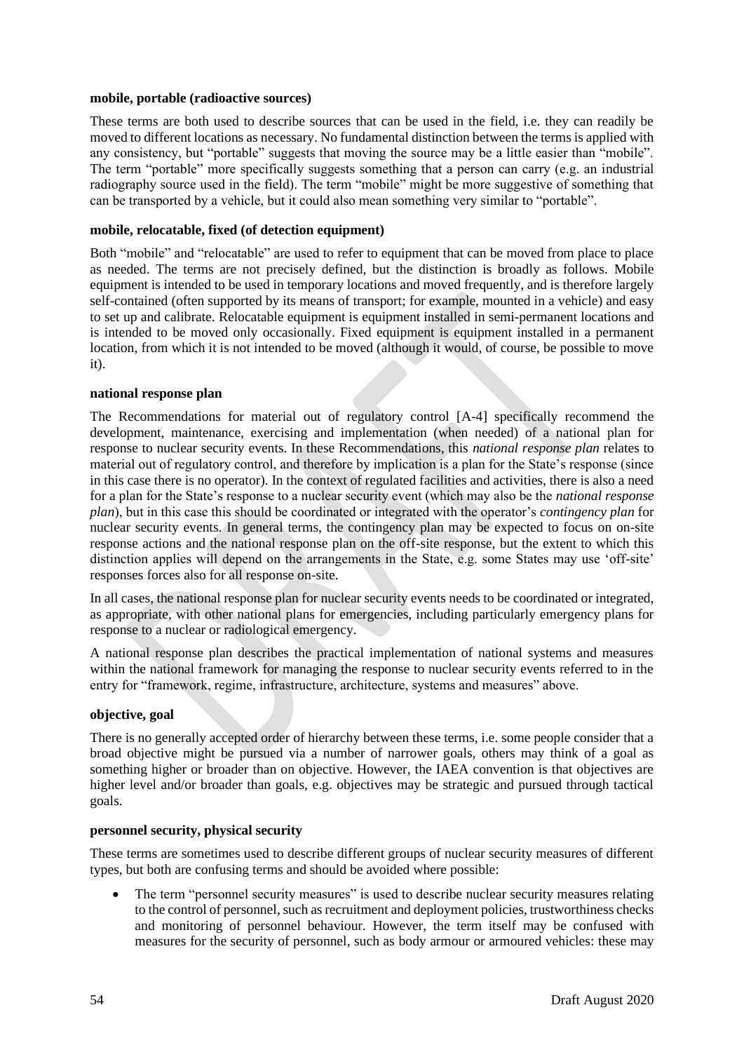**mobile, portable (radioactive sources)**

These terms are both used to describe sources that can be used in the field, i.e. they can readily be moved to different locations as necessary. No fundamental distinction between the terms is applied with any consistency, but "portable" suggests that moving the source may be a little easier than "mobile". The term "portable" more specifically suggests something that a person can carry (e.g. an industrial radiography source used in the field). The term "mobile" might be more suggestive of something that can be transported by a vehicle, but it could also mean something very similar to "portable".

**mobile, relocatable, fixed (of detection equipment)**

Both "mobile" and "relocatable" are used to refer to equipment that can be moved from place to place as needed. The terms are not precisely defined, but the distinction is broadly as follows. Mobile equipment is intended to be used in temporary locations and moved frequently, and is therefore largely self-contained (often supported by its means of transport; for example, mounted in a vehicle) and easy to set up and calibrate. Relocatable equipment is equipment installed in semi-permanent locations and is intended to be moved only occasionally. Fixed equipment is equipment installed in a permanent location, from which it is not intended to be moved (although it would, of course, be possible to move it).

**national response plan**

The Recommendations for material out of regulatory control [A-4] specifically recommend the development, maintenance, exercising and implementation (when needed) of a national plan for response to nuclear security events. In these Recommendations, this *national response plan* relates to material out of regulatory control, and therefore by implication is a plan for the State's response (since in this case there is no operator). In the context of regulated facilities and activities, there is also a need for a plan for the State's response to a nuclear security event (which may also be the *national response plan*), but in this case this should be coordinated or integrated with the operator's *contingency plan* for nuclear security events. In general terms, the contingency plan may be expected to focus on on-site response actions and the national response plan on the off-site response, but the extent to which this distinction applies will depend on the arrangements in the State, e.g. some States may use 'off-site' responses forces also for all response on-site.

In all cases, the national response plan for nuclear security events needs to be coordinated or integrated, as appropriate, with other national plans for emergencies, including particularly emergency plans for response to a nuclear or radiological emergency.

A national response plan describes the practical implementation of national systems and measures within the national framework for managing the response to nuclear security events referred to in the entry for "framework, regime, infrastructure, architecture, systems and measures" above.

**objective, goal**

There is no generally accepted order of hierarchy between these terms, i.e. some people consider that a broad objective might be pursued via a number of narrower goals, others may think of a goal as something higher or broader than on objective. However, the IAEA convention is that objectives are higher level and/or broader than goals, e.g. objectives may be strategic and pursued through tactical goals.

**personnel security, physical security**

These terms are sometimes used to describe different groups of nuclear security measures of different types, but both are confusing terms and should be avoided where possible:

- The term "personnel security measures" is used to describe nuclear security measures relating to the control of personnel, such as recruitment and deployment policies, trustworthiness checks and monitoring of personnel behaviour. However, the term itself may be confused with measures for the security of personnel, such as body armour or armoured vehicles: these may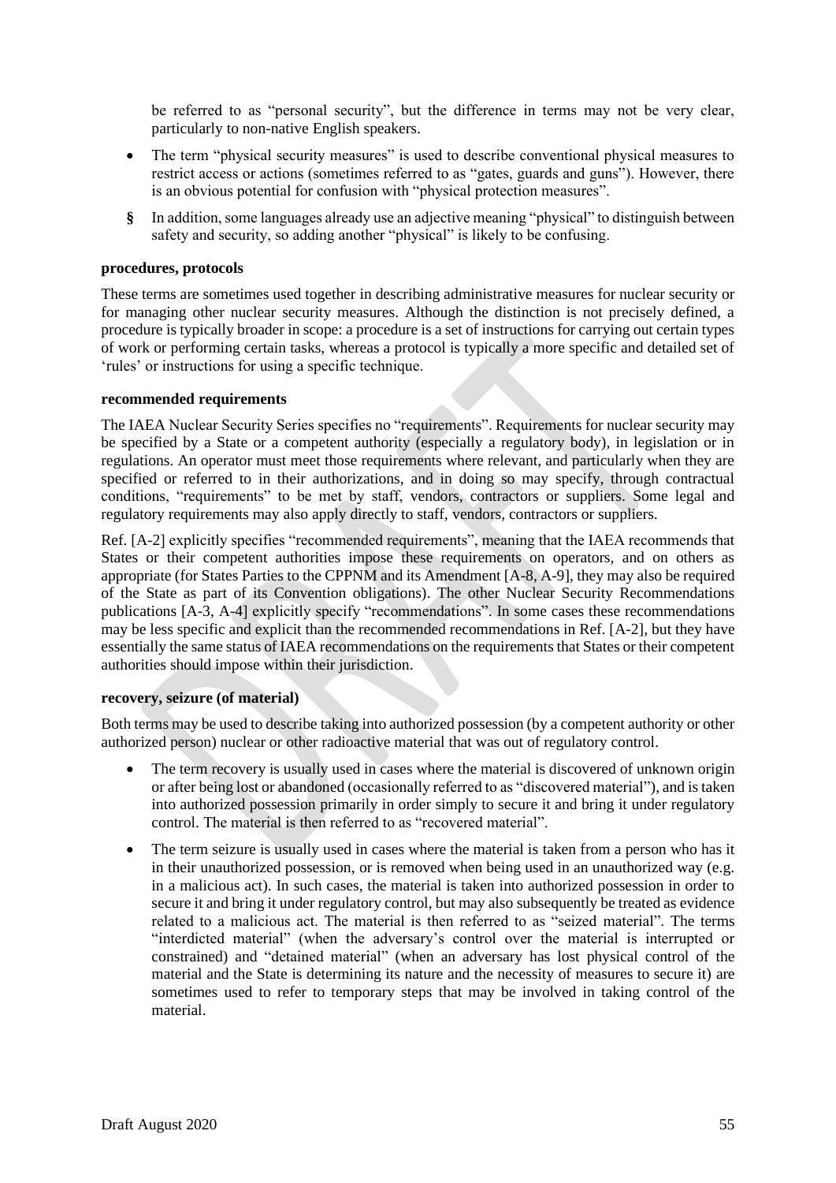be referred to as "personal security", but the difference in terms may not be very clear, particularly to non-native English speakers.

- The term "physical security measures" is used to describe conventional physical measures to restrict access or actions (sometimes referred to as "gates, guards and guns"). However, there is an obvious potential for confusion with "physical protection measures".
- In addition, some languages already use an adjective meaning "physical" to distinguish between safety and security, so adding another "physical" is likely to be confusing.

**procedures, protocols**

These terms are sometimes used together in describing administrative measures for nuclear security or for managing other nuclear security measures. Although the distinction is not precisely defined, a procedure is typically broader in scope: a procedure is a set of instructions for carrying out certain types of work or performing certain tasks, whereas a protocol is typically a more specific and detailed set of 'rules' or instructions for using a specific technique.

**recommended requirements**

The IAEA Nuclear Security Series specifies no "requirements". Requirements for nuclear security may be specified by a State or a competent authority (especially a regulatory body), in legislation or in regulations. An operator must meet those requirements where relevant, and particularly when they are specified or referred to in their authorizations, and in doing so may specify, through contractual conditions, "requirements" to be met by staff, vendors, contractors or suppliers. Some legal and regulatory requirements may also apply directly to staff, vendors, contractors or suppliers.

Ref. [A-2] explicitly specifies "recommended requirements", meaning that the IAEA recommends that States or their competent authorities impose these requirements on operators, and on others as appropriate (for States Parties to the CPPNM and its Amendment [A-8, A-9], they may also be required of the State as part of its Convention obligations). The other Nuclear Security Recommendations publications [A-3, A-4] explicitly specify "recommendations". In some cases these recommendations may be less specific and explicit than the recommended recommendations in Ref. [A-2], but they have essentially the same status of IAEA recommendations on the requirements that States or their competent authorities should impose within their jurisdiction.

**recovery, seizure (of material)**

Both terms may be used to describe taking into authorized possession (by a competent authority or other authorized person) nuclear or other radioactive material that was out of regulatory control.

- The term recovery is usually used in cases where the material is discovered of unknown origin or after being lost or abandoned (occasionally referred to as "discovered material"), and is taken into authorized possession primarily in order simply to secure it and bring it under regulatory control. The material is then referred to as "recovered material".
- The term seizure is usually used in cases where the material is taken from a person who has it in their unauthorized possession, or is removed when being used in an unauthorized way (e.g. in a malicious act). In such cases, the material is taken into authorized possession in order to secure it and bring it under regulatory control, but may also subsequently be treated as evidence related to a malicious act. The material is then referred to as "seized material". The terms "interdicted material" (when the adversary's control over the material is interrupted or constrained) and "detained material" (when an adversary has lost physical control of the material and the State is determining its nature and the necessity of measures to secure it) are sometimes used to refer to temporary steps that may be involved in taking control of the material.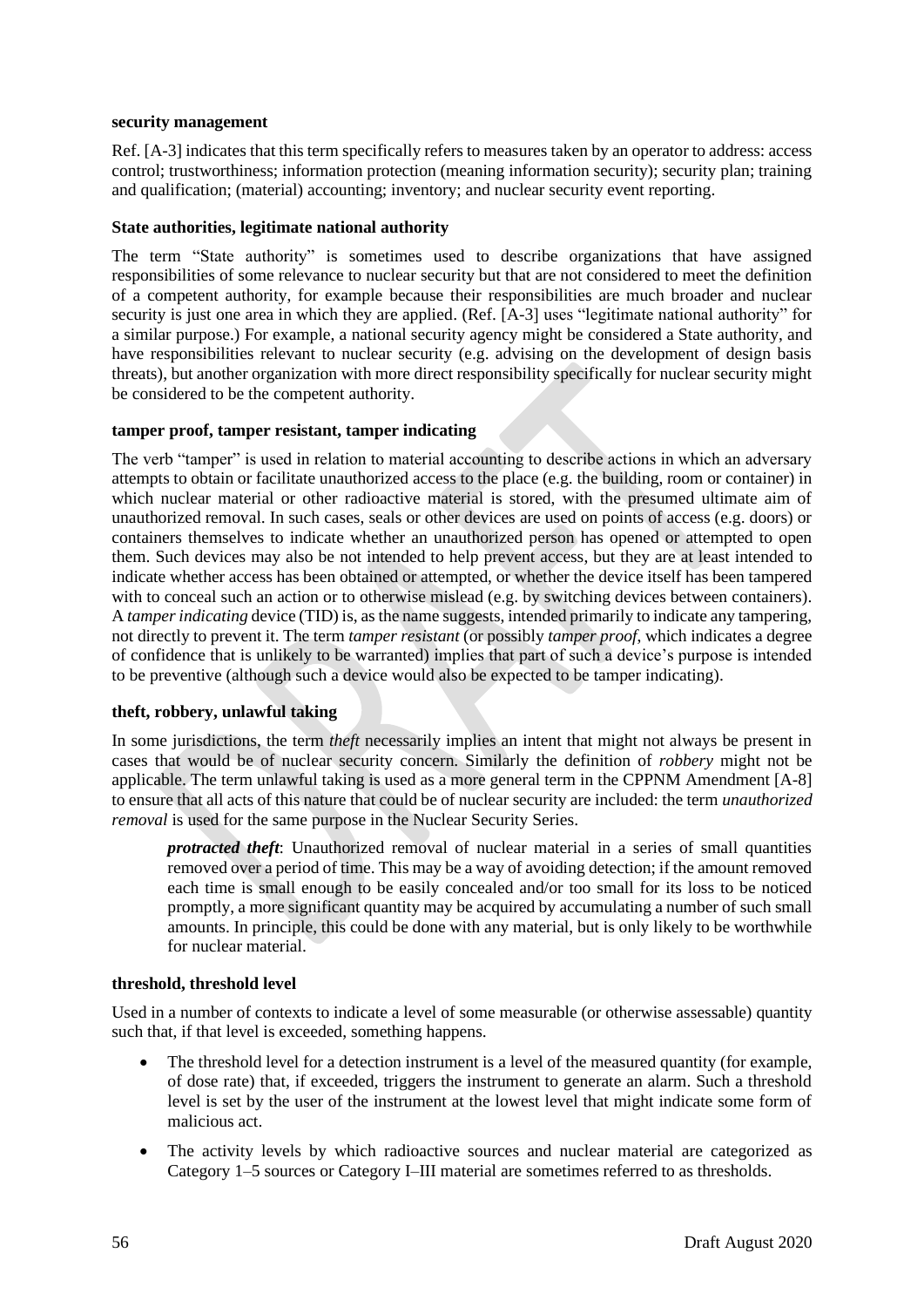**security management**

Ref. [A-3] indicates that this term specifically refers to measures taken by an operator to address: access control; trustworthiness; information protection (meaning information security); security plan; training and qualification; (material) accounting; inventory; and nuclear security event reporting.

**State authorities, legitimate national authority**

The term "State authority" is sometimes used to describe organizations that have assigned responsibilities of some relevance to nuclear security but that are not considered to meet the definition of a competent authority, for example because their responsibilities are much broader and nuclear security is just one area in which they are applied. (Ref. [A-3] uses "legitimate national authority" for a similar purpose.) For example, a national security agency might be considered a State authority, and have responsibilities relevant to nuclear security (e.g. advising on the development of design basis threats), but another organization with more direct responsibility specifically for nuclear security might be considered to be the competent authority.

**tamper proof, tamper resistant, tamper indicating**

The verb "tamper" is used in relation to material accounting to describe actions in which an adversary attempts to obtain or facilitate unauthorized access to the place (e.g. the building, room or container) in which nuclear material or other radioactive material is stored, with the presumed ultimate aim of unauthorized removal. In such cases, seals or other devices are used on points of access (e.g. doors) or containers themselves to indicate whether an unauthorized person has opened or attempted to open them. Such devices may also be not intended to help prevent access, but they are at least intended to indicate whether access has been obtained or attempted, or whether the device itself has been tampered with to conceal such an action or to otherwise mislead (e.g. by switching devices between containers). A *tamper indicating* device (TID) is, as the name suggests, intended primarily to indicate any tampering, not directly to prevent it. The term *tamper resistant* (or possibly *tamper proof*, which indicates a degree of confidence that is unlikely to be warranted) implies that part of such a device's purpose is intended to be preventive (although such a device would also be expected to be tamper indicating).

**theft, robbery, unlawful taking**

In some jurisdictions, the term *theft* necessarily implies an intent that might not always be present in cases that would be of nuclear security concern. Similarly the definition of *robbery* might not be applicable. The term unlawful taking is used as a more general term in the CPPNM Amendment [A-8] to ensure that all acts of this nature that could be of nuclear security are included: the term *unauthorized removal* is used for the same purpose in the Nuclear Security Series.

> ***protracted theft***: Unauthorized removal of nuclear material in a series of small quantities removed over a period of time. This may be a way of avoiding detection; if the amount removed each time is small enough to be easily concealed and/or too small for its loss to be noticed promptly, a more significant quantity may be acquired by accumulating a number of such small amounts. In principle, this could be done with any material, but is only likely to be worthwhile for nuclear material.

**threshold, threshold level**

Used in a number of contexts to indicate a level of some measurable (or otherwise assessable) quantity such that, if that level is exceeded, something happens.

- The threshold level for a detection instrument is a level of the measured quantity (for example, of dose rate) that, if exceeded, triggers the instrument to generate an alarm. Such a threshold level is set by the user of the instrument at the lowest level that might indicate some form of malicious act.
- The activity levels by which radioactive sources and nuclear material are categorized as Category 1–5 sources or Category I–III material are sometimes referred to as thresholds.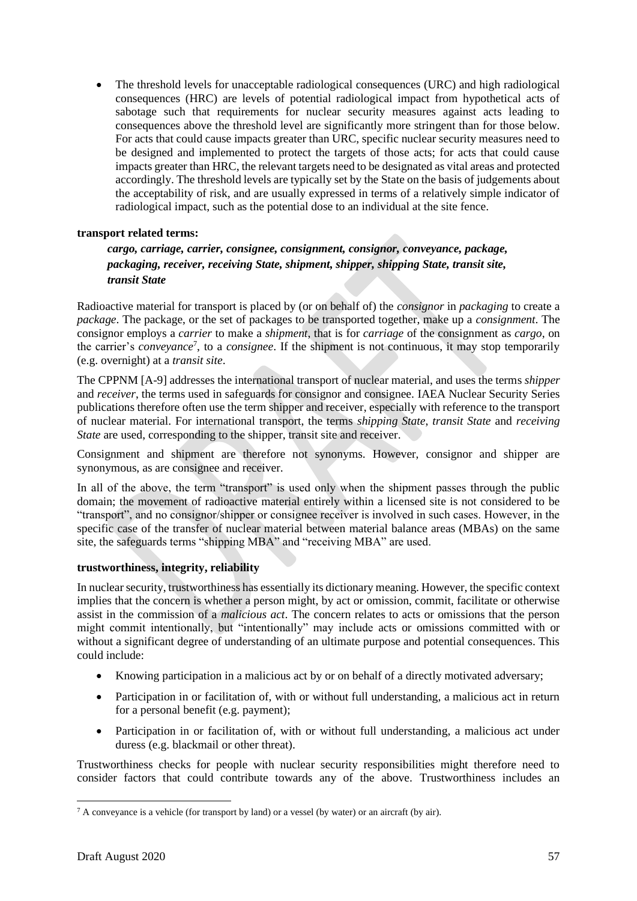- The threshold levels for unacceptable radiological consequences (URC) and high radiological consequences (HRC) are levels of potential radiological impact from hypothetical acts of sabotage such that requirements for nuclear security measures against acts leading to consequences above the threshold level are significantly more stringent than for those below. For acts that could cause impacts greater than URC, specific nuclear security measures need to be designed and implemented to protect the targets of those acts; for acts that could cause impacts greater than HRC, the relevant targets need to be designated as vital areas and protected accordingly. The threshold levels are typically set by the State on the basis of judgements about the acceptability of risk, and are usually expressed in terms of a relatively simple indicator of radiological impact, such as the potential dose to an individual at the site fence.

**transport related terms:**

***cargo, carriage, carrier, consignee, consignment, consignor, conveyance, package, packaging, receiver, receiving State, shipment, shipper, shipping State, transit site, transit State***

Radioactive material for transport is placed by (or on behalf of) the *consignor* in *packaging* to create a *package*. The package, or the set of packages to be transported together, make up a *consignment*. The consignor employs a *carrier* to make a *shipment*, that is for *carriage* of the consignment as *cargo*, on the carrier's *conveyance*[7], to a *consignee*. If the shipment is not continuous, it may stop temporarily (e.g. overnight) at a *transit site*.

The CPPNM [A-9] addresses the international transport of nuclear material, and uses the terms *shipper* and *receiver*, the terms used in safeguards for consignor and consignee. IAEA Nuclear Security Series publications therefore often use the term shipper and receiver, especially with reference to the transport of nuclear material. For international transport, the terms *shipping State*, *transit State* and *receiving State* are used, corresponding to the shipper, transit site and receiver.

Consignment and shipment are therefore not synonyms. However, consignor and shipper are synonymous, as are consignee and receiver.

In all of the above, the term "transport" is used only when the shipment passes through the public domain; the movement of radioactive material entirely within a licensed site is not considered to be "transport", and no consignor/shipper or consignee receiver is involved in such cases. However, in the specific case of the transfer of nuclear material between material balance areas (MBAs) on the same site, the safeguards terms "shipping MBA" and "receiving MBA" are used.

**trustworthiness, integrity, reliability**

In nuclear security, trustworthiness has essentially its dictionary meaning. However, the specific context implies that the concern is whether a person might, by act or omission, commit, facilitate or otherwise assist in the commission of a *malicious act*. The concern relates to acts or omissions that the person might commit intentionally, but "intentionally" may include acts or omissions committed with or without a significant degree of understanding of an ultimate purpose and potential consequences. This could include:

- Knowing participation in a malicious act by or on behalf of a directly motivated adversary;
- Participation in or facilitation of, with or without full understanding, a malicious act in return for a personal benefit (e.g. payment);
- Participation in or facilitation of, with or without full understanding, a malicious act under duress (e.g. blackmail or other threat).

Trustworthiness checks for people with nuclear security responsibilities might therefore need to consider factors that could contribute towards any of the above. Trustworthiness includes an

[7] A conveyance is a vehicle (for transport by land) or a vessel (by water) or an aircraft (by air).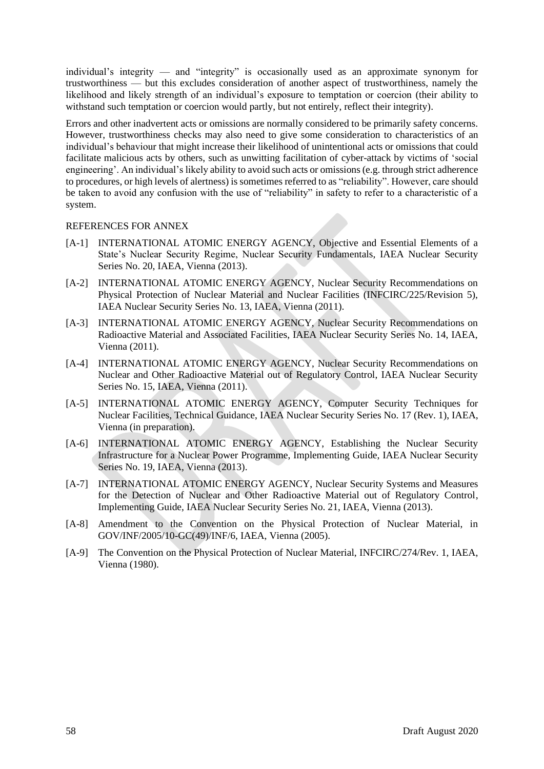individual's integrity — and "integrity" is occasionally used as an approximate synonym for trustworthiness — but this excludes consideration of another aspect of trustworthiness, namely the likelihood and likely strength of an individual's exposure to temptation or coercion (their ability to withstand such temptation or coercion would partly, but not entirely, reflect their integrity).

Errors and other inadvertent acts or omissions are normally considered to be primarily safety concerns. However, trustworthiness checks may also need to give some consideration to characteristics of an individual's behaviour that might increase their likelihood of unintentional acts or omissions that could facilitate malicious acts by others, such as unwitting facilitation of cyber-attack by victims of 'social engineering'. An individual's likely ability to avoid such acts or omissions (e.g. through strict adherence to procedures, or high levels of alertness) is sometimes referred to as "reliability". However, care should be taken to avoid any confusion with the use of "reliability" in safety to refer to a characteristic of a system.

REFERENCES FOR ANNEX

[A-1] INTERNATIONAL ATOMIC ENERGY AGENCY, Objective and Essential Elements of a State's Nuclear Security Regime, Nuclear Security Fundamentals, IAEA Nuclear Security Series No. 20, IAEA, Vienna (2013).

[A-2] INTERNATIONAL ATOMIC ENERGY AGENCY, Nuclear Security Recommendations on Physical Protection of Nuclear Material and Nuclear Facilities (INFCIRC/225/Revision 5), IAEA Nuclear Security Series No. 13, IAEA, Vienna (2011).

[A-3] INTERNATIONAL ATOMIC ENERGY AGENCY, Nuclear Security Recommendations on Radioactive Material and Associated Facilities, IAEA Nuclear Security Series No. 14, IAEA, Vienna (2011).

[A-4] INTERNATIONAL ATOMIC ENERGY AGENCY, Nuclear Security Recommendations on Nuclear and Other Radioactive Material out of Regulatory Control, IAEA Nuclear Security Series No. 15, IAEA, Vienna (2011).

[A-5] INTERNATIONAL ATOMIC ENERGY AGENCY, Computer Security Techniques for Nuclear Facilities, Technical Guidance, IAEA Nuclear Security Series No. 17 (Rev. 1), IAEA, Vienna (in preparation).

[A-6] INTERNATIONAL ATOMIC ENERGY AGENCY, Establishing the Nuclear Security Infrastructure for a Nuclear Power Programme, Implementing Guide, IAEA Nuclear Security Series No. 19, IAEA, Vienna (2013).

[A-7] INTERNATIONAL ATOMIC ENERGY AGENCY, Nuclear Security Systems and Measures for the Detection of Nuclear and Other Radioactive Material out of Regulatory Control, Implementing Guide, IAEA Nuclear Security Series No. 21, IAEA, Vienna (2013).

[A-8] Amendment to the Convention on the Physical Protection of Nuclear Material, in GOV/INF/2005/10-GC(49)/INF/6, IAEA, Vienna (2005).

[A-9] The Convention on the Physical Protection of Nuclear Material, INFCIRC/274/Rev. 1, IAEA, Vienna (1980).